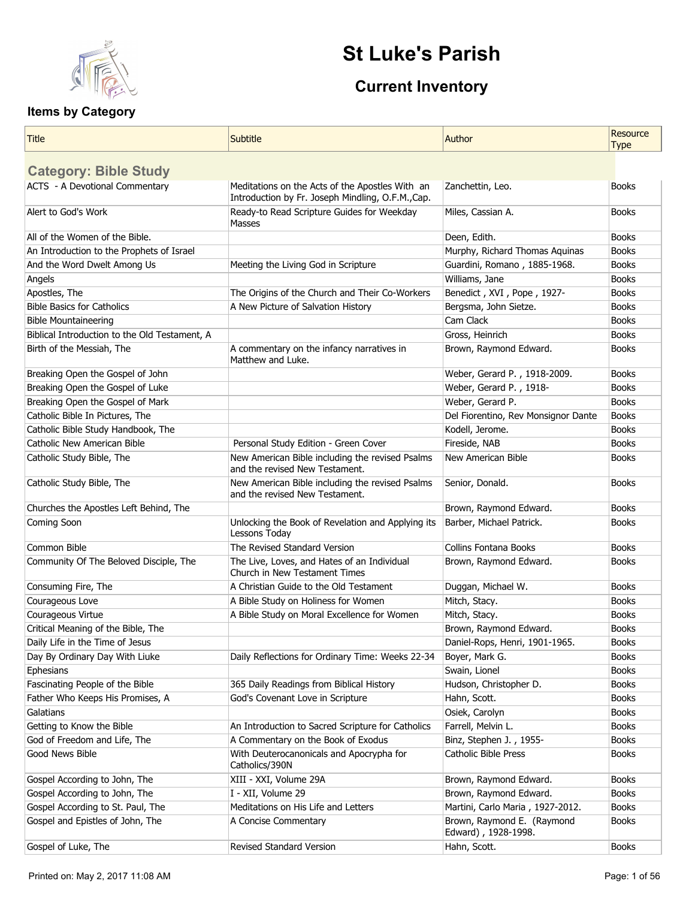# St Luke's Parish

## Current Inventory

### Items by Category

| Title | Subtitle | Author | Resource Type |
|---|---|---|---|
| **Category: Bible Study** | | | |
| ACTS - A Devotional Commentary | Meditations on the Acts of the Apostles With an Introduction by Fr. Joseph Mindling, O.F.M.,Cap. | Zanchettin, Leo. | Books |
| Alert to God's Work | Ready-to Read Scripture Guides for Weekday Masses | Miles, Cassian A. | Books |
| All of the Women of the Bible. | | Deen, Edith. | Books |
| An Introduction to the Prophets of Israel | | Murphy, Richard Thomas Aquinas | Books |
| And the Word Dwelt Among Us | Meeting the Living God in Scripture | Guardini, Romano , 1885-1968. | Books |
| Angels | | Williams, Jane | Books |
| Apostles, The | The Origins of the Church and Their Co-Workers | Benedict , XVI , Pope , 1927- | Books |
| Bible Basics for Catholics | A New Picture of Salvation History | Bergsma, John Sietze. | Books |
| Bible Mountaineering | | Cam Clack | Books |
| Biblical Introduction to the Old Testament, A | | Gross, Heinrich | Books |
| Birth of the Messiah, The | A commentary on the infancy narratives in Matthew and Luke. | Brown, Raymond Edward. | Books |
| Breaking Open the Gospel of John | | Weber, Gerard P. , 1918-2009. | Books |
| Breaking Open the Gospel of Luke | | Weber, Gerard P. , 1918- | Books |
| Breaking Open the Gospel of Mark | | Weber, Gerard P. | Books |
| Catholic Bible In Pictures, The | | Del Fiorentino, Rev Monsignor Dante | Books |
| Catholic Bible Study Handbook, The | | Kodell, Jerome. | Books |
| Catholic New American Bible | Personal Study Edition - Green Cover | Fireside, NAB | Books |
| Catholic Study Bible, The | New American Bible including the revised Psalms and the revised New Testament. | New American Bible | Books |
| Catholic Study Bible, The | New American Bible including the revised Psalms and the revised New Testament. | Senior, Donald. | Books |
| Churches the Apostles Left Behind, The | | Brown, Raymond Edward. | Books |
| Coming Soon | Unlocking the Book of Revelation and Applying its Lessons Today | Barber, Michael Patrick. | Books |
| Common Bible | The Revised Standard Version | Collins Fontana Books | Books |
| Community Of The Beloved Disciple, The | The Live, Loves, and Hates of an Individual Church in New Testament Times | Brown, Raymond Edward. | Books |
| Consuming Fire, The | A Christian Guide to the Old Testament | Duggan, Michael W. | Books |
| Courageous Love | A Bible Study on Holiness for Women | Mitch, Stacy. | Books |
| Courageous Virtue | A Bible Study on Moral Excellence for Women | Mitch, Stacy. | Books |
| Critical Meaning of the Bible, The | | Brown, Raymond Edward. | Books |
| Daily Life in the Time of Jesus | | Daniel-Rops, Henri, 1901-1965. | Books |
| Day By Ordinary Day With Liuke | Daily Reflections for Ordinary Time: Weeks 22-34 | Boyer, Mark G. | Books |
| Ephesians | | Swain, Lionel | Books |
| Fascinating People of the Bible | 365 Daily Readings from Biblical History | Hudson, Christopher D. | Books |
| Father Who Keeps His Promises, A | God's Covenant Love in Scripture | Hahn, Scott. | Books |
| Galatians | | Osiek, Carolyn | Books |
| Getting to Know the Bible | An Introduction to Sacred Scripture for Catholics | Farrell, Melvin L. | Books |
| God of Freedom and Life, The | A Commentary on the Book of Exodus | Binz, Stephen J. , 1955- | Books |
| Good News Bible | With Deuterocanonicals and Apocrypha for Catholics/390N | Catholic Bible Press | Books |
| Gospel According to John, The | XIII - XXI, Volume 29A | Brown, Raymond Edward. | Books |
| Gospel According to John, The | I - XII, Volume 29 | Brown, Raymond Edward. | Books |
| Gospel According to St. Paul, The | Meditations on His Life and Letters | Martini, Carlo Maria , 1927-2012. | Books |
| Gospel and Epistles of John, The | A Concise Commentary | Brown, Raymond E. (Raymond Edward) , 1928-1998. | Books |
| Gospel of Luke, The | Revised Standard Version | Hahn, Scott. | Books |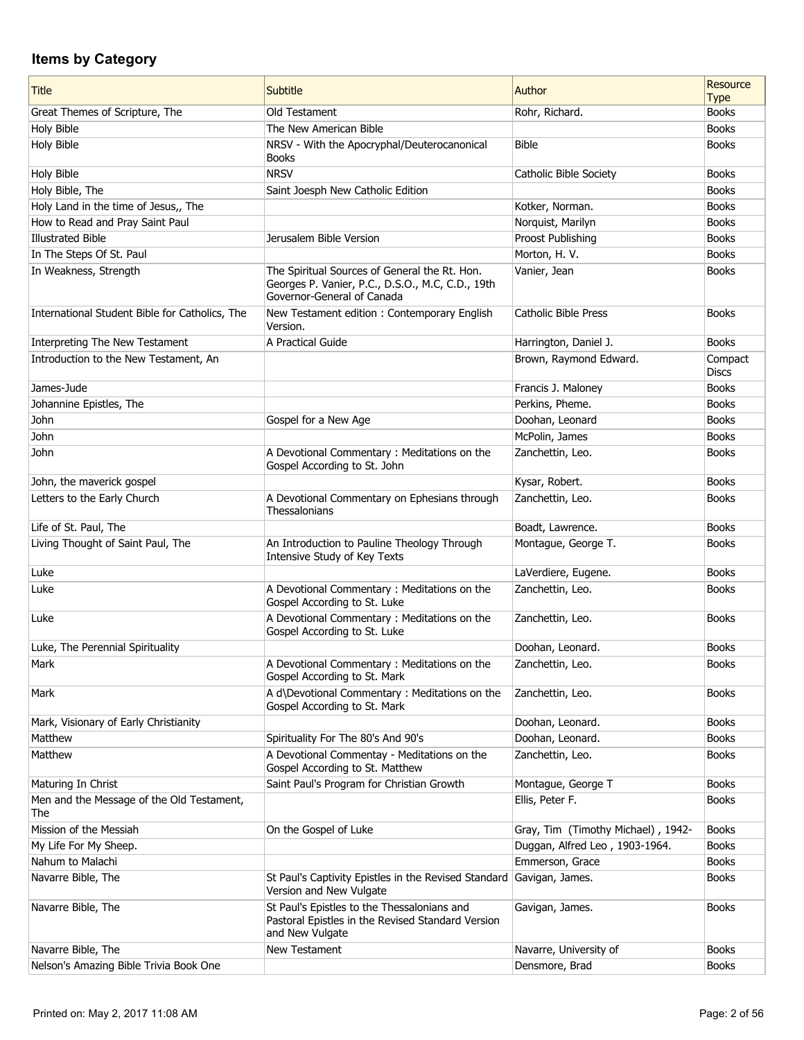## Items by Category

| Title | Subtitle | Author | Resource Type |
|---|---|---|---|
| Great Themes of Scripture, The | Old Testament | Rohr, Richard. | Books |
| Holy Bible | The New American Bible | | Books |
| Holy Bible | NRSV - With the Apocryphal/Deuterocanonical Books | Bible | Books |
| Holy Bible | NRSV | Catholic Bible Society | Books |
| Holy Bible, The | Saint Joesph New Catholic Edition | | Books |
| Holy Land in the time of Jesus,, The | | Kotker, Norman. | Books |
| How to Read and Pray Saint Paul | | Norquist, Marilyn | Books |
| Illustrated Bible | Jerusalem Bible Version | Proost Publishing | Books |
| In The Steps Of St. Paul | | Morton, H. V. | Books |
| In Weakness, Strength | The Spiritual Sources of General the Rt. Hon. Georges P. Vanier, P.C., D.S.O., M.C, C.D., 19th Governor-General of Canada | Vanier, Jean | Books |
| International Student Bible for Catholics, The | New Testament edition : Contemporary English Version. | Catholic Bible Press | Books |
| Interpreting The New Testament | A Practical Guide | Harrington, Daniel J. | Books |
| Introduction to the New Testament, An | | Brown, Raymond Edward. | Compact Discs |
| James-Jude | | Francis J. Maloney | Books |
| Johannine Epistles, The | | Perkins, Pheme. | Books |
| John | Gospel for a New Age | Doohan, Leonard | Books |
| John | | McPolin, James | Books |
| John | A Devotional Commentary : Meditations on the Gospel According to St. John | Zanchettin, Leo. | Books |
| John, the maverick gospel | | Kysar, Robert. | Books |
| Letters to the Early Church | A Devotional Commentary on Ephesians through Thessalonians | Zanchettin, Leo. | Books |
| Life of St. Paul, The | | Boadt, Lawrence. | Books |
| Living Thought of Saint Paul, The | An Introduction to Pauline Theology Through Intensive Study of Key Texts | Montague, George T. | Books |
| Luke | | LaVerdiere, Eugene. | Books |
| Luke | A Devotional Commentary : Meditations on the Gospel According to St. Luke | Zanchettin, Leo. | Books |
| Luke | A Devotional Commentary : Meditations on the Gospel According to St. Luke | Zanchettin, Leo. | Books |
| Luke, The Perennial Spirituality | | Doohan, Leonard. | Books |
| Mark | A Devotional Commentary : Meditations on the Gospel According to St. Mark | Zanchettin, Leo. | Books |
| Mark | A d\Devotional Commentary : Meditations on the Gospel According to St. Mark | Zanchettin, Leo. | Books |
| Mark, Visionary of Early Christianity | | Doohan, Leonard. | Books |
| Matthew | Spirituality For The 80's And 90's | Doohan, Leonard. | Books |
| Matthew | A Devotional Commentay - Meditations on the Gospel According to St. Matthew | Zanchettin, Leo. | Books |
| Maturing In Christ | Saint Paul's Program for Christian Growth | Montague, George T | Books |
| Men and the Message of the Old Testament, The | | Ellis, Peter F. | Books |
| Mission of the Messiah | On the Gospel of Luke | Gray, Tim (Timothy Michael) , 1942- | Books |
| My Life For My Sheep. | | Duggan, Alfred Leo , 1903-1964. | Books |
| Nahum to Malachi | | Emmerson, Grace | Books |
| Navarre Bible, The | St Paul's Captivity Epistles in the Revised Standard Version and New Vulgate | Gavigan, James. | Books |
| Navarre Bible, The | St Paul's Epistles to the Thessalonians and Pastoral Epistles in the Revised Standard Version and New Vulgate | Gavigan, James. | Books |
| Navarre Bible, The | New Testament | Navarre, University of | Books |
| Nelson's Amazing Bible Trivia Book One | | Densmore, Brad | Books |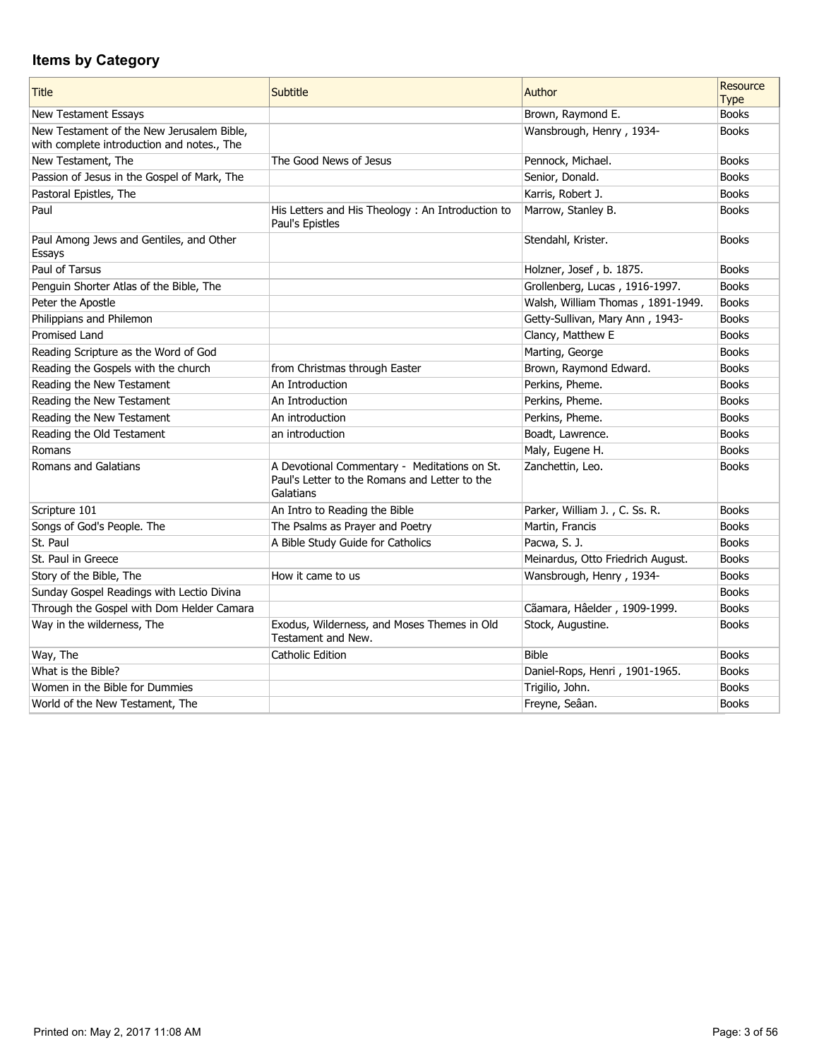## Items by Category

| Title | Subtitle | Author | Resource Type |
|---|---|---|---|
| New Testament Essays | | Brown, Raymond E. | Books |
| New Testament of the New Jerusalem Bible, with complete introduction and notes., The | | Wansbrough, Henry , 1934- | Books |
| New Testament, The | The Good News of Jesus | Pennock, Michael. | Books |
| Passion of Jesus in the Gospel of Mark, The | | Senior, Donald. | Books |
| Pastoral Epistles, The | | Karris, Robert J. | Books |
| Paul | His Letters and His Theology : An Introduction to Paul's Epistles | Marrow, Stanley B. | Books |
| Paul Among Jews and Gentiles, and Other Essays | | Stendahl, Krister. | Books |
| Paul of Tarsus | | Holzner, Josef , b. 1875. | Books |
| Penguin Shorter Atlas of the Bible, The | | Grollenberg, Lucas , 1916-1997. | Books |
| Peter the Apostle | | Walsh, William Thomas , 1891-1949. | Books |
| Philippians and Philemon | | Getty-Sullivan, Mary Ann , 1943- | Books |
| Promised Land | | Clancy, Matthew E | Books |
| Reading Scripture as the Word of God | | Marting, George | Books |
| Reading the Gospels with the church | from Christmas through Easter | Brown, Raymond Edward. | Books |
| Reading the New Testament | An Introduction | Perkins, Pheme. | Books |
| Reading the New Testament | An Introduction | Perkins, Pheme. | Books |
| Reading the New Testament | An introduction | Perkins, Pheme. | Books |
| Reading the Old Testament | an introduction | Boadt, Lawrence. | Books |
| Romans | | Maly, Eugene H. | Books |
| Romans and Galatians | A Devotional Commentary - Meditations on St. Paul's Letter to the Romans and Letter to the Galatians | Zanchettin, Leo. | Books |
| Scripture 101 | An Intro to Reading the Bible | Parker, William J. , C. Ss. R. | Books |
| Songs of God's People. The | The Psalms as Prayer and Poetry | Martin, Francis | Books |
| St. Paul | A Bible Study Guide for Catholics | Pacwa, S. J. | Books |
| St. Paul in Greece | | Meinardus, Otto Friedrich August. | Books |
| Story of the Bible, The | How it came to us | Wansbrough, Henry , 1934- | Books |
| Sunday Gospel Readings with Lectio Divina | | | Books |
| Through the Gospel with Dom Helder Camara | | Cãamara, Hâelder , 1909-1999. | Books |
| Way in the wilderness, The | Exodus, Wilderness, and Moses Themes in Old Testament and New. | Stock, Augustine. | Books |
| Way, The | Catholic Edition | Bible | Books |
| What is the Bible? | | Daniel-Rops, Henri , 1901-1965. | Books |
| Women in the Bible for Dummies | | Trigilio, John. | Books |
| World of the New Testament, The | | Freyne, Seâan. | Books |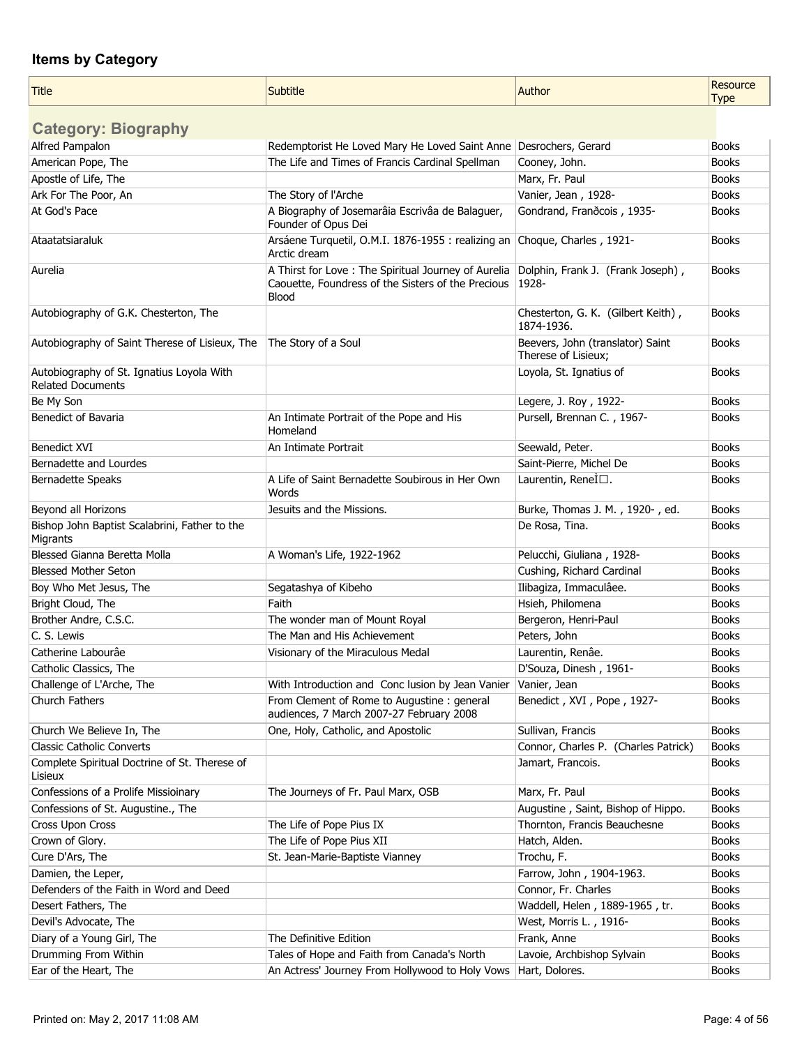## Items by Category

| Title | Subtitle | Author | Resource Type |
|---|---|---|---|
| **Category: Biography** | | | |
| Alfred Pampalon | Redemptorist He Loved Mary He Loved Saint Anne | Desrochers, Gerard | Books |
| American Pope, The | The Life and Times of Francis Cardinal Spellman | Cooney, John. | Books |
| Apostle of Life, The | | Marx, Fr. Paul | Books |
| Ark For The Poor, An | The Story of l'Arche | Vanier, Jean , 1928- | Books |
| At God's Pace | A Biography of Josemarâia Escrivâa de Balaguer, Founder of Opus Dei | Gondrand, Franðcois , 1935- | Books |
| Ataatatsiaraluk | Arsáene Turquetil, O.M.I. 1876-1955 : realizing an Arctic dream | Choque, Charles , 1921- | Books |
| Aurelia | A Thirst for Love : The Spiritual Journey of Aurelia Caouette, Foundress of the Sisters of the Precious Blood | Dolphin, Frank J. (Frank Joseph) , 1928- | Books |
| Autobiography of G.K. Chesterton, The | | Chesterton, G. K. (Gilbert Keith) , 1874-1936. | Books |
| Autobiography of Saint Therese of Lisieux, The | The Story of a Soul | Beevers, John (translator) Saint Therese of Lisieux; | Books |
| Autobiography of St. Ignatius Loyola With Related Documents | | Loyola, St. Ignatius of | Books |
| Be My Son | | Legere, J. Roy , 1922- | Books |
| Benedict of Bavaria | An Intimate Portrait of the Pope and His Homeland | Pursell, Brennan C. , 1967- | Books |
| Benedict XVI | An Intimate Portrait | Seewald, Peter. | Books |
| Bernadette and Lourdes | | Saint-Pierre, Michel De | Books |
| Bernadette Speaks | A Life of Saint Bernadette Soubirous in Her Own Words | Laurentin, ReneÌ□. | Books |
| Beyond all Horizons | Jesuits and the Missions. | Burke, Thomas J. M. , 1920- , ed. | Books |
| Bishop John Baptist Scalabrini, Father to the Migrants | | De Rosa, Tina. | Books |
| Blessed Gianna Beretta Molla | A Woman's Life, 1922-1962 | Pelucchi, Giuliana , 1928- | Books |
| Blessed Mother Seton | | Cushing, Richard Cardinal | Books |
| Boy Who Met Jesus, The | Segatashya of Kibeho | Ilibagiza, Immaculâee. | Books |
| Bright Cloud, The | Faith | Hsieh, Philomena | Books |
| Brother Andre, C.S.C. | The wonder man of Mount Royal | Bergeron, Henri-Paul | Books |
| C. S. Lewis | The Man and His Achievement | Peters, John | Books |
| Catherine Labourâe | Visionary of the Miraculous Medal | Laurentin, Renâe. | Books |
| Catholic Classics, The | | D'Souza, Dinesh , 1961- | Books |
| Challenge of L'Arche, The | With Introduction and Conc lusion by Jean Vanier | Vanier, Jean | Books |
| Church Fathers | From Clement of Rome to Augustine : general audiences, 7 March 2007-27 February 2008 | Benedict , XVI , Pope , 1927- | Books |
| Church We Believe In, The | One, Holy, Catholic, and Apostolic | Sullivan, Francis | Books |
| Classic Catholic Converts | | Connor, Charles P. (Charles Patrick) | Books |
| Complete Spiritual Doctrine of St. Therese of Lisieux | | Jamart, Francois. | Books |
| Confessions of a Prolife Missioinary | The Journeys of Fr. Paul Marx, OSB | Marx, Fr. Paul | Books |
| Confessions of St. Augustine., The | | Augustine , Saint, Bishop of Hippo. | Books |
| Cross Upon Cross | The Life of Pope Pius IX | Thornton, Francis Beauchesne | Books |
| Crown of Glory. | The Life of Pope Pius XII | Hatch, Alden. | Books |
| Cure D'Ars, The | St. Jean-Marie-Baptiste Vianney | Trochu, F. | Books |
| Damien, the Leper, | | Farrow, John , 1904-1963. | Books |
| Defenders of the Faith in Word and Deed | | Connor, Fr. Charles | Books |
| Desert Fathers, The | | Waddell, Helen , 1889-1965 , tr. | Books |
| Devil's Advocate, The | | West, Morris L. , 1916- | Books |
| Diary of a Young Girl, The | The Definitive Edition | Frank, Anne | Books |
| Drumming From Within | Tales of Hope and Faith from Canada's North | Lavoie, Archbishop Sylvain | Books |
| Ear of the Heart, The | An Actress' Journey From Hollywood to Holy Vows | Hart, Dolores. | Books |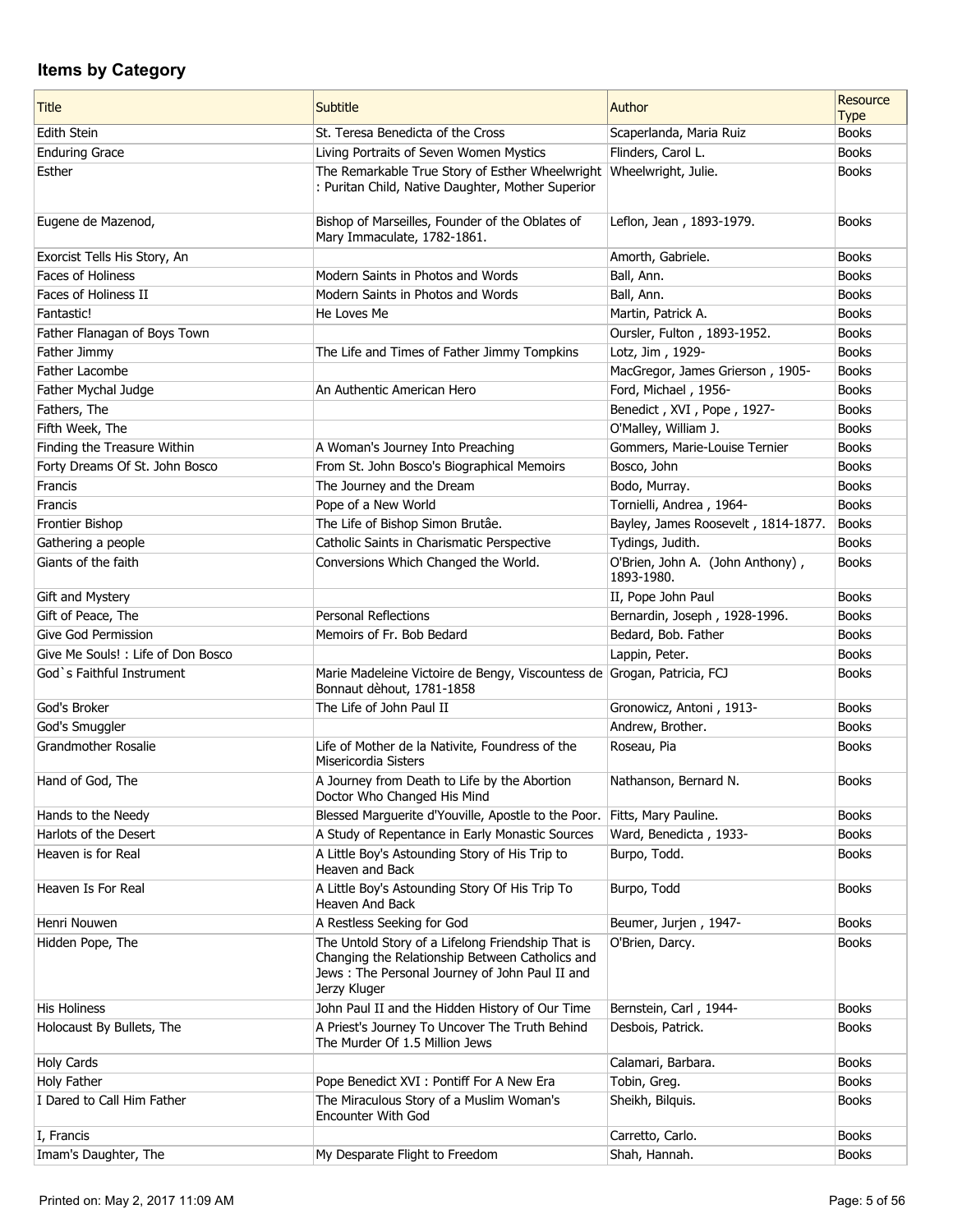## Items by Category

| Title | Subtitle | Author | Resource Type |
|---|---|---|---|
| Edith Stein | St. Teresa Benedicta of the Cross | Scaperlanda, Maria Ruiz | Books |
| Enduring Grace | Living Portraits of Seven Women Mystics | Flinders, Carol L. | Books |
| Esther | The Remarkable True Story of Esther Wheelwright : Puritan Child, Native Daughter, Mother Superior | Wheelwright, Julie. | Books |
| Eugene de Mazenod, | Bishop of Marseilles, Founder of the Oblates of Mary Immaculate, 1782-1861. | Leflon, Jean , 1893-1979. | Books |
| Exorcist Tells His Story, An | | Amorth, Gabriele. | Books |
| Faces of Holiness | Modern Saints in Photos and Words | Ball, Ann. | Books |
| Faces of Holiness II | Modern Saints in Photos and Words | Ball, Ann. | Books |
| Fantastic! | He Loves Me | Martin, Patrick A. | Books |
| Father Flanagan of Boys Town | | Oursler, Fulton , 1893-1952. | Books |
| Father Jimmy | The Life and Times of Father Jimmy Tompkins | Lotz, Jim , 1929- | Books |
| Father Lacombe | | MacGregor, James Grierson , 1905- | Books |
| Father Mychal Judge | An Authentic American Hero | Ford, Michael , 1956- | Books |
| Fathers, The | | Benedict , XVI , Pope , 1927- | Books |
| Fifth Week, The | | O'Malley, William J. | Books |
| Finding the Treasure Within | A Woman's Journey Into Preaching | Gommers, Marie-Louise Ternier | Books |
| Forty Dreams Of St. John Bosco | From St. John Bosco's Biographical Memoirs | Bosco, John | Books |
| Francis | The Journey and the Dream | Bodo, Murray. | Books |
| Francis | Pope of a New World | Tornielli, Andrea , 1964- | Books |
| Frontier Bishop | The Life of Bishop Simon Brutâe. | Bayley, James Roosevelt , 1814-1877. | Books |
| Gathering a people | Catholic Saints in Charismatic Perspective | Tydings, Judith. | Books |
| Giants of the faith | Conversions Which Changed the World. | O'Brien, John A. (John Anthony) , 1893-1980. | Books |
| Gift and Mystery | | II, Pope John Paul | Books |
| Gift of Peace, The | Personal Reflections | Bernardin, Joseph , 1928-1996. | Books |
| Give God Permission | Memoirs of Fr. Bob Bedard | Bedard, Bob. Father | Books |
| Give Me Souls! : Life of Don Bosco | | Lappin, Peter. | Books |
| God`s Faithful Instrument | Marie Madeleine Victoire de Bengy, Viscountess de Bonnaut dèhout, 1781-1858 | Grogan, Patricia, FCJ | Books |
| God's Broker | The Life of John Paul II | Gronowicz, Antoni , 1913- | Books |
| God's Smuggler | | Andrew, Brother. | Books |
| Grandmother Rosalie | Life of Mother de la Nativite, Foundress of the Misericordia Sisters | Roseau, Pia | Books |
| Hand of God, The | A Journey from Death to Life by the Abortion Doctor Who Changed His Mind | Nathanson, Bernard N. | Books |
| Hands to the Needy | Blessed Marguerite d'Youville, Apostle to the Poor. | Fitts, Mary Pauline. | Books |
| Harlots of the Desert | A Study of Repentance in Early Monastic Sources | Ward, Benedicta , 1933- | Books |
| Heaven is for Real | A Little Boy's Astounding Story of His Trip to Heaven and Back | Burpo, Todd. | Books |
| Heaven Is For Real | A Little Boy's Astounding Story Of His Trip To Heaven And Back | Burpo, Todd | Books |
| Henri Nouwen | A Restless Seeking for God | Beumer, Jurjen , 1947- | Books |
| Hidden Pope, The | The Untold Story of a Lifelong Friendship That is Changing the Relationship Between Catholics and Jews : The Personal Journey of John Paul II and Jerzy Kluger | O'Brien, Darcy. | Books |
| His Holiness | John Paul II and the Hidden History of Our Time | Bernstein, Carl , 1944- | Books |
| Holocaust By Bullets, The | A Priest's Journey To Uncover The Truth Behind The Murder Of 1.5 Million Jews | Desbois, Patrick. | Books |
| Holy Cards | | Calamari, Barbara. | Books |
| Holy Father | Pope Benedict XVI : Pontiff For A New Era | Tobin, Greg. | Books |
| I Dared to Call Him Father | The Miraculous Story of a Muslim Woman's Encounter With God | Sheikh, Bilquis. | Books |
| I, Francis | | Carretto, Carlo. | Books |
| Imam's Daughter, The | My Desparate Flight to Freedom | Shah, Hannah. | Books |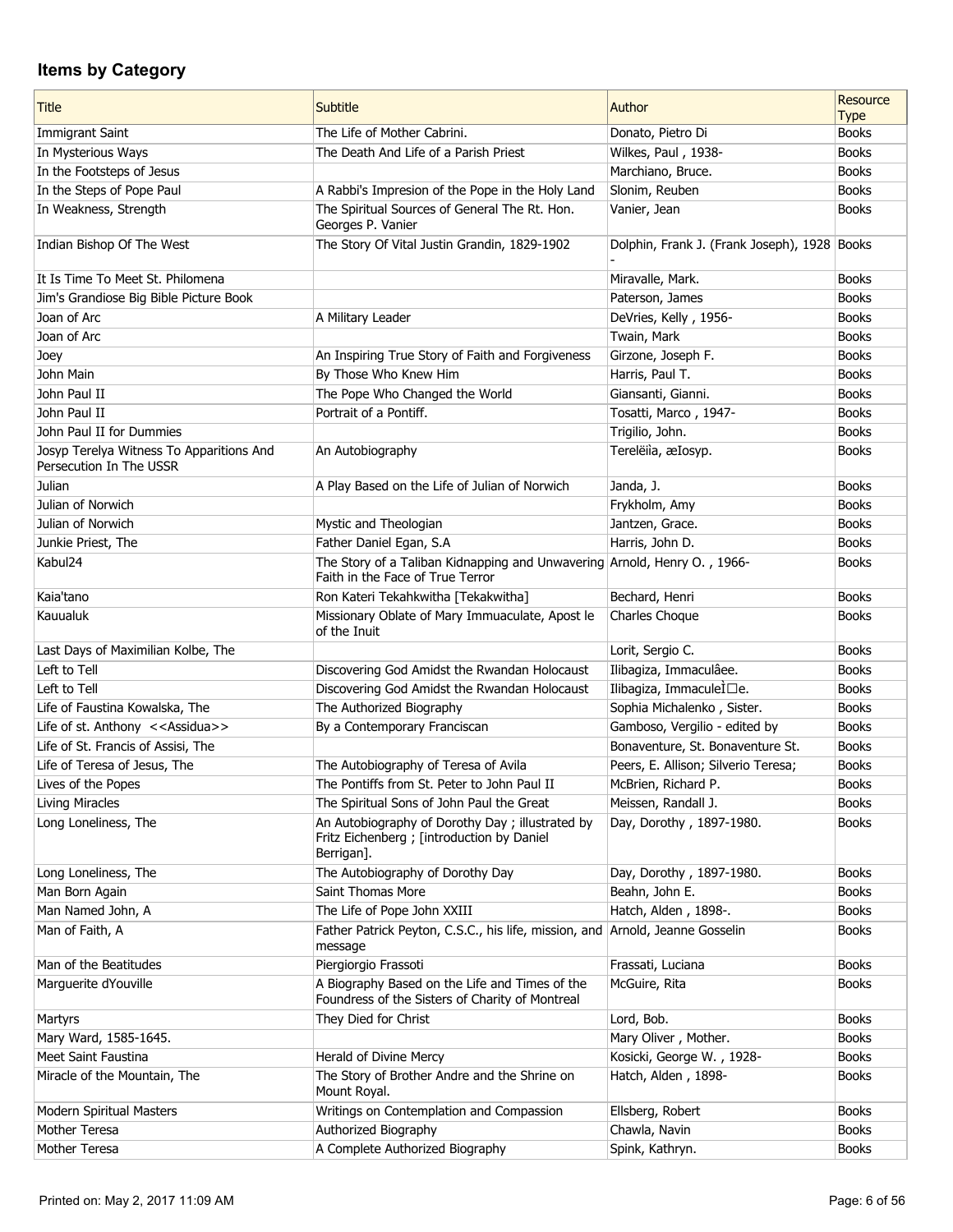## Items by Category

| Title | Subtitle | Author | Resource Type |
| --- | --- | --- | --- |
| Immigrant Saint | The Life of Mother Cabrini. | Donato, Pietro Di | Books |
| In Mysterious Ways | The Death And Life of a Parish Priest | Wilkes, Paul , 1938- | Books |
| In the Footsteps of Jesus | | Marchiano, Bruce. | Books |
| In the Steps of Pope Paul | A Rabbi's Impresion of the Pope in the Holy Land | Slonim, Reuben | Books |
| In Weakness, Strength | The Spiritual Sources of General The Rt. Hon. Georges P. Vanier | Vanier, Jean | Books |
| Indian Bishop Of The West | The Story Of Vital Justin Grandin, 1829-1902 | Dolphin, Frank J. (Frank Joseph), 1928 - | Books |
| It Is Time To Meet St. Philomena | | Miravalle, Mark. | Books |
| Jim's Grandiose Big Bible Picture Book | | Paterson, James | Books |
| Joan of Arc | A Military Leader | DeVries, Kelly , 1956- | Books |
| Joan of Arc | | Twain, Mark | Books |
| Joey | An Inspiring True Story of Faith and Forgiveness | Girzone, Joseph F. | Books |
| John Main | By Those Who Knew Him | Harris, Paul T. | Books |
| John Paul II | The Pope Who Changed the World | Giansanti, Gianni. | Books |
| John Paul II | Portrait of a Pontiff. | Tosatti, Marco , 1947- | Books |
| John Paul II for Dummies | | Trigilio, John. | Books |
| Josyp Terelya Witness To Apparitions And Persecution In The USSR | An Autobiography | Terelëìîa, æIosyp. | Books |
| Julian | A Play Based on the Life of Julian of Norwich | Janda, J. | Books |
| Julian of Norwich | | Frykholm, Amy | Books |
| Julian of Norwich | Mystic and Theologian | Jantzen, Grace. | Books |
| Junkie Priest, The | Father Daniel Egan, S.A | Harris, John D. | Books |
| Kabul24 | The Story of a Taliban Kidnapping and Unwavering Faith in the Face of True Terror | Arnold, Henry O. , 1966- | Books |
| Kaia'tano | Ron Kateri Tekahkwitha [Tekakwitha] | Bechard, Henri | Books |
| Kauualuk | Missionary Oblate of Mary Immuaculate, Apost le of the Inuit | Charles Choque | Books |
| Last Days of Maximilian Kolbe, The | | Lorit, Sergio C. | Books |
| Left to Tell | Discovering God Amidst the Rwandan Holocaust | Ilibagiza, Immaculâee. | Books |
| Left to Tell | Discovering God Amidst the Rwandan Holocaust | Ilibagiza, ImmaculeÌ□e. | Books |
| Life of Faustina Kowalska, The | The Authorized Biography | Sophia Michalenko , Sister. | Books |
| Life of st. Anthony <<Assidua>> | By a Contemporary Franciscan | Gamboso, Vergilio - edited by | Books |
| Life of St. Francis of Assisi, The | | Bonaventure, St. Bonaventure St. | Books |
| Life of Teresa of Jesus, The | The Autobiography of Teresa of Avila | Peers, E. Allison; Silverio Teresa; | Books |
| Lives of the Popes | The Pontiffs from St. Peter to John Paul II | McBrien, Richard P. | Books |
| Living Miracles | The Spiritual Sons of John Paul the Great | Meissen, Randall J. | Books |
| Long Loneliness, The | An Autobiography of Dorothy Day ; illustrated by Fritz Eichenberg ; [introduction by Daniel Berrigan]. | Day, Dorothy , 1897-1980. | Books |
| Long Loneliness, The | The Autobiography of Dorothy Day | Day, Dorothy , 1897-1980. | Books |
| Man Born Again | Saint Thomas More | Beahn, John E. | Books |
| Man Named John, A | The Life of Pope John XXIII | Hatch, Alden , 1898-. | Books |
| Man of Faith, A | Father Patrick Peyton, C.S.C., his life, mission, and message | Arnold, Jeanne Gosselin | Books |
| Man of the Beatitudes | Piergiorgio Frassoti | Frassati, Luciana | Books |
| Marguerite dYouville | A Biography Based on the Life and Times of the Foundress of the Sisters of Charity of Montreal | McGuire, Rita | Books |
| Martyrs | They Died for Christ | Lord, Bob. | Books |
| Mary Ward, 1585-1645. | | Mary Oliver , Mother. | Books |
| Meet Saint Faustina | Herald of Divine Mercy | Kosicki, George W. , 1928- | Books |
| Miracle of the Mountain, The | The Story of Brother Andre and the Shrine on Mount Royal. | Hatch, Alden , 1898- | Books |
| Modern Spiritual Masters | Writings on Contemplation and Compassion | Ellsberg, Robert | Books |
| Mother Teresa | Authorized Biography | Chawla, Navin | Books |
| Mother Teresa | A Complete Authorized Biography | Spink, Kathryn. | Books |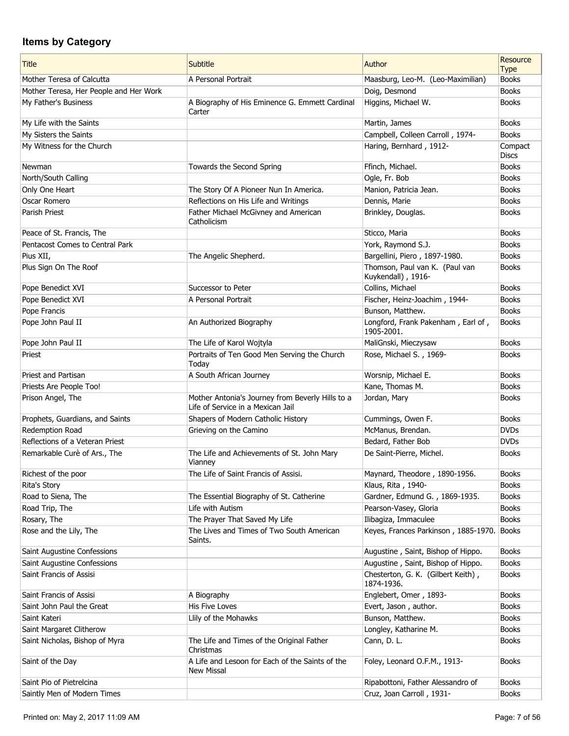## Items by Category

| Title | Subtitle | Author | Resource Type |
|---|---|---|---|
| Mother Teresa of Calcutta | A Personal Portrait | Maasburg, Leo-M. (Leo-Maximilian) | Books |
| Mother Teresa, Her People and Her Work | | Doig, Desmond | Books |
| My Father's Business | A Biography of His Eminence G. Emmett Cardinal Carter | Higgins, Michael W. | Books |
| My Life with the Saints | | Martin, James | Books |
| My Sisters the Saints | | Campbell, Colleen Carroll , 1974- | Books |
| My Witness for the Church | | Haring, Bernhard , 1912- | Compact Discs |
| Newman | Towards the Second Spring | Ffinch, Michael. | Books |
| North/South Calling | | Ogle, Fr. Bob | Books |
| Only One Heart | The Story Of A Pioneer Nun In America. | Manion, Patricia Jean. | Books |
| Oscar Romero | Reflections on His Life and Writings | Dennis, Marie | Books |
| Parish Priest | Father Michael McGivney and American Catholicism | Brinkley, Douglas. | Books |
| Peace of St. Francis, The | | Sticco, Maria | Books |
| Pentacost Comes to Central Park | | York, Raymond S.J. | Books |
| Pius XII, | The Angelic Shepherd. | Bargellini, Piero , 1897-1980. | Books |
| Plus Sign On The Roof | | Thomson, Paul van K. (Paul van Kuykendall) , 1916- | Books |
| Pope Benedict XVI | Successor to Peter | Collins, Michael | Books |
| Pope Benedict XVI | A Personal Portrait | Fischer, Heinz-Joachim , 1944- | Books |
| Pope Francis | | Bunson, Matthew. | Books |
| Pope John Paul II | An Authorized Biography | Longford, Frank Pakenham , Earl of , 1905-2001. | Books |
| Pope John Paul II | The Life of Karol Wojtyla | MaliGnski, Mieczysaw | Books |
| Priest | Portraits of Ten Good Men Serving the Church Today | Rose, Michael S. , 1969- | Books |
| Priest and Partisan | A South African Journey | Worsnip, Michael E. | Books |
| Priests Are People Too! | | Kane, Thomas M. | Books |
| Prison Angel, The | Mother Antonia's Journey from Beverly Hills to a Life of Service in a Mexican Jail | Jordan, Mary | Books |
| Prophets, Guardians, and Saints | Shapers of Modern Catholic History | Cummings, Owen F. | Books |
| Redemption Road | Grieving on the Camino | McManus, Brendan. | DVDs |
| Reflections of a Veteran Priest | | Bedard, Father Bob | DVDs |
| Remarkable Curè of Ars., The | The Life and Achievements of St. John Mary Vianney | De Saint-Pierre, Michel. | Books |
| Richest of the poor | The Life of Saint Francis of Assisi. | Maynard, Theodore , 1890-1956. | Books |
| Rita's Story | | Klaus, Rita , 1940- | Books |
| Road to Siena, The | The Essential Biography of St. Catherine | Gardner, Edmund G. , 1869-1935. | Books |
| Road Trip, The | Life with Autism | Pearson-Vasey, Gloria | Books |
| Rosary, The | The Prayer That Saved My Life | Ilibagiza, Immaculee | Books |
| Rose and the Lily, The | The Lives and Times of Two South American Saints. | Keyes, Frances Parkinson , 1885-1970. | Books |
| Saint Augustine Confessions | | Augustine , Saint, Bishop of Hippo. | Books |
| Saint Augustine Confessions | | Augustine , Saint, Bishop of Hippo. | Books |
| Saint Francis of Assisi | | Chesterton, G. K. (Gilbert Keith) , 1874-1936. | Books |
| Saint Francis of Assisi | A Biography | Englebert, Omer , 1893- | Books |
| Saint John Paul the Great | His Five Loves | Evert, Jason , author. | Books |
| Saint Kateri | Llily of the Mohawks | Bunson, Matthew. | Books |
| Saint Margaret Clitherow | | Longley, Katharine M. | Books |
| Saint Nicholas, Bishop of Myra | The Life and Times of the Original Father Christmas | Cann, D. L. | Books |
| Saint of the Day | A Life and Lesoon for Each of the Saints of the New Missal | Foley, Leonard O.F.M., 1913- | Books |
| Saint Pio of Pietrelcina | | Ripabottoni, Father Alessandro of | Books |
| Saintly Men of Modern Times | | Cruz, Joan Carroll , 1931- | Books |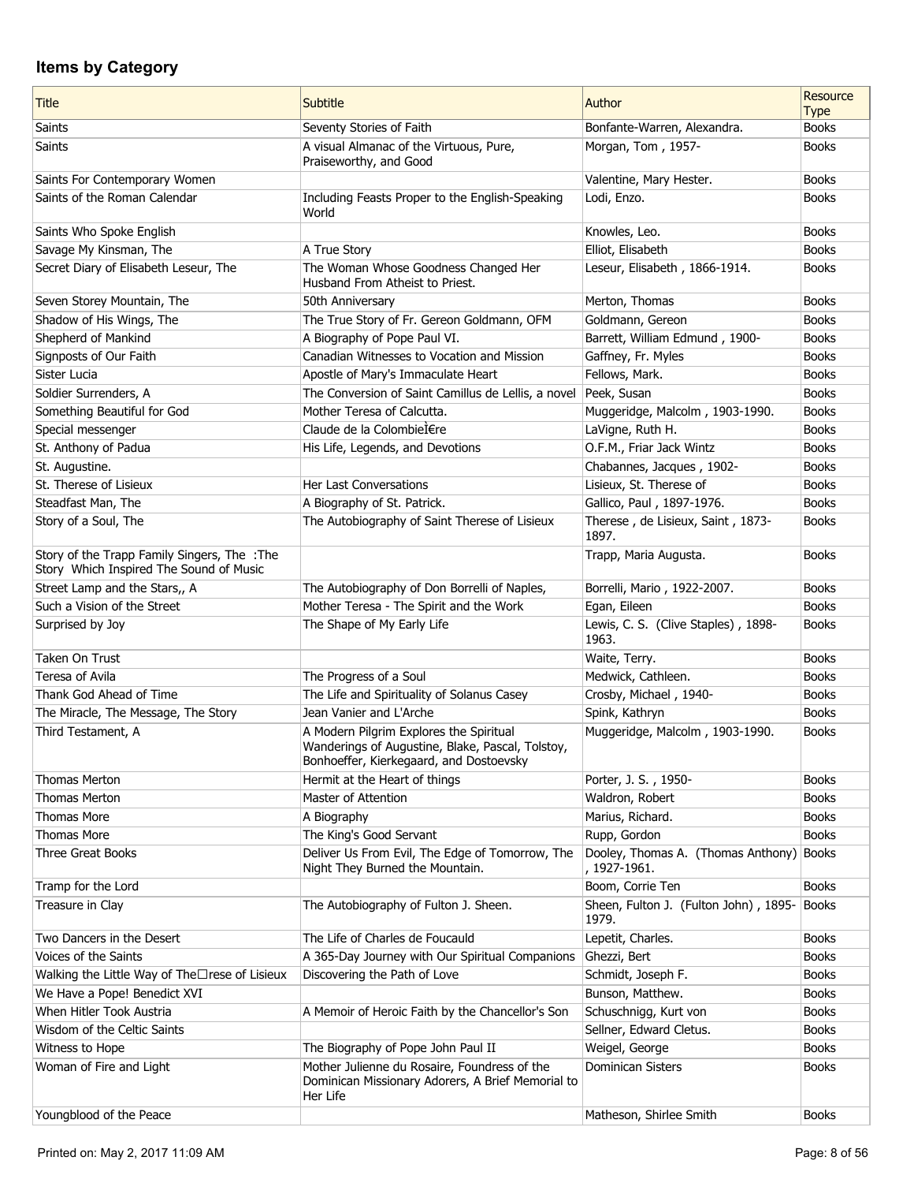## Items by Category

| Title | Subtitle | Author | Resource Type |
|---|---|---|---|
| Saints | Seventy Stories of Faith | Bonfante-Warren, Alexandra. | Books |
| Saints | A visual Almanac of the Virtuous, Pure, Praiseworthy, and Good | Morgan, Tom , 1957- | Books |
| Saints For Contemporary Women | | Valentine, Mary Hester. | Books |
| Saints of the Roman Calendar | Including Feasts Proper to the English-Speaking World | Lodi, Enzo. | Books |
| Saints Who Spoke English | | Knowles, Leo. | Books |
| Savage My Kinsman, The | A True Story | Elliot, Elisabeth | Books |
| Secret Diary of Elisabeth Leseur, The | The Woman Whose Goodness Changed Her Husband From Atheist to Priest. | Leseur, Elisabeth , 1866-1914. | Books |
| Seven Storey Mountain, The | 50th Anniversary | Merton, Thomas | Books |
| Shadow of His Wings, The | The True Story of Fr. Gereon Goldmann, OFM | Goldmann, Gereon | Books |
| Shepherd of Mankind | A Biography of Pope Paul VI. | Barrett, William Edmund , 1900- | Books |
| Signposts of Our Faith | Canadian Witnesses to Vocation and Mission | Gaffney, Fr. Myles | Books |
| Sister Lucia | Apostle of Mary's Immaculate Heart | Fellows, Mark. | Books |
| Soldier Surrenders, A | The Conversion of Saint Camillus de Lellis, a novel | Peek, Susan | Books |
| Something Beautiful for God | Mother Teresa of Calcutta. | Muggeridge, Malcolm , 1903-1990. | Books |
| Special messenger | Claude de la ColombieÌ€re | LaVigne, Ruth H. | Books |
| St. Anthony of Padua | His Life, Legends, and Devotions | O.F.M., Friar Jack Wintz | Books |
| St. Augustine. | | Chabannes, Jacques , 1902- | Books |
| St. Therese of Lisieux | Her Last Conversations | Lisieux, St. Therese of | Books |
| Steadfast Man, The | A Biography of St. Patrick. | Gallico, Paul , 1897-1976. | Books |
| Story of a Soul, The | The Autobiography of Saint Therese of Lisieux | Therese , de Lisieux, Saint , 1873-1897. | Books |
| Story of the Trapp Family Singers, The :The Story Which Inspired The Sound of Music | | Trapp, Maria Augusta. | Books |
| Street Lamp and the Stars,, A | The Autobiography of Don Borrelli of Naples, | Borrelli, Mario , 1922-2007. | Books |
| Such a Vision of the Street | Mother Teresa - The Spirit and the Work | Egan, Eileen | Books |
| Surprised by Joy | The Shape of My Early Life | Lewis, C. S. (Clive Staples) , 1898-1963. | Books |
| Taken On Trust | | Waite, Terry. | Books |
| Teresa of Avila | The Progress of a Soul | Medwick, Cathleen. | Books |
| Thank God Ahead of Time | The Life and Spirituality of Solanus Casey | Crosby, Michael , 1940- | Books |
| The Miracle, The Message, The Story | Jean Vanier and L'Arche | Spink, Kathryn | Books |
| Third Testament, A | A Modern Pilgrim Explores the Spiritual Wanderings of Augustine, Blake, Pascal, Tolstoy, Bonhoeffer, Kierkegaard, and Dostoevsky | Muggeridge, Malcolm , 1903-1990. | Books |
| Thomas Merton | Hermit at the Heart of things | Porter, J. S. , 1950- | Books |
| Thomas Merton | Master of Attention | Waldron, Robert | Books |
| Thomas More | A Biography | Marius, Richard. | Books |
| Thomas More | The King's Good Servant | Rupp, Gordon | Books |
| Three Great Books | Deliver Us From Evil, The Edge of Tomorrow, The Night They Burned the Mountain. | Dooley, Thomas A. (Thomas Anthony) , 1927-1961. | Books |
| Tramp for the Lord | | Boom, Corrie Ten | Books |
| Treasure in Clay | The Autobiography of Fulton J. Sheen. | Sheen, Fulton J. (Fulton John) , 1895-1979. | Books |
| Two Dancers in the Desert | The Life of Charles de Foucauld | Lepetit, Charles. | Books |
| Voices of the Saints | A 365-Day Journey with Our Spiritual Companions | Ghezzi, Bert | Books |
| Walking the Little Way of The□rese of Lisieux | Discovering the Path of Love | Schmidt, Joseph F. | Books |
| We Have a Pope! Benedict XVI | | Bunson, Matthew. | Books |
| When Hitler Took Austria | A Memoir of Heroic Faith by the Chancellor's Son | Schuschnigg, Kurt von | Books |
| Wisdom of the Celtic Saints | | Sellner, Edward Cletus. | Books |
| Witness to Hope | The Biography of Pope John Paul II | Weigel, George | Books |
| Woman of Fire and Light | Mother Julienne du Rosaire, Foundress of the Dominican Missionary Adorers, A Brief Memorial to Her Life | Dominican Sisters | Books |
| Youngblood of the Peace | | Matheson, Shirlee Smith | Books |

Printed on: May 2, 2017 11:09 AM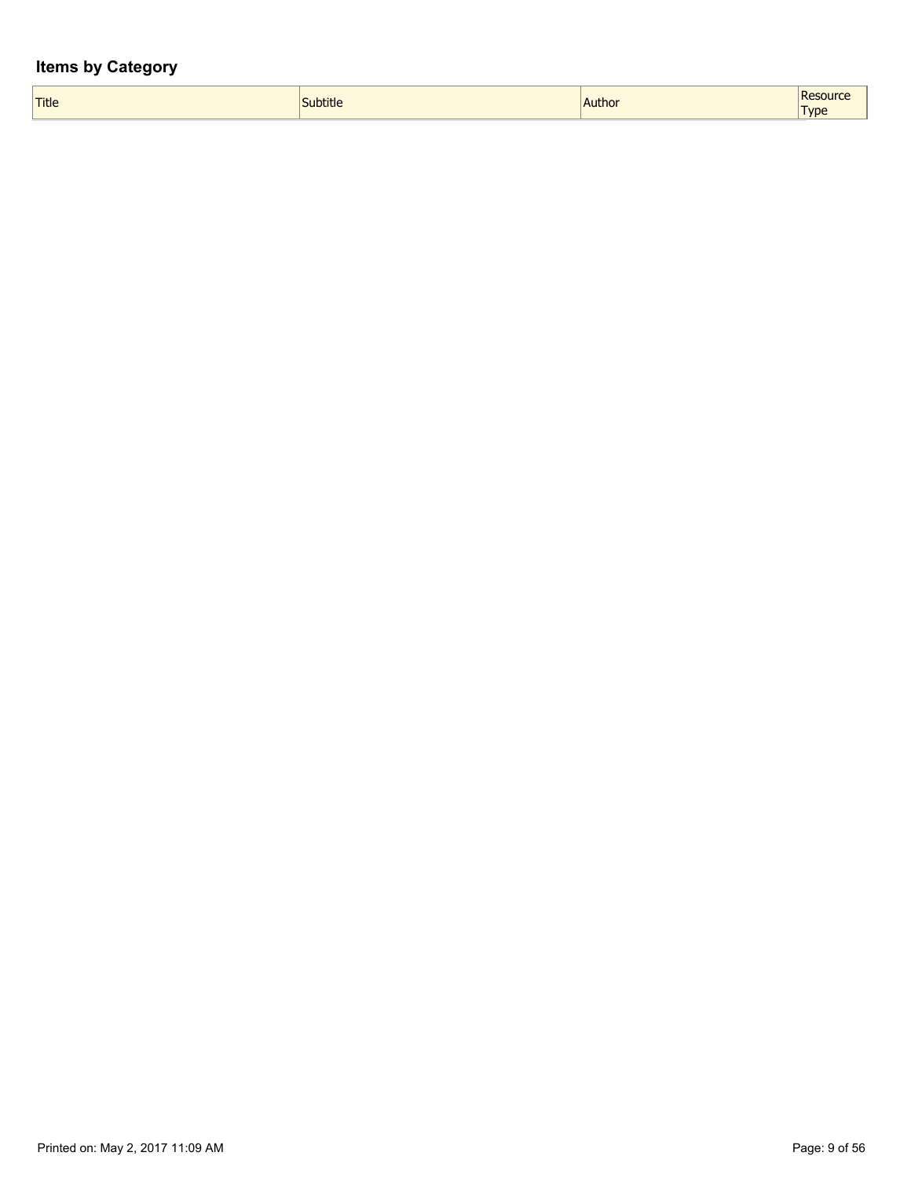## Items by Category

| Title | Subtitle | Author | Resource Type |
| --- | --- | --- | --- |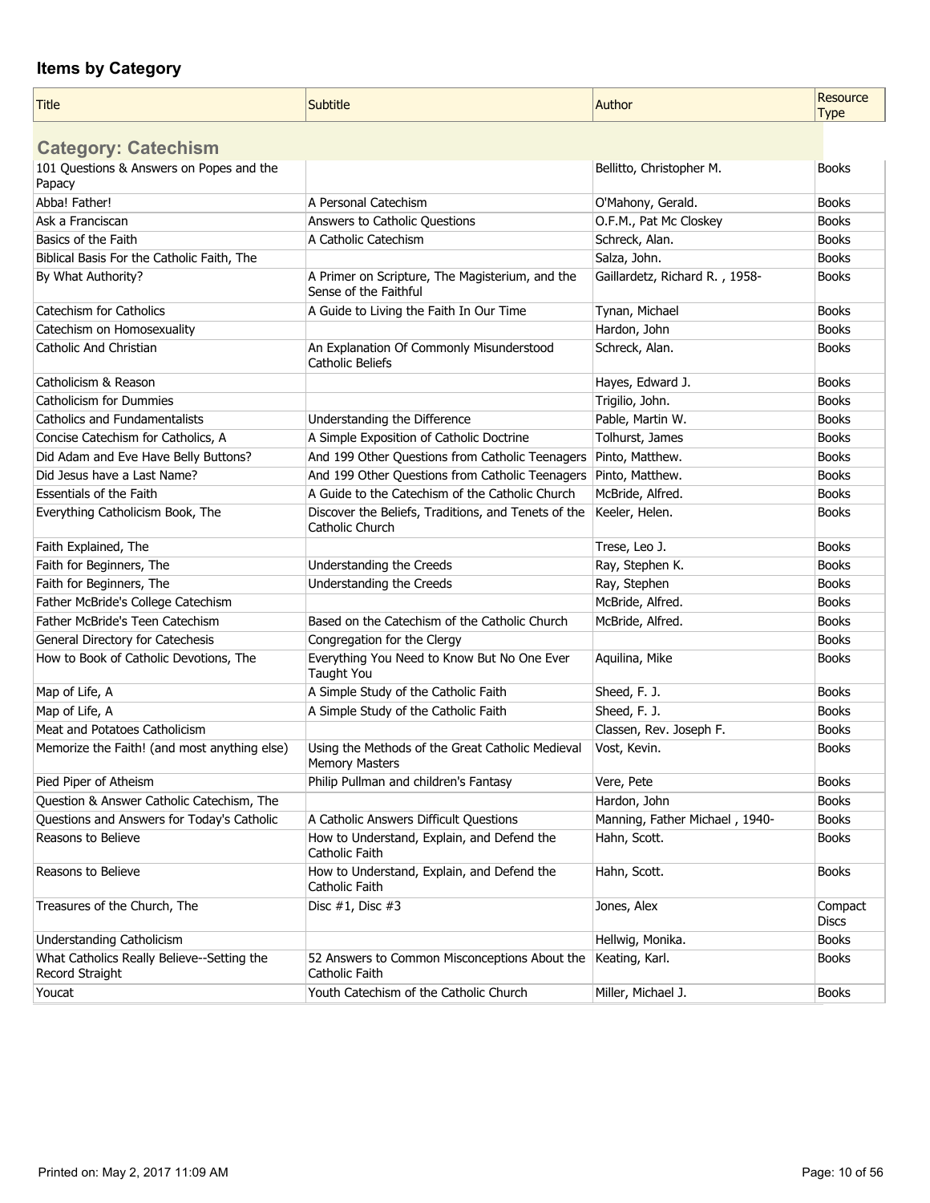## Items by Category

| Title | Subtitle | Author | Resource Type |
|---|---|---|---|
| **Category: Catechism** | | | |
| 101 Questions & Answers on Popes and the Papacy | | Bellitto, Christopher M. | Books |
| Abba! Father! | A Personal Catechism | O'Mahony, Gerald. | Books |
| Ask a Franciscan | Answers to Catholic Questions | O.F.M., Pat Mc Closkey | Books |
| Basics of the Faith | A Catholic Catechism | Schreck, Alan. | Books |
| Biblical Basis For the Catholic Faith, The | | Salza, John. | Books |
| By What Authority? | A Primer on Scripture, The Magisterium, and the Sense of the Faithful | Gaillardetz, Richard R. , 1958- | Books |
| Catechism for Catholics | A Guide to Living the Faith In Our Time | Tynan, Michael | Books |
| Catechism on Homosexuality | | Hardon, John | Books |
| Catholic And Christian | An Explanation Of Commonly Misunderstood Catholic Beliefs | Schreck, Alan. | Books |
| Catholicism & Reason | | Hayes, Edward J. | Books |
| Catholicism for Dummies | | Trigilio, John. | Books |
| Catholics and Fundamentalists | Understanding the Difference | Pable, Martin W. | Books |
| Concise Catechism for Catholics, A | A Simple Exposition of Catholic Doctrine | Tolhurst, James | Books |
| Did Adam and Eve Have Belly Buttons? | And 199 Other Questions from Catholic Teenagers | Pinto, Matthew. | Books |
| Did Jesus have a Last Name? | And 199 Other Questions from Catholic Teenagers | Pinto, Matthew. | Books |
| Essentials of the Faith | A Guide to the Catechism of the Catholic Church | McBride, Alfred. | Books |
| Everything Catholicism Book, The | Discover the Beliefs, Traditions, and Tenets of the Catholic Church | Keeler, Helen. | Books |
| Faith Explained, The | | Trese, Leo J. | Books |
| Faith for Beginners, The | Understanding the Creeds | Ray, Stephen K. | Books |
| Faith for Beginners, The | Understanding the Creeds | Ray, Stephen | Books |
| Father McBride's College Catechism | | McBride, Alfred. | Books |
| Father McBride's Teen Catechism | Based on the Catechism of the Catholic Church | McBride, Alfred. | Books |
| General Directory for Catechesis | Congregation for the Clergy | | Books |
| How to Book of Catholic Devotions, The | Everything You Need to Know But No One Ever Taught You | Aquilina, Mike | Books |
| Map of Life, A | A Simple Study of the Catholic Faith | Sheed, F. J. | Books |
| Map of Life, A | A Simple Study of the Catholic Faith | Sheed, F. J. | Books |
| Meat and Potatoes Catholicism | | Classen, Rev. Joseph F. | Books |
| Memorize the Faith! (and most anything else) | Using the Methods of the Great Catholic Medieval Memory Masters | Vost, Kevin. | Books |
| Pied Piper of Atheism | Philip Pullman and children's Fantasy | Vere, Pete | Books |
| Question & Answer Catholic Catechism, The | | Hardon, John | Books |
| Questions and Answers for Today's Catholic | A Catholic Answers Difficult Questions | Manning, Father Michael , 1940- | Books |
| Reasons to Believe | How to Understand, Explain, and Defend the Catholic Faith | Hahn, Scott. | Books |
| Reasons to Believe | How to Understand, Explain, and Defend the Catholic Faith | Hahn, Scott. | Books |
| Treasures of the Church, The | Disc #1, Disc #3 | Jones, Alex | Compact Discs |
| Understanding Catholicism | | Hellwig, Monika. | Books |
| What Catholics Really Believe--Setting the Record Straight | 52 Answers to Common Misconceptions About the Catholic Faith | Keating, Karl. | Books |
| Youcat | Youth Catechism of the Catholic Church | Miller, Michael J. | Books |

Printed on: May 2, 2017 11:09 AM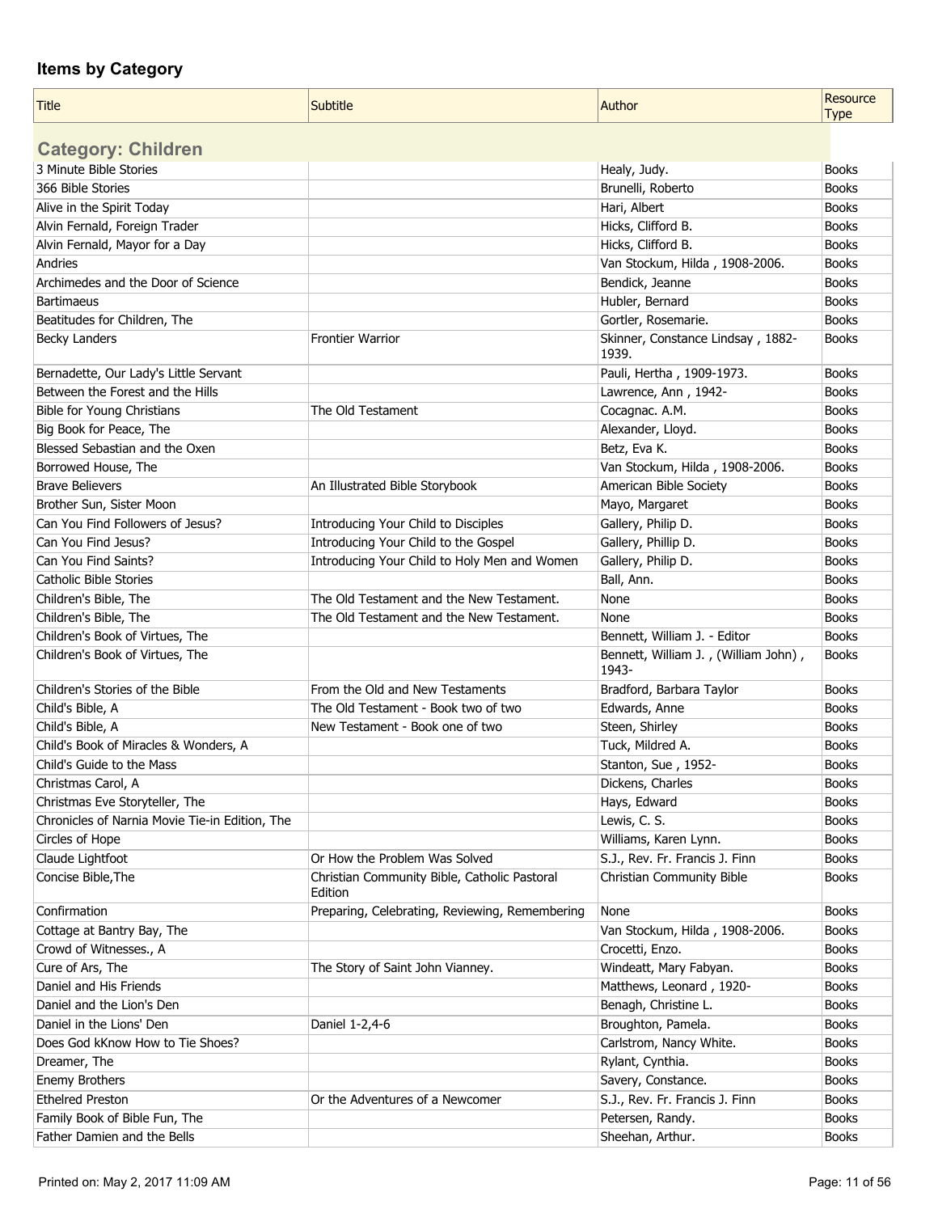## Items by Category

| Title | Subtitle | Author | Resource Type |
|---|---|---|---|
| **Category: Children** | | | |
| 3 Minute Bible Stories | | Healy, Judy. | Books |
| 366 Bible Stories | | Brunelli, Roberto | Books |
| Alive in the Spirit Today | | Hari, Albert | Books |
| Alvin Fernald, Foreign Trader | | Hicks, Clifford B. | Books |
| Alvin Fernald, Mayor for a Day | | Hicks, Clifford B. | Books |
| Andries | | Van Stockum, Hilda , 1908-2006. | Books |
| Archimedes and the Door of Science | | Bendick, Jeanne | Books |
| Bartimaeus | | Hubler, Bernard | Books |
| Beatitudes for Children, The | | Gortler, Rosemarie. | Books |
| Becky Landers | Frontier Warrior | Skinner, Constance Lindsay , 1882-1939. | Books |
| Bernadette, Our Lady's Little Servant | | Pauli, Hertha , 1909-1973. | Books |
| Between the Forest and the Hills | | Lawrence, Ann , 1942- | Books |
| Bible for Young Christians | The Old Testament | Cocagnac. A.M. | Books |
| Big Book for Peace, The | | Alexander, Lloyd. | Books |
| Blessed Sebastian and the Oxen | | Betz, Eva K. | Books |
| Borrowed House, The | | Van Stockum, Hilda , 1908-2006. | Books |
| Brave Believers | An Illustrated Bible Storybook | American Bible Society | Books |
| Brother Sun, Sister Moon | | Mayo, Margaret | Books |
| Can You Find Followers of Jesus? | Introducing Your Child to Disciples | Gallery, Philip D. | Books |
| Can You Find Jesus? | Introducing Your Child to the Gospel | Gallery, Phillip D. | Books |
| Can You Find Saints? | Introducing Your Child to Holy Men and Women | Gallery, Philip D. | Books |
| Catholic Bible Stories | | Ball, Ann. | Books |
| Children's Bible, The | The Old Testament and the New Testament. | None | Books |
| Children's Bible, The | The Old Testament and the New Testament. | None | Books |
| Children's Book of Virtues, The | | Bennett, William J. - Editor | Books |
| Children's Book of Virtues, The | | Bennett, William J. , (William John) , 1943- | Books |
| Children's Stories of the Bible | From the Old and New Testaments | Bradford, Barbara Taylor | Books |
| Child's Bible, A | The Old Testament - Book two of two | Edwards, Anne | Books |
| Child's Bible, A | New Testament - Book one of two | Steen, Shirley | Books |
| Child's Book of Miracles & Wonders, A | | Tuck, Mildred A. | Books |
| Child's Guide to the Mass | | Stanton, Sue , 1952- | Books |
| Christmas Carol, A | | Dickens, Charles | Books |
| Christmas Eve Storyteller, The | | Hays, Edward | Books |
| Chronicles of Narnia Movie Tie-in Edition, The | | Lewis, C. S. | Books |
| Circles of Hope | | Williams, Karen Lynn. | Books |
| Claude Lightfoot | Or How the Problem Was Solved | S.J., Rev. Fr. Francis J. Finn | Books |
| Concise Bible,The | Christian Community Bible, Catholic Pastoral Edition | Christian Community Bible | Books |
| Confirmation | Preparing, Celebrating, Reviewing, Remembering | None | Books |
| Cottage at Bantry Bay, The | | Van Stockum, Hilda , 1908-2006. | Books |
| Crowd of Witnesses., A | | Crocetti, Enzo. | Books |
| Cure of Ars, The | The Story of Saint John Vianney. | Windeatt, Mary Fabyan. | Books |
| Daniel and His Friends | | Matthews, Leonard , 1920- | Books |
| Daniel and the Lion's Den | | Benagh, Christine L. | Books |
| Daniel in the Lions' Den | Daniel 1-2,4-6 | Broughton, Pamela. | Books |
| Does God kKnow How to Tie Shoes? | | Carlstrom, Nancy White. | Books |
| Dreamer, The | | Rylant, Cynthia. | Books |
| Enemy Brothers | | Savery, Constance. | Books |
| Ethelred Preston | Or the Adventures of a Newcomer | S.J., Rev. Fr. Francis J. Finn | Books |
| Family Book of Bible Fun, The | | Petersen, Randy. | Books |
| Father Damien and the Bells | | Sheehan, Arthur. | Books |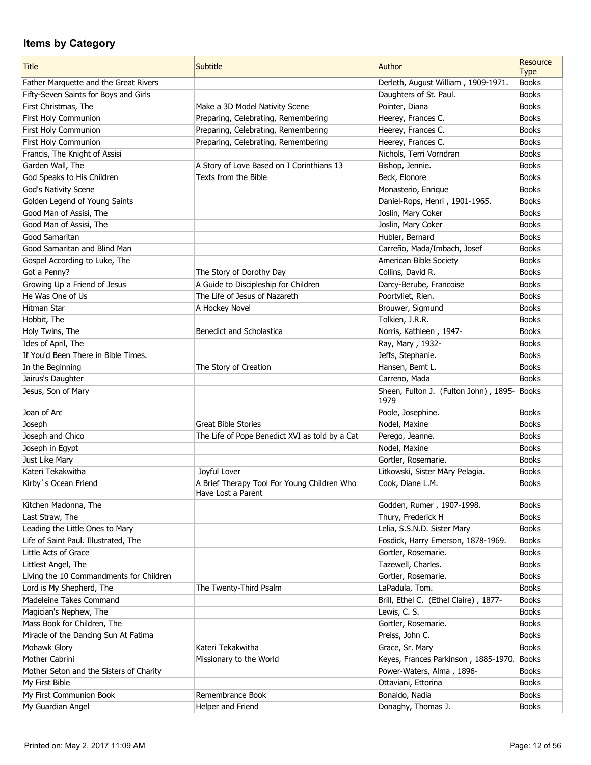## Items by Category

| Title | Subtitle | Author | Resource Type |
|---|---|---|---|
| Father Marquette and the Great Rivers | | Derleth, August William , 1909-1971. | Books |
| Fifty-Seven Saints for Boys and Girls | | Daughters of St. Paul. | Books |
| First Christmas, The | Make a 3D Model Nativity Scene | Pointer, Diana | Books |
| First Holy Communion | Preparing, Celebrating, Remembering | Heerey, Frances C. | Books |
| First Holy Communion | Preparing, Celebrating, Remembering | Heerey, Frances C. | Books |
| First Holy Communion | Preparing, Celebrating, Remembering | Heerey, Frances C. | Books |
| Francis, The Knight of Assisi | | Nichols, Terri Vorndran | Books |
| Garden Wall, The | A Story of Love Based on I Corinthians 13 | Bishop, Jennie. | Books |
| God Speaks to His Children | Texts from the Bible | Beck, Elonore | Books |
| God's Nativity Scene | | Monasterio, Enrique | Books |
| Golden Legend of Young Saints | | Daniel-Rops, Henri , 1901-1965. | Books |
| Good Man of Assisi, The | | Joslin, Mary Coker | Books |
| Good Man of Assisi, The | | Joslin, Mary Coker | Books |
| Good Samaritan | | Hubler, Bernard | Books |
| Good Samaritan and Blind Man | | Carreño, Mada/Imbach, Josef | Books |
| Gospel According to Luke, The | | American Bible Society | Books |
| Got a Penny? | The Story of Dorothy Day | Collins, David R. | Books |
| Growing Up a Friend of Jesus | A Guide to Discipleship for Children | Darcy-Berube, Francoise | Books |
| He Was One of Us | The Life of Jesus of Nazareth | Poortvliet, Rien. | Books |
| Hitman Star | A Hockey Novel | Brouwer, Sigmund | Books |
| Hobbit, The | | Tolkien, J.R.R. | Books |
| Holy Twins, The | Benedict and Scholastica | Norris, Kathleen , 1947- | Books |
| Ides of April, The | | Ray, Mary , 1932- | Books |
| If You'd Been There in Bible Times. | | Jeffs, Stephanie. | Books |
| In the Beginning | The Story of Creation | Hansen, Bemt L. | Books |
| Jairus's Daughter | | Carreno, Mada | Books |
| Jesus, Son of Mary | | Sheen, Fulton J. (Fulton John) , 1895-1979 | Books |
| Joan of Arc | | Poole, Josephine. | Books |
| Joseph | Great Bible Stories | Nodel, Maxine | Books |
| Joseph and Chico | The Life of Pope Benedict XVI as told by a Cat | Perego, Jeanne. | Books |
| Joseph in Egypt | | Nodel, Maxine | Books |
| Just Like Mary | | Gortler, Rosemarie. | Books |
| Kateri Tekakwitha | Joyful Lover | Litkowski, Sister MAry Pelagia. | Books |
| Kirby`s Ocean Friend | A Brief Therapy Tool For Young Children Who Have Lost a Parent | Cook, Diane L.M. | Books |
| Kitchen Madonna, The | | Godden, Rumer , 1907-1998. | Books |
| Last Straw, The | | Thury, Frederick H | Books |
| Leading the Little Ones to Mary | | Lelia, S.S.N.D. Sister Mary | Books |
| Life of Saint Paul. Illustrated, The | | Fosdick, Harry Emerson, 1878-1969. | Books |
| Little Acts of Grace | | Gortler, Rosemarie. | Books |
| Littlest Angel, The | | Tazewell, Charles. | Books |
| Living the 10 Commandments for Children | | Gortler, Rosemarie. | Books |
| Lord is My Shepherd, The | The Twenty-Third Psalm | LaPadula, Tom. | Books |
| Madeleine Takes Command | | Brill, Ethel C. (Ethel Claire) , 1877- | Books |
| Magician's Nephew, The | | Lewis, C. S. | Books |
| Mass Book for Children, The | | Gortler, Rosemarie. | Books |
| Miracle of the Dancing Sun At Fatima | | Preiss, John C. | Books |
| Mohawk Glory | Kateri Tekakwitha | Grace, Sr. Mary | Books |
| Mother Cabrini | Missionary to the World | Keyes, Frances Parkinson , 1885-1970. | Books |
| Mother Seton and the Sisters of Charity | | Power-Waters, Alma , 1896- | Books |
| My First Bible | | Ottaviani, Ettorina | Books |
| My First Communion Book | Remembrance Book | Bonaldo, Nadia | Books |
| My Guardian Angel | Helper and Friend | Donaghy, Thomas J. | Books |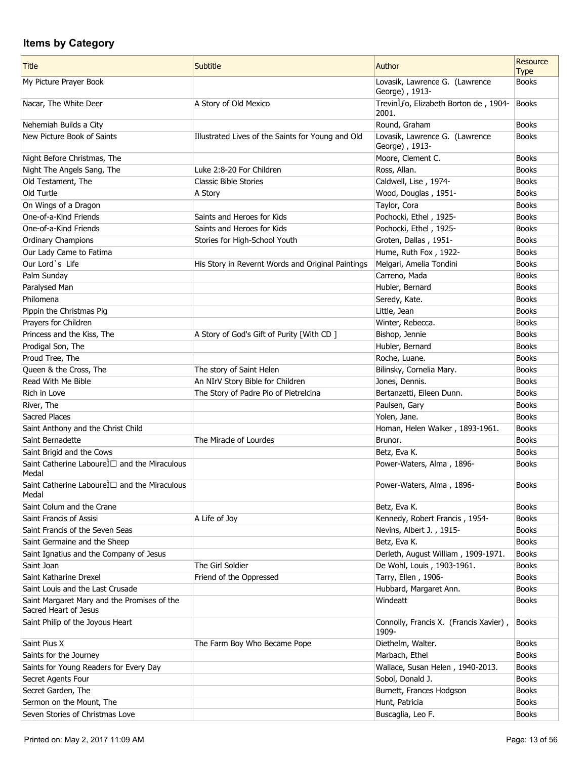## Items by Category

| Title | Subtitle | Author | Resource Type |
|---|---|---|---|
| My Picture Prayer Book | | Lovasik, Lawrence G. (Lawrence George) , 1913- | Books |
| Nacar, The White Deer | A Story of Old Mexico | TreviñÌƒo, Elizabeth Borton de , 1904-2001. | Books |
| Nehemiah Builds a City | | Round, Graham | Books |
| New Picture Book of Saints | Illustrated Lives of the Saints for Young and Old | Lovasik, Lawrence G. (Lawrence George) , 1913- | Books |
| Night Before Christmas, The | | Moore, Clement C. | Books |
| Night The Angels Sang, The | Luke 2:8-20 For Children | Ross, Allan. | Books |
| Old Testament, The | Classic Bible Stories | Caldwell, Lise , 1974- | Books |
| Old Turtle | A Story | Wood, Douglas , 1951- | Books |
| On Wings of a Dragon | | Taylor, Cora | Books |
| One-of-a-Kind Friends | Saints and Heroes for Kids | Pochocki, Ethel , 1925- | Books |
| One-of-a-Kind Friends | Saints and Heroes for Kids | Pochocki, Ethel , 1925- | Books |
| Ordinary Champions | Stories for High-School Youth | Groten, Dallas , 1951- | Books |
| Our Lady Came to Fatima | | Hume, Ruth Fox , 1922- | Books |
| Our Lord`s Life | His Story in Revernt Words and Original Paintings | Melgari, Amelia Tondini | Books |
| Palm Sunday | | Carreno, Mada | Books |
| Paralysed Man | | Hubler, Bernard | Books |
| Philomena | | Seredy, Kate. | Books |
| Pippin the Christmas Pig | | Little, Jean | Books |
| Prayers for Children | | Winter, Rebecca. | Books |
| Princess and the Kiss, The | A Story of God's Gift of Purity [With CD ] | Bishop, Jennie | Books |
| Prodigal Son, The | | Hubler, Bernard | Books |
| Proud Tree, The | | Roche, Luane. | Books |
| Queen & the Cross, The | The story of Saint Helen | Bilinsky, Cornelia Mary. | Books |
| Read With Me Bible | An NIrV Story Bible for Children | Jones, Dennis. | Books |
| Rich in Love | The Story of Padre Pio of Pietrelcina | Bertanzetti, Eileen Dunn. | Books |
| River, The | | Paulsen, Gary | Books |
| Sacred Places | | Yolen, Jane. | Books |
| Saint Anthony and the Christ Child | | Homan, Helen Walker , 1893-1961. | Books |
| Saint Bernadette | The Miracle of Lourdes | Brunor. | Books |
| Saint Brigid and the Cows | | Betz, Eva K. | Books |
| Saint Catherine LabourèÌ□ and the Miraculous Medal | | Power-Waters, Alma , 1896- | Books |
| Saint Catherine LabourèÌ□ and the Miraculous Medal | | Power-Waters, Alma , 1896- | Books |
| Saint Colum and the Crane | | Betz, Eva K. | Books |
| Saint Francis of Assisi | A Life of Joy | Kennedy, Robert Francis , 1954- | Books |
| Saint Francis of the Seven Seas | | Nevins, Albert J. , 1915- | Books |
| Saint Germaine and the Sheep | | Betz, Eva K. | Books |
| Saint Ignatius and the Company of Jesus | | Derleth, August William , 1909-1971. | Books |
| Saint Joan | The Girl Soldier | De Wohl, Louis , 1903-1961. | Books |
| Saint Katharine Drexel | Friend of the Oppressed | Tarry, Ellen , 1906- | Books |
| Saint Louis and the Last Crusade | | Hubbard, Margaret Ann. | Books |
| Saint Margaret Mary and the Promises of the Sacred Heart of Jesus | | Windeatt | Books |
| Saint Philip of the Joyous Heart | | Connolly, Francis X. (Francis Xavier) , 1909- | Books |
| Saint Pius X | The Farm Boy Who Became Pope | Diethelm, Walter. | Books |
| Saints for the Journey | | Marbach, Ethel | Books |
| Saints for Young Readers for Every Day | | Wallace, Susan Helen , 1940-2013. | Books |
| Secret Agents Four | | Sobol, Donald J. | Books |
| Secret Garden, The | | Burnett, Frances Hodgson | Books |
| Sermon on the Mount, The | | Hunt, Patricia | Books |
| Seven Stories of Christmas Love | | Buscaglia, Leo F. | Books |

Printed on: May 2, 2017 11:09 AM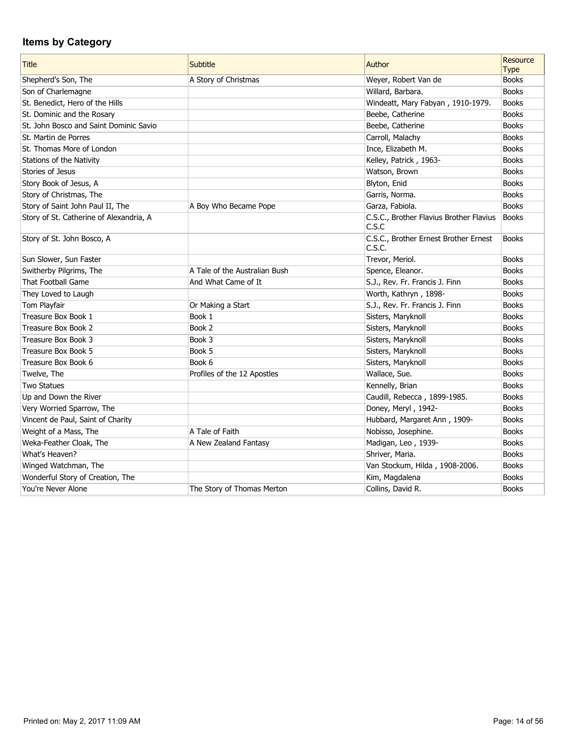## Items by Category

| Title | Subtitle | Author | Resource Type |
|---|---|---|---|
| Shepherd's Son, The | A Story of Christmas | Weyer, Robert Van de | Books |
| Son of Charlemagne | | Willard, Barbara. | Books |
| St. Benedict, Hero of the Hills | | Windeatt, Mary Fabyan , 1910-1979. | Books |
| St. Dominic and the Rosary | | Beebe, Catherine | Books |
| St. John Bosco and Saint Dominic Savio | | Beebe, Catherine | Books |
| St. Martin de Porres | | Carroll, Malachy | Books |
| St. Thomas More of London | | Ince, Elizabeth M. | Books |
| Stations of the Nativity | | Kelley, Patrick , 1963- | Books |
| Stories of Jesus | | Watson, Brown | Books |
| Story Book of Jesus, A | | Blyton, Enid | Books |
| Story of Christmas, The | | Garris, Norma. | Books |
| Story of Saint John Paul II, The | A Boy Who Became Pope | Garza, Fabiola. | Books |
| Story of St. Catherine of Alexandria, A | | C.S.C., Brother Flavius Brother Flavius C.S.C | Books |
| Story of St. John Bosco, A | | C.S.C., Brother Ernest Brother Ernest C.S.C. | Books |
| Sun Slower, Sun Faster | | Trevor, Meriol. | Books |
| Switherby Pilgrims, The | A Tale of the Australian Bush | Spence, Eleanor. | Books |
| That Football Game | And What Came of It | S.J., Rev. Fr. Francis J. Finn | Books |
| They Loved to Laugh | | Worth, Kathryn , 1898- | Books |
| Tom Playfair | Or Making a Start | S.J., Rev. Fr. Francis J. Finn | Books |
| Treasure Box Book 1 | Book 1 | Sisters, Maryknoll | Books |
| Treasure Box Book 2 | Book 2 | Sisters, Maryknoll | Books |
| Treasure Box Book 3 | Book 3 | Sisters, Maryknoll | Books |
| Treasure Box Book 5 | Book 5 | Sisters, Maryknoll | Books |
| Treasure Box Book 6 | Book 6 | Sisters, Maryknoll | Books |
| Twelve, The | Profiles of the 12 Apostles | Wallace, Sue. | Books |
| Two Statues | | Kennelly, Brian | Books |
| Up and Down the River | | Caudill, Rebecca , 1899-1985. | Books |
| Very Worried Sparrow, The | | Doney, Meryl , 1942- | Books |
| Vincent de Paul, Saint of Charity | | Hubbard, Margaret Ann , 1909- | Books |
| Weight of a Mass, The | A Tale of Faith | Nobisso, Josephine. | Books |
| Weka-Feather Cloak, The | A New Zealand Fantasy | Madigan, Leo , 1939- | Books |
| What's Heaven? | | Shriver, Maria. | Books |
| Winged Watchman, The | | Van Stockum, Hilda , 1908-2006. | Books |
| Wonderful Story of Creation, The | | Kim, Magdalena | Books |
| You're Never Alone | The Story of Thomas Merton | Collins, David R. | Books |

Printed on: May 2, 2017 11:09 AM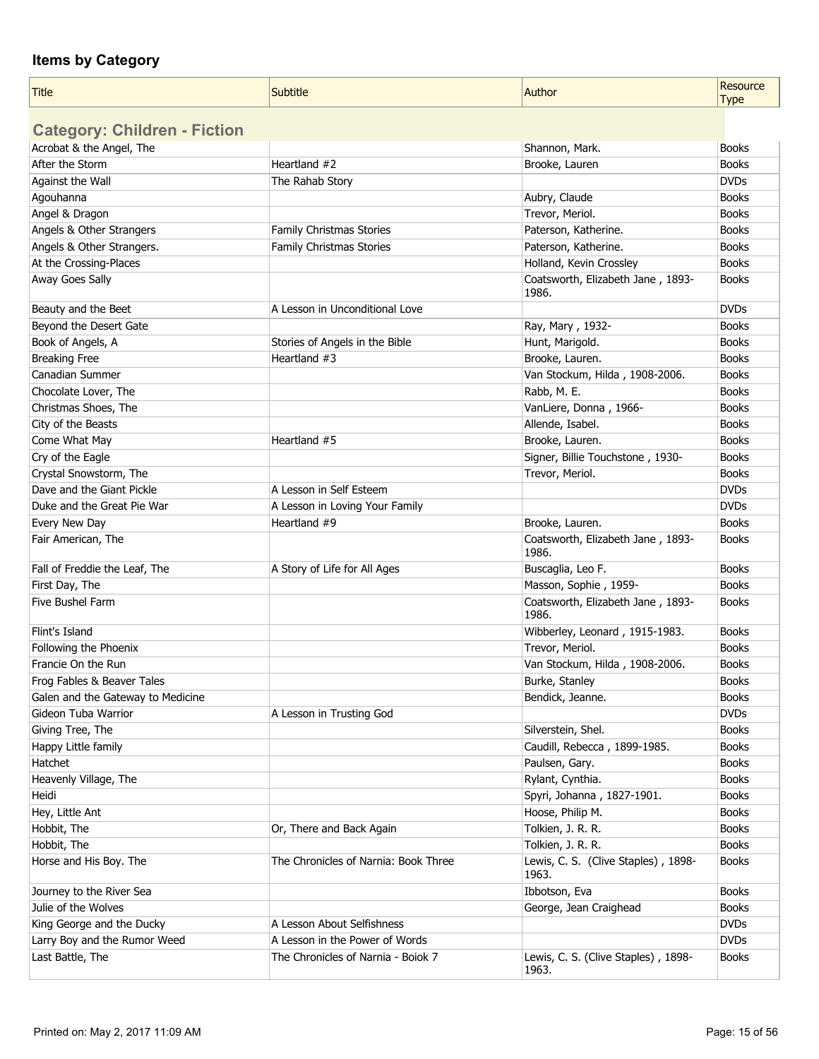## Items by Category

| Title | Subtitle | Author | Resource Type |
|---|---|---|---|
| **Category: Children - Fiction** | | | |
| Acrobat & the Angel, The | | Shannon, Mark. | Books |
| After the Storm | Heartland #2 | Brooke, Lauren | Books |
| Against the Wall | The Rahab Story | | DVDs |
| Agouhanna | | Aubry, Claude | Books |
| Angel & Dragon | | Trevor, Meriol. | Books |
| Angels & Other Strangers | Family Christmas Stories | Paterson, Katherine. | Books |
| Angels & Other Strangers. | Family Christmas Stories | Paterson, Katherine. | Books |
| At the Crossing-Places | | Holland, Kevin Crossley | Books |
| Away Goes Sally | | Coatsworth, Elizabeth Jane , 1893-1986. | Books |
| Beauty and the Beet | A Lesson in Unconditional Love | | DVDs |
| Beyond the Desert Gate | | Ray, Mary , 1932- | Books |
| Book of Angels, A | Stories of Angels in the Bible | Hunt, Marigold. | Books |
| Breaking Free | Heartland #3 | Brooke, Lauren. | Books |
| Canadian Summer | | Van Stockum, Hilda , 1908-2006. | Books |
| Chocolate Lover, The | | Rabb, M. E. | Books |
| Christmas Shoes, The | | VanLiere, Donna , 1966- | Books |
| City of the Beasts | | Allende, Isabel. | Books |
| Come What May | Heartland #5 | Brooke, Lauren. | Books |
| Cry of the Eagle | | Signer, Billie Touchstone , 1930- | Books |
| Crystal Snowstorm, The | | Trevor, Meriol. | Books |
| Dave and the Giant Pickle | A Lesson in Self Esteem | | DVDs |
| Duke and the Great Pie War | A Lesson in Loving Your Family | | DVDs |
| Every New Day | Heartland #9 | Brooke, Lauren. | Books |
| Fair American, The | | Coatsworth, Elizabeth Jane , 1893-1986. | Books |
| Fall of Freddie the Leaf, The | A Story of Life for All Ages | Buscaglia, Leo F. | Books |
| First Day, The | | Masson, Sophie , 1959- | Books |
| Five Bushel Farm | | Coatsworth, Elizabeth Jane , 1893-1986. | Books |
| Flint's Island | | Wibberley, Leonard , 1915-1983. | Books |
| Following the Phoenix | | Trevor, Meriol. | Books |
| Francie On the Run | | Van Stockum, Hilda , 1908-2006. | Books |
| Frog Fables & Beaver Tales | | Burke, Stanley | Books |
| Galen and the Gateway to Medicine | | Bendick, Jeanne. | Books |
| Gideon Tuba Warrior | A Lesson in Trusting God | | DVDs |
| Giving Tree, The | | Silverstein, Shel. | Books |
| Happy Little family | | Caudill, Rebecca , 1899-1985. | Books |
| Hatchet | | Paulsen, Gary. | Books |
| Heavenly Village, The | | Rylant, Cynthia. | Books |
| Heidi | | Spyri, Johanna , 1827-1901. | Books |
| Hey, Little Ant | | Hoose, Philip M. | Books |
| Hobbit, The | Or, There and Back Again | Tolkien, J. R. R. | Books |
| Hobbit, The | | Tolkien, J. R. R. | Books |
| Horse and His Boy. The | The Chronicles of Narnia: Book Three | Lewis, C. S. (Clive Staples) , 1898-1963. | Books |
| Journey to the River Sea | | Ibbotson, Eva | Books |
| Julie of the Wolves | | George, Jean Craighead | Books |
| King George and the Ducky | A Lesson About Selfishness | | DVDs |
| Larry Boy and the Rumor Weed | A Lesson in the Power of Words | | DVDs |
| Last Battle, The | The Chronicles of Narnia - Boiok 7 | Lewis, C. S. (Clive Staples) , 1898-1963. | Books |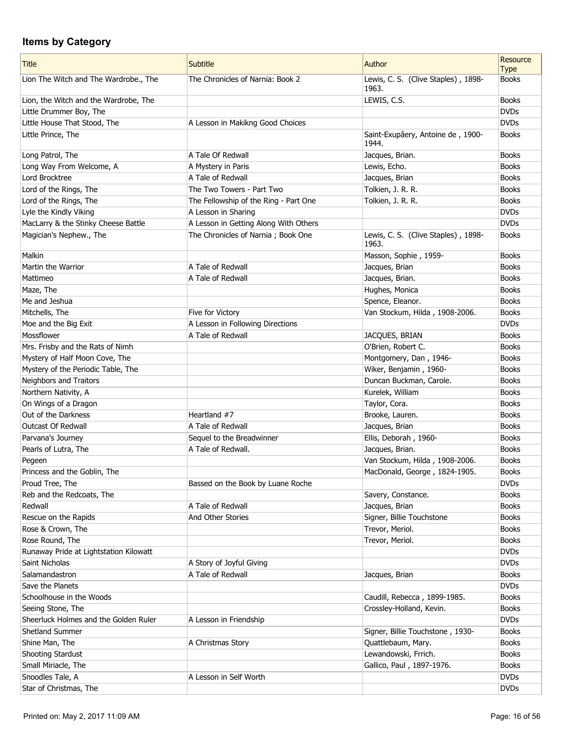## Items by Category

| Title | Subtitle | Author | Resource Type |
|---|---|---|---|
| Lion The Witch and The Wardrobe., The | The Chronicles of Narnia: Book 2 | Lewis, C. S. (Clive Staples) , 1898-1963. | Books |
| Lion, the Witch and the Wardrobe, The | | LEWIS, C.S. | Books |
| Little Drummer Boy, The | | | DVDs |
| Little House That Stood, The | A Lesson in Makikng Good Choices | | DVDs |
| Little Prince, The | | Saint-Exupâery, Antoine de , 1900-1944. | Books |
| Long Patrol, The | A Tale Of Redwall | Jacques, Brian. | Books |
| Long Way From Welcome, A | A Mystery in Paris | Lewis, Echo. | Books |
| Lord Brocktree | A Tale of Redwall | Jacques, Brian | Books |
| Lord of the Rings, The | The Two Towers - Part Two | Tolkien, J. R. R. | Books |
| Lord of the Rings, The | The Fellowship of the Ring - Part One | Tolkien, J. R. R. | Books |
| Lyle the Kindly Viking | A Lesson in Sharing | | DVDs |
| MacLarry & the Stinky Cheese Battle | A Lesson in Getting Along With Others | | DVDs |
| Magician's Nephew., The | The Chronicles of Narnia ; Book One | Lewis, C. S. (Clive Staples) , 1898-1963. | Books |
| Malkin | | Masson, Sophie , 1959- | Books |
| Martin the Warrior | A Tale of Redwall | Jacques, Brian | Books |
| Mattimeo | A Tale of Redwall | Jacques, Brian. | Books |
| Maze, The | | Hughes, Monica | Books |
| Me and Jeshua | | Spence, Eleanor. | Books |
| Mitchells, The | Five for Victory | Van Stockum, Hilda , 1908-2006. | Books |
| Moe and the Big Exit | A Lesson in Following Directions | | DVDs |
| Mossflower | A Tale of Redwall | JACQUES, BRIAN | Books |
| Mrs. Frisby and the Rats of Nimh | | O'Brien, Robert C. | Books |
| Mystery of Half Moon Cove, The | | Montgomery, Dan , 1946- | Books |
| Mystery of the Periodic Table, The | | Wiker, Benjamin , 1960- | Books |
| Neighbors and Traitors | | Duncan Buckman, Carole. | Books |
| Northern Nativity, A | | Kurelek, William | Books |
| On Wings of a Dragon | | Taylor, Cora. | Books |
| Out of the Darkness | Heartland #7 | Brooke, Lauren. | Books |
| Outcast Of Redwall | A Tale of Redwall | Jacques, Brian | Books |
| Parvana's Journey | Sequel to the Breadwinner | Ellis, Deborah , 1960- | Books |
| Pearls of Lutra, The | A Tale of Redwall. | Jacques, Brian. | Books |
| Pegeen | | Van Stockum, Hilda , 1908-2006. | Books |
| Princess and the Goblin, The | | MacDonald, George , 1824-1905. | Books |
| Proud Tree, The | Bassed on the Book by Luane Roche | | DVDs |
| Reb and the Redcoats, The | | Savery, Constance. | Books |
| Redwall | A Tale of Redwall | Jacques, Brian | Books |
| Rescue on the Rapids | And Other Stories | Signer, Billie Touchstone | Books |
| Rose & Crown, The | | Trevor, Meriol. | Books |
| Rose Round, The | | Trevor, Meriol. | Books |
| Runaway Pride at Lightstation Kilowatt | | | DVDs |
| Saint Nicholas | A Story of Joyful Giving | | DVDs |
| Salamandastron | A Tale of Redwall | Jacques, Brian | Books |
| Save the Planets | | | DVDs |
| Schoolhouse in the Woods | | Caudill, Rebecca , 1899-1985. | Books |
| Seeing Stone, The | | Crossley-Holland, Kevin. | Books |
| Sheerluck Holmes and the Golden Ruler | A Lesson in Friendship | | DVDs |
| Shetland Summer | | Signer, Billie Touchstone , 1930- | Books |
| Shine Man, The | A Christmas Story | Quattlebaum, Mary. | Books |
| Shooting Stardust | | Lewandowski, Frrich. | Books |
| Small Miriacle, The | | Gallico, Paul , 1897-1976. | Books |
| Snoodles Tale, A | A Lesson in Self Worth | | DVDs |
| Star of Christmas, The | | | DVDs |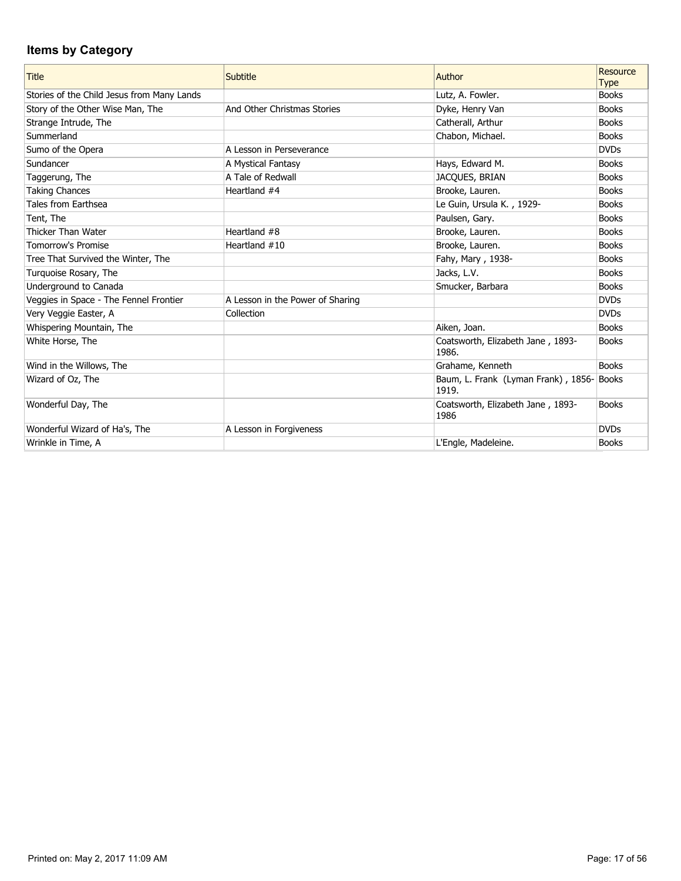## Items by Category

| Title | Subtitle | Author | Resource Type |
|---|---|---|---|
| Stories of the Child Jesus from Many Lands | | Lutz, A. Fowler. | Books |
| Story of the Other Wise Man, The | And Other Christmas Stories | Dyke, Henry Van | Books |
| Strange Intrude, The | | Catherall, Arthur | Books |
| Summerland | | Chabon, Michael. | Books |
| Sumo of the Opera | A Lesson in Perseverance | | DVDs |
| Sundancer | A Mystical Fantasy | Hays, Edward M. | Books |
| Taggerung, The | A Tale of Redwall | JACQUES, BRIAN | Books |
| Taking Chances | Heartland #4 | Brooke, Lauren. | Books |
| Tales from Earthsea | | Le Guin, Ursula K. , 1929- | Books |
| Tent, The | | Paulsen, Gary. | Books |
| Thicker Than Water | Heartland #8 | Brooke, Lauren. | Books |
| Tomorrow's Promise | Heartland #10 | Brooke, Lauren. | Books |
| Tree That Survived the Winter, The | | Fahy, Mary , 1938- | Books |
| Turquoise Rosary, The | | Jacks, L.V. | Books |
| Underground to Canada | | Smucker, Barbara | Books |
| Veggies in Space - The Fennel Frontier | A Lesson in the Power of Sharing | | DVDs |
| Very Veggie Easter, A | Collection | | DVDs |
| Whispering Mountain, The | | Aiken, Joan. | Books |
| White Horse, The | | Coatsworth, Elizabeth Jane , 1893-1986. | Books |
| Wind in the Willows, The | | Grahame, Kenneth | Books |
| Wizard of Oz, The | | Baum, L. Frank (Lyman Frank) , 1856-1919. | Books |
| Wonderful Day, The | | Coatsworth, Elizabeth Jane , 1893-1986 | Books |
| Wonderful Wizard of Ha's, The | A Lesson in Forgiveness | | DVDs |
| Wrinkle in Time, A | | L'Engle, Madeleine. | Books |

Printed on: May 2, 2017 11:09 AM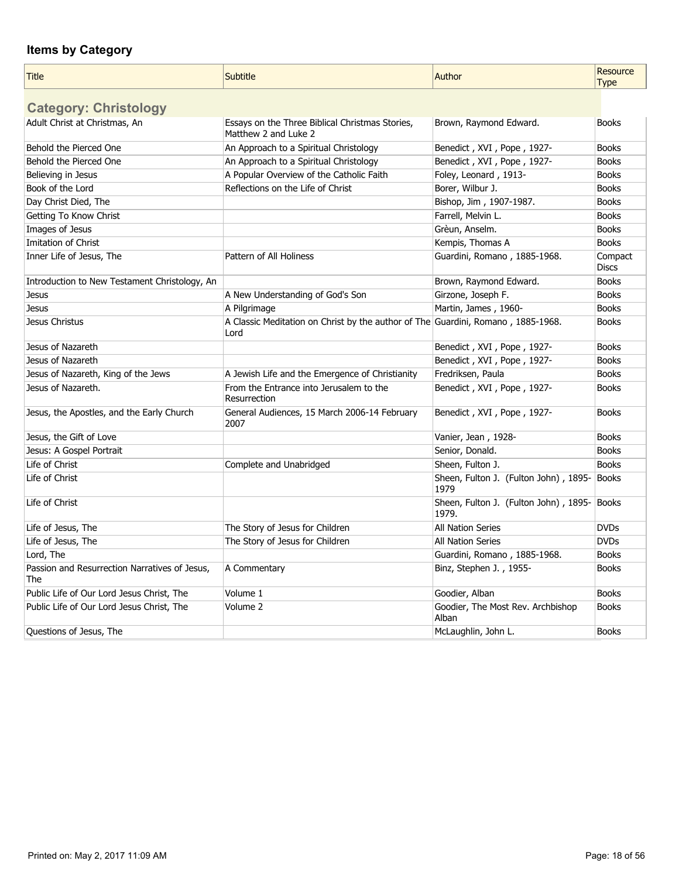## Items by Category

| Title | Subtitle | Author | Resource Type |
|---|---|---|---|
| **Category: Christology** | | | |
| Adult Christ at Christmas, An | Essays on the Three Biblical Christmas Stories, Matthew 2 and Luke 2 | Brown, Raymond Edward. | Books |
| Behold the Pierced One | An Approach to a Spiritual Christology | Benedict , XVI , Pope , 1927- | Books |
| Behold the Pierced One | An Approach to a Spiritual Christology | Benedict , XVI , Pope , 1927- | Books |
| Believing in Jesus | A Popular Overview of the Catholic Faith | Foley, Leonard , 1913- | Books |
| Book of the Lord | Reflections on the Life of Christ | Borer, Wilbur J. | Books |
| Day Christ Died, The | | Bishop, Jim , 1907-1987. | Books |
| Getting To Know Christ | | Farrell, Melvin L. | Books |
| Images of Jesus | | Grèun, Anselm. | Books |
| Imitation of Christ | | Kempis, Thomas A | Books |
| Inner Life of Jesus, The | Pattern of All Holiness | Guardini, Romano , 1885-1968. | Compact Discs |
| Introduction to New Testament Christology, An | | Brown, Raymond Edward. | Books |
| Jesus | A New Understanding of God's Son | Girzone, Joseph F. | Books |
| Jesus | A Pilgrimage | Martin, James , 1960- | Books |
| Jesus Christus | A Classic Meditation on Christ by the author of The Lord | Guardini, Romano , 1885-1968. | Books |
| Jesus of Nazareth | | Benedict , XVI , Pope , 1927- | Books |
| Jesus of Nazareth | | Benedict , XVI , Pope , 1927- | Books |
| Jesus of Nazareth, King of the Jews | A Jewish Life and the Emergence of Christianity | Fredriksen, Paula | Books |
| Jesus of Nazareth. | From the Entrance into Jerusalem to the Resurrection | Benedict , XVI , Pope , 1927- | Books |
| Jesus, the Apostles, and the Early Church | General Audiences, 15 March 2006-14 February 2007 | Benedict , XVI , Pope , 1927- | Books |
| Jesus, the Gift of Love | | Vanier, Jean , 1928- | Books |
| Jesus: A Gospel Portrait | | Senior, Donald. | Books |
| Life of Christ | Complete and Unabridged | Sheen, Fulton J. | Books |
| Life of Christ | | Sheen, Fulton J. (Fulton John) , 1895-1979 | Books |
| Life of Christ | | Sheen, Fulton J. (Fulton John) , 1895-1979. | Books |
| Life of Jesus, The | The Story of Jesus for Children | All Nation Series | DVDs |
| Life of Jesus, The | The Story of Jesus for Children | All Nation Series | DVDs |
| Lord, The | | Guardini, Romano , 1885-1968. | Books |
| Passion and Resurrection Narratives of Jesus, The | A Commentary | Binz, Stephen J. , 1955- | Books |
| Public Life of Our Lord Jesus Christ, The | Volume 1 | Goodier, Alban | Books |
| Public Life of Our Lord Jesus Christ, The | Volume 2 | Goodier, The Most Rev. Archbishop Alban | Books |
| Questions of Jesus, The | | McLaughlin, John L. | Books |

Printed on: May 2, 2017 11:09 AM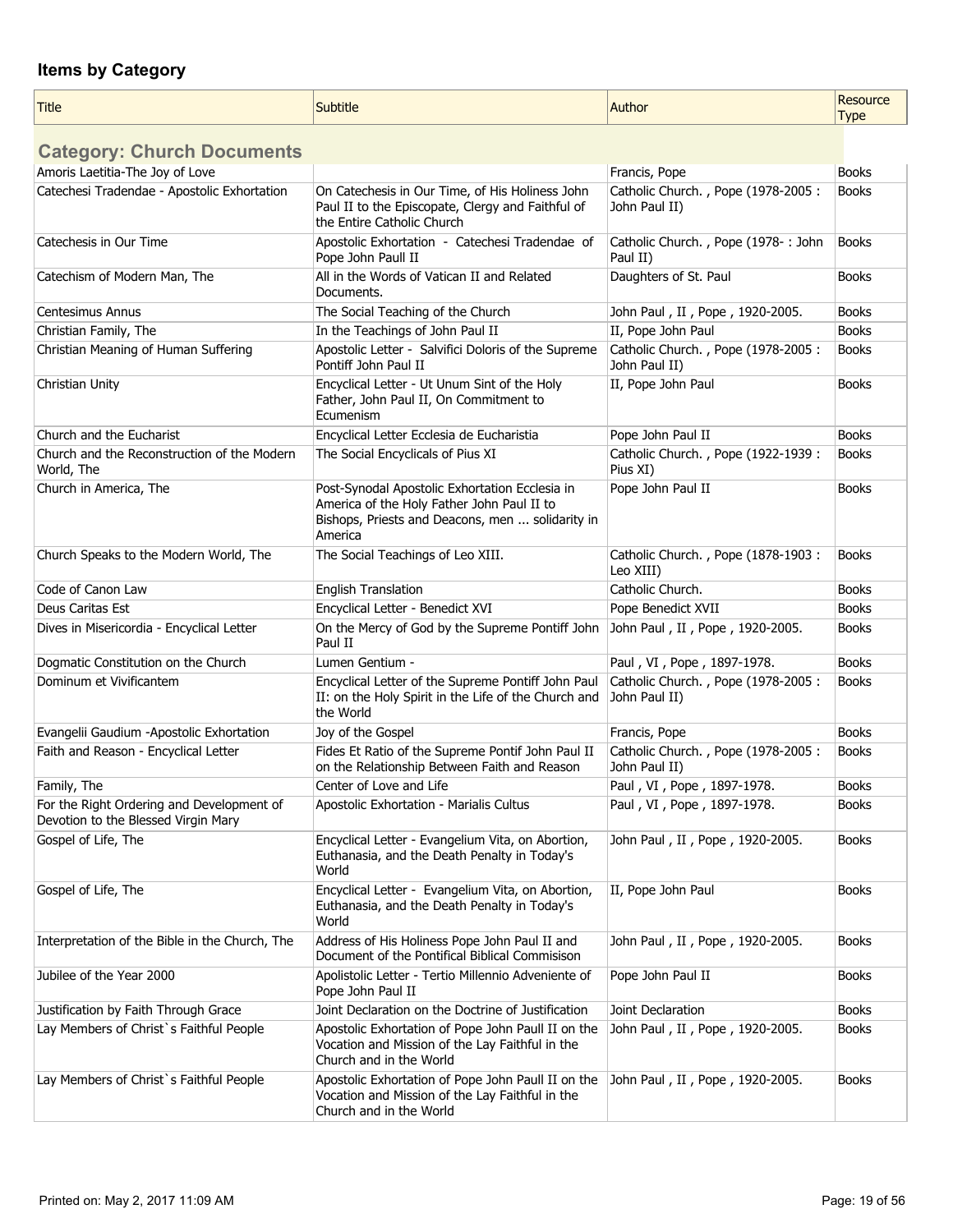## Items by Category

| Title | Subtitle | Author | Resource Type |
| --- | --- | --- | --- |
| **Category: Church Documents** | | | |
| Amoris Laetitia-The Joy of Love | | Francis, Pope | Books |
| Catechesi Tradendae - Apostolic Exhortation | On Catechesis in Our Time, of His Holiness John Paul II to the Episcopate, Clergy and Faithful of the Entire Catholic Church | Catholic Church. , Pope (1978-2005 : John Paul II) | Books |
| Catechesis in Our Time | Apostolic Exhortation - Catechesi Tradendae of Pope John Paull II | Catholic Church. , Pope (1978- : John Paul II) | Books |
| Catechism of Modern Man, The | All in the Words of Vatican II and Related Documents. | Daughters of St. Paul | Books |
| Centesimus Annus | The Social Teaching of the Church | John Paul , II , Pope , 1920-2005. | Books |
| Christian Family, The | In the Teachings of John Paul II | II, Pope John Paul | Books |
| Christian Meaning of Human Suffering | Apostolic Letter - Salvifici Doloris of the Supreme Pontiff John Paul II | Catholic Church. , Pope (1978-2005 : John Paul II) | Books |
| Christian Unity | Encyclical Letter - Ut Unum Sint of the Holy Father, John Paul II, On Commitment to Ecumenism | II, Pope John Paul | Books |
| Church and the Eucharist | Encyclical Letter Ecclesia de Eucharistia | Pope John Paul II | Books |
| Church and the Reconstruction of the Modern World, The | The Social Encyclicals of Pius XI | Catholic Church. , Pope (1922-1939 : Pius XI) | Books |
| Church in America, The | Post-Synodal Apostolic Exhortation Ecclesia in America of the Holy Father John Paul II to Bishops, Priests and Deacons, men ... solidarity in America | Pope John Paul II | Books |
| Church Speaks to the Modern World, The | The Social Teachings of Leo XIII. | Catholic Church. , Pope (1878-1903 : Leo XIII) | Books |
| Code of Canon Law | English Translation | Catholic Church. | Books |
| Deus Caritas Est | Encyclical Letter - Benedict XVI | Pope Benedict XVII | Books |
| Dives in Misericordia - Encyclical Letter | On the Mercy of God by the Supreme Pontiff John Paul II | John Paul , II , Pope , 1920-2005. | Books |
| Dogmatic Constitution on the Church | Lumen Gentium - | Paul , VI , Pope , 1897-1978. | Books |
| Dominum et Vivificantem | Encyclical Letter of the Supreme Pontiff John Paul II: on the Holy Spirit in the Life of the Church and the World | Catholic Church. , Pope (1978-2005 : John Paul II) | Books |
| Evangelii Gaudium -Apostolic Exhortation | Joy of the Gospel | Francis, Pope | Books |
| Faith and Reason - Encyclical Letter | Fides Et Ratio of the Supreme Pontif John Paul II on the Relationship Between Faith and Reason | Catholic Church. , Pope (1978-2005 : John Paul II) | Books |
| Family, The | Center of Love and Life | Paul , VI , Pope , 1897-1978. | Books |
| For the Right Ordering and Development of Devotion to the Blessed Virgin Mary | Apostolic Exhortation - Marialis Cultus | Paul , VI , Pope , 1897-1978. | Books |
| Gospel of Life, The | Encyclical Letter - Evangelium Vita, on Abortion, Euthanasia, and the Death Penalty in Today's World | John Paul , II , Pope , 1920-2005. | Books |
| Gospel of Life, The | Encyclical Letter - Evangelium Vita, on Abortion, Euthanasia, and the Death Penalty in Today's World | II, Pope John Paul | Books |
| Interpretation of the Bible in the Church, The | Address of His Holiness Pope John Paul II and Document of the Pontifical Biblical Commisison | John Paul , II , Pope , 1920-2005. | Books |
| Jubilee of the Year 2000 | Apolistolic Letter - Tertio Millennio Adveniente of Pope John Paul II | Pope John Paul II | Books |
| Justification by Faith Through Grace | Joint Declaration on the Doctrine of Justification | Joint Declaration | Books |
| Lay Members of Christ`s Faithful People | Apostolic Exhortation of Pope John Paull II on the Vocation and Mission of the Lay Faithful in the Church and in the World | John Paul , II , Pope , 1920-2005. | Books |
| Lay Members of Christ`s Faithful People | Apostolic Exhortation of Pope John Paull II on the Vocation and Mission of the Lay Faithful in the Church and in the World | John Paul , II , Pope , 1920-2005. | Books |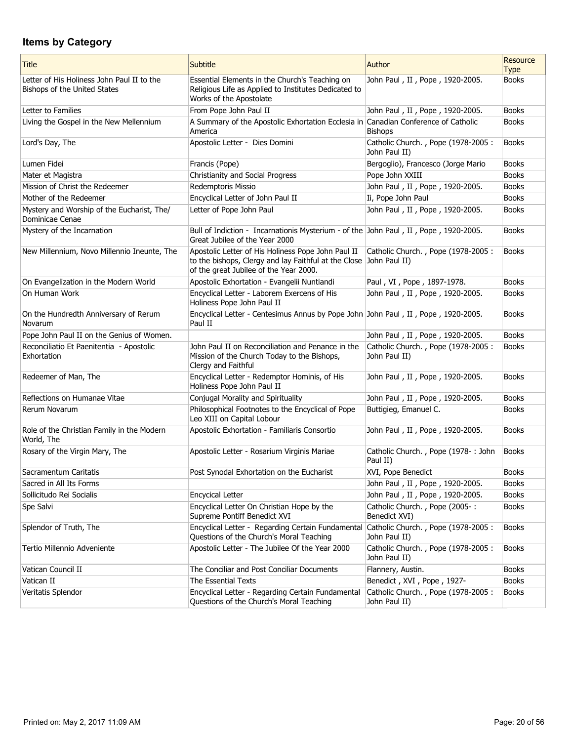### Items by Category

| Title | Subtitle | Author | Resource Type |
|---|---|---|---|
| Letter of His Holiness John Paul II to the Bishops of the United States | Essential Elements in the Church's Teaching on Religious Life as Applied to Institutes Dedicated to Works of the Apostolate | John Paul , II , Pope , 1920-2005. | Books |
| Letter to Families | From Pope John Paul II | John Paul , II , Pope , 1920-2005. | Books |
| Living the Gospel in the New Mellennium | A Summary of the Apostolic Exhortation Ecclesia in America | Canadian Conference of Catholic Bishops | Books |
| Lord's Day, The | Apostolic Letter - Dies Domini | Catholic Church. , Pope (1978-2005 : John Paul II) | Books |
| Lumen Fidei | Francis (Pope) | Bergoglio), Francesco (Jorge Mario | Books |
| Mater et Magistra | Christianity and Social Progress | Pope John XXIII | Books |
| Mission of Christ the Redeemer | Redemptoris Missio | John Paul , II , Pope , 1920-2005. | Books |
| Mother of the Redeemer | Encyclical Letter of John Paul II | Ii, Pope John Paul | Books |
| Mystery and Worship of the Eucharist, The/ Dominicae Cenae | Letter of Pope John Paul | John Paul , II , Pope , 1920-2005. | Books |
| Mystery of the Incarnation | Bull of Indiction - Incarnationis Mysterium - of the Great Jubilee of the Year 2000 | John Paul , II , Pope , 1920-2005. | Books |
| New Millennium, Novo Millennio Ineunte, The | Apostolic Letter of His Holiness Pope John Paul II to the bishops, Clergy and lay Faithful at the Close of the great Jubilee of the Year 2000. | Catholic Church. , Pope (1978-2005 : John Paul II) | Books |
| On Evangelization in the Modern World | Apostolic Exhortation - Evangelii Nuntiandi | Paul , VI , Pope , 1897-1978. | Books |
| On Human Work | Encyclical Letter - Laborem Exercens of His Holiness Pope John Paul II | John Paul , II , Pope , 1920-2005. | Books |
| On the Hundredth Anniversary of Rerum Novarum | Encyclical Letter - Centesimus Annus by Pope John Paul II | John Paul , II , Pope , 1920-2005. | Books |
| Pope John Paul II on the Genius of Women. | | John Paul , II , Pope , 1920-2005. | Books |
| Reconciliatio Et Paenitentia - Apostolic Exhortation | John Paul II on Reconciliation and Penance in the Mission of the Church Today to the Bishops, Clergy and Faithful | Catholic Church. , Pope (1978-2005 : John Paul II) | Books |
| Redeemer of Man, The | Encyclical Letter - Redemptor Hominis, of His Holiness Pope John Paul II | John Paul , II , Pope , 1920-2005. | Books |
| Reflections on Humanae Vitae | Conjugal Morality and Spirituality | John Paul , II , Pope , 1920-2005. | Books |
| Rerum Novarum | Philosophical Footnotes to the Encyclical of Pope Leo XIII on Capital Lobour | Buttigieg, Emanuel C. | Books |
| Role of the Christian Family in the Modern World, The | Apostolic Exhortation - Familiaris Consortio | John Paul , II , Pope , 1920-2005. | Books |
| Rosary of the Virgin Mary, The | Apostolic Letter - Rosarium Virginis Mariae | Catholic Church. , Pope (1978- : John Paul II) | Books |
| Sacramentum Caritatis | Post Synodal Exhortation on the Eucharist | XVI, Pope Benedict | Books |
| Sacred in All Its Forms | | John Paul , II , Pope , 1920-2005. | Books |
| Sollicitudo Rei Socialis | Encycical Letter | John Paul , II , Pope , 1920-2005. | Books |
| Spe Salvi | Encyclical Letter On Christian Hope by the Supreme Pontiff Benedict XVI | Catholic Church. , Pope (2005- : Benedict XVI) | Books |
| Splendor of Truth, The | Encyclical Letter - Regarding Certain Fundamental Questions of the Church's Moral Teaching | Catholic Church. , Pope (1978-2005 : John Paul II) | Books |
| Tertio Millennio Adveniente | Apostolic Letter - The Jubilee Of the Year 2000 | Catholic Church. , Pope (1978-2005 : John Paul II) | Books |
| Vatican Council II | The Conciliar and Post Conciliar Documents | Flannery, Austin. | Books |
| Vatican II | The Essential Texts | Benedict , XVI , Pope , 1927- | Books |
| Veritatis Splendor | Encyclical Letter - Regarding Certain Fundamental Questions of the Church's Moral Teaching | Catholic Church. , Pope (1978-2005 : John Paul II) | Books |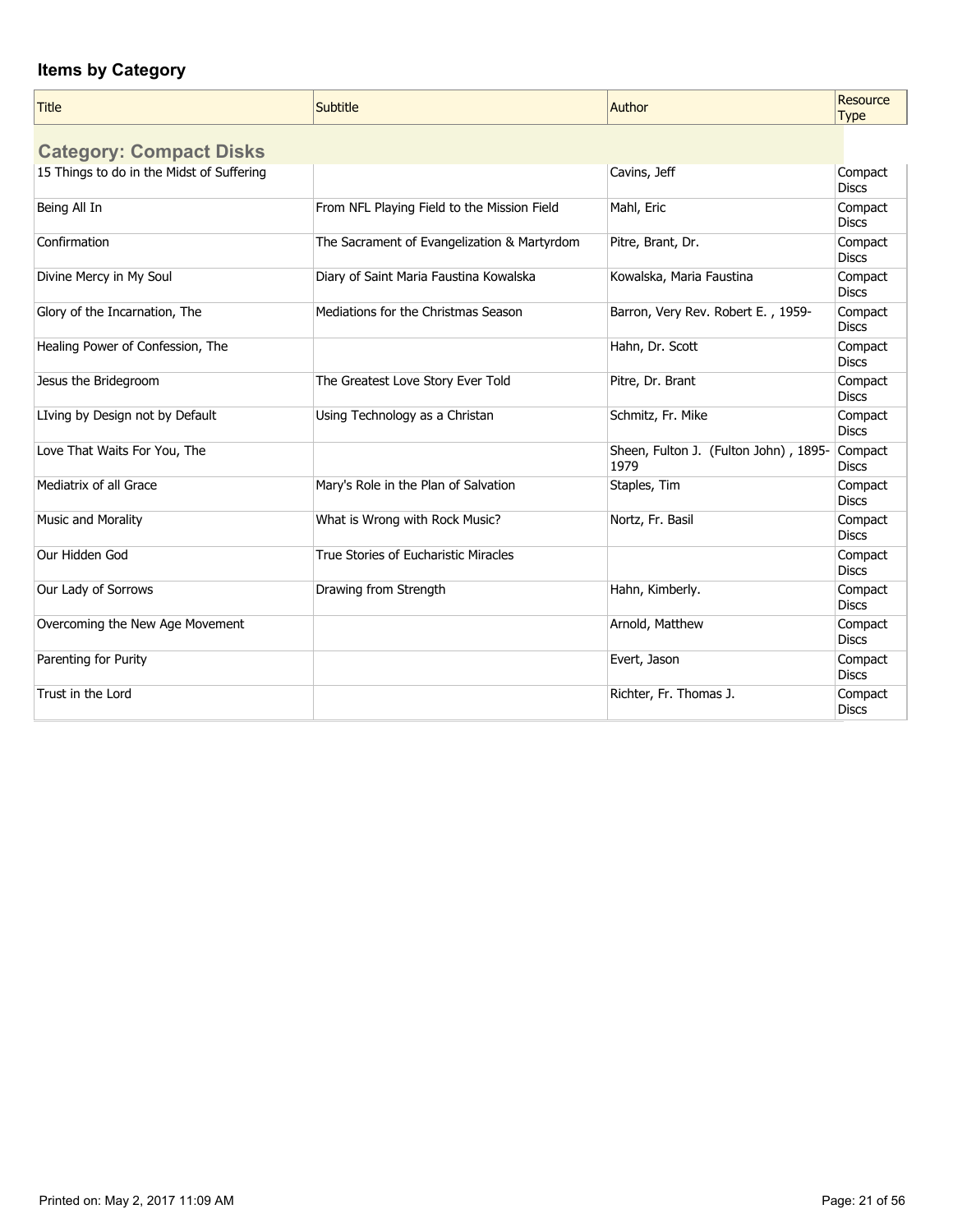## Items by Category

| Title | Subtitle | Author | Resource Type |
| --- | --- | --- | --- |
| **Category: Compact Disks** | | | |
| 15 Things to do in the Midst of Suffering | | Cavins, Jeff | Compact Discs |
| Being All In | From NFL Playing Field to the Mission Field | Mahl, Eric | Compact Discs |
| Confirmation | The Sacrament of Evangelization & Martyrdom | Pitre, Brant, Dr. | Compact Discs |
| Divine Mercy in My Soul | Diary of Saint Maria Faustina Kowalska | Kowalska, Maria Faustina | Compact Discs |
| Glory of the Incarnation, The | Mediations for the Christmas Season | Barron, Very Rev. Robert E. , 1959- | Compact Discs |
| Healing Power of Confession, The | | Hahn, Dr. Scott | Compact Discs |
| Jesus the Bridegroom | The Greatest Love Story Ever Told | Pitre, Dr. Brant | Compact Discs |
| LIving by Design not by Default | Using Technology as a Christan | Schmitz, Fr. Mike | Compact Discs |
| Love That Waits For You, The | | Sheen, Fulton J. (Fulton John) , 1895-1979 | Compact Discs |
| Mediatrix of all Grace | Mary's Role in the Plan of Salvation | Staples, Tim | Compact Discs |
| Music and Morality | What is Wrong with Rock Music? | Nortz, Fr. Basil | Compact Discs |
| Our Hidden God | True Stories of Eucharistic Miracles | | Compact Discs |
| Our Lady of Sorrows | Drawing from Strength | Hahn, Kimberly. | Compact Discs |
| Overcoming the New Age Movement | | Arnold, Matthew | Compact Discs |
| Parenting for Purity | | Evert, Jason | Compact Discs |
| Trust in the Lord | | Richter, Fr. Thomas J. | Compact Discs |

Printed on: May 2, 2017 11:09 AM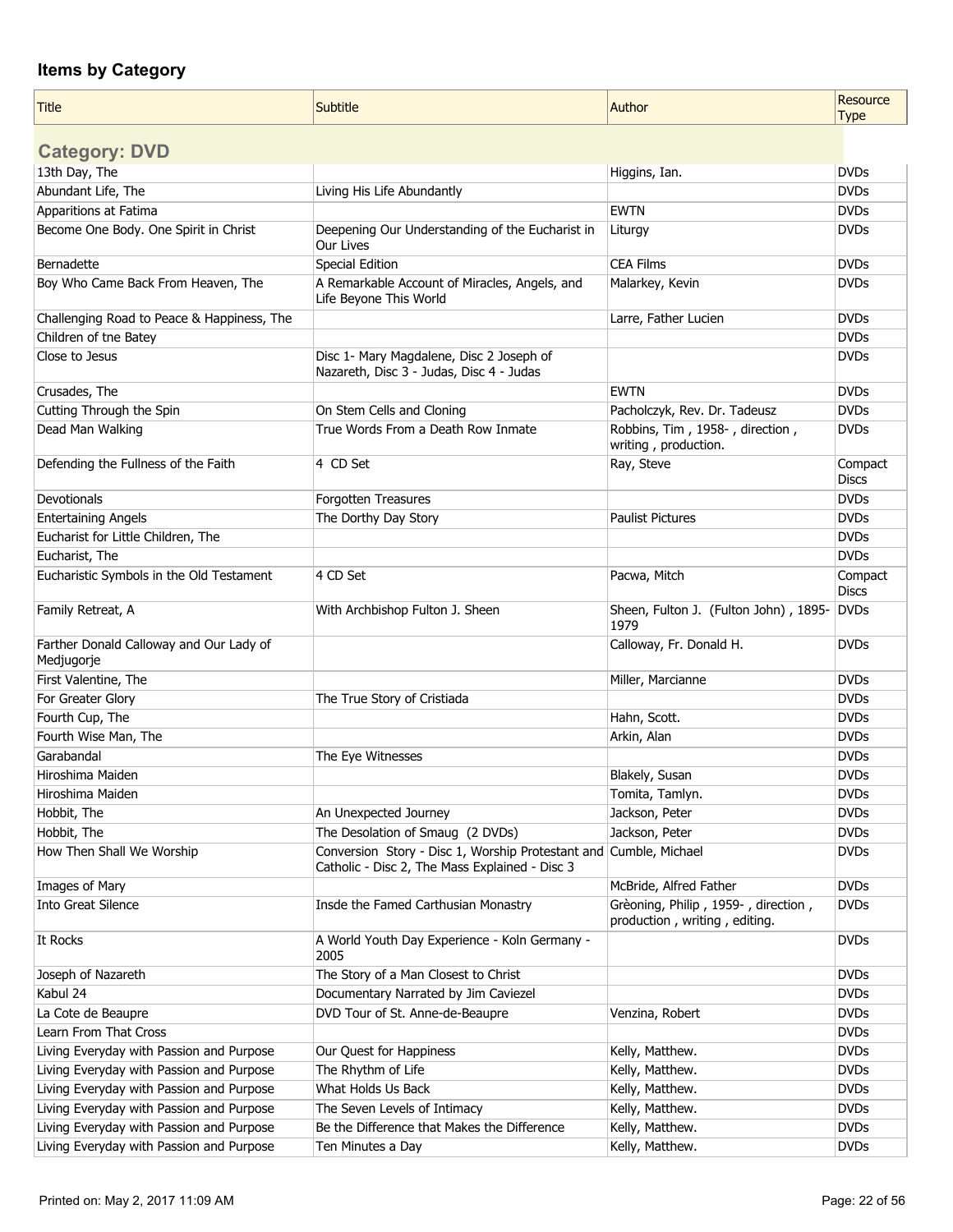## Items by Category

| Title | Subtitle | Author | Resource Type |
|---|---|---|---|
| **Category: DVD** | | | |
| 13th Day, The | | Higgins, Ian. | DVDs |
| Abundant Life, The | Living His Life Abundantly | | DVDs |
| Apparitions at Fatima | | EWTN | DVDs |
| Become One Body. One Spirit in Christ | Deepening Our Understanding of the Eucharist in Our Lives | Liturgy | DVDs |
| Bernadette | Special Edition | CEA Films | DVDs |
| Boy Who Came Back From Heaven, The | A Remarkable Account of Miracles, Angels, and Life Beyone This World | Malarkey, Kevin | DVDs |
| Challenging Road to Peace & Happiness, The | | Larre, Father Lucien | DVDs |
| Children of tne Batey | | | DVDs |
| Close to Jesus | Disc 1- Mary Magdalene, Disc 2 Joseph of Nazareth, Disc 3 - Judas, Disc 4 - Judas | | DVDs |
| Crusades, The | | EWTN | DVDs |
| Cutting Through the Spin | On Stem Cells and Cloning | Pacholczyk, Rev. Dr. Tadeusz | DVDs |
| Dead Man Walking | True Words From a Death Row Inmate | Robbins, Tim , 1958- , direction , writing , production. | DVDs |
| Defending the Fullness of the Faith | 4 CD Set | Ray, Steve | Compact Discs |
| Devotionals | Forgotten Treasures | | DVDs |
| Entertaining Angels | The Dorthy Day Story | Paulist Pictures | DVDs |
| Eucharist for Little Children, The | | | DVDs |
| Eucharist, The | | | DVDs |
| Eucharistic Symbols in the Old Testament | 4 CD Set | Pacwa, Mitch | Compact Discs |
| Family Retreat, A | With Archbishop Fulton J. Sheen | Sheen, Fulton J. (Fulton John) , 1895-1979 | DVDs |
| Farther Donald Calloway and Our Lady of Medjugorje | | Calloway, Fr. Donald H. | DVDs |
| First Valentine, The | | Miller, Marcianne | DVDs |
| For Greater Glory | The True Story of Cristiada | | DVDs |
| Fourth Cup, The | | Hahn, Scott. | DVDs |
| Fourth Wise Man, The | | Arkin, Alan | DVDs |
| Garabandal | The Eye Witnesses | | DVDs |
| Hiroshima Maiden | | Blakely, Susan | DVDs |
| Hiroshima Maiden | | Tomita, Tamlyn. | DVDs |
| Hobbit, The | An Unexpected Journey | Jackson, Peter | DVDs |
| Hobbit, The | The Desolation of Smaug (2 DVDs) | Jackson, Peter | DVDs |
| How Then Shall We Worship | Conversion Story - Disc 1, Worship Protestant and Catholic - Disc 2, The Mass Explained - Disc 3 | Cumble, Michael | DVDs |
| Images of Mary | | McBride, Alfred Father | DVDs |
| Into Great Silence | Insde the Famed Carthusian Monastry | Grèoning, Philip , 1959- , direction , production , writing , editing. | DVDs |
| It Rocks | A World Youth Day Experience - Koln Germany - 2005 | | DVDs |
| Joseph of Nazareth | The Story of a Man Closest to Christ | | DVDs |
| Kabul 24 | Documentary Narrated by Jim Caviezel | | DVDs |
| La Cote de Beaupre | DVD Tour of St. Anne-de-Beaupre | Venzina, Robert | DVDs |
| Learn From That Cross | | | DVDs |
| Living Everyday with Passion and Purpose | Our Quest for Happiness | Kelly, Matthew. | DVDs |
| Living Everyday with Passion and Purpose | The Rhythm of Life | Kelly, Matthew. | DVDs |
| Living Everyday with Passion and Purpose | What Holds Us Back | Kelly, Matthew. | DVDs |
| Living Everyday with Passion and Purpose | The Seven Levels of Intimacy | Kelly, Matthew. | DVDs |
| Living Everyday with Passion and Purpose | Be the Difference that Makes the Difference | Kelly, Matthew. | DVDs |
| Living Everyday with Passion and Purpose | Ten Minutes a Day | Kelly, Matthew. | DVDs |

Printed on: May 2, 2017 11:09 AM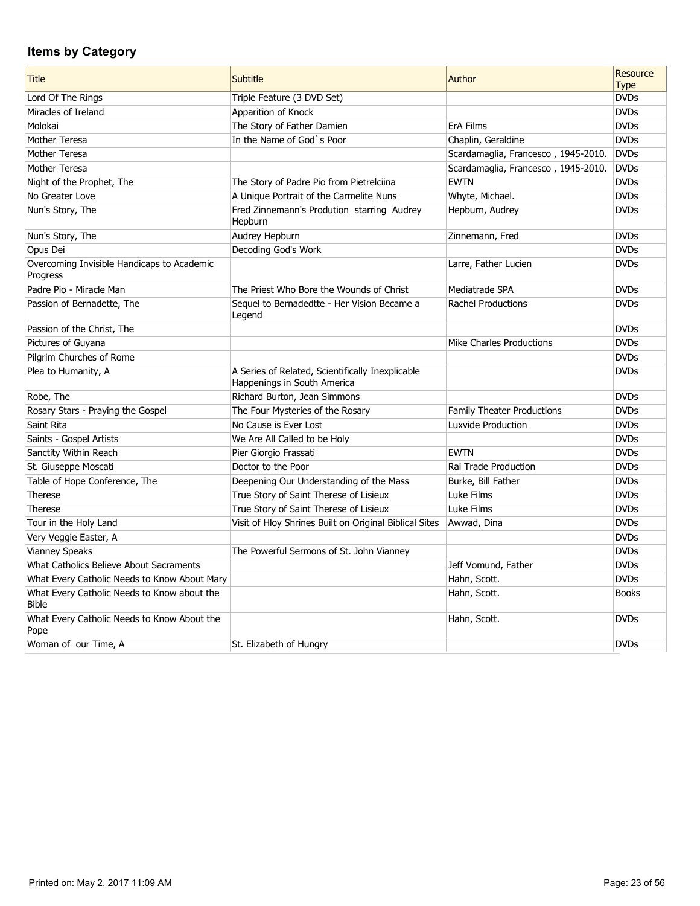## Items by Category

| Title | Subtitle | Author | Resource Type |
|---|---|---|---|
| Lord Of The Rings | Triple Feature (3 DVD Set) | | DVDs |
| Miracles of Ireland | Apparition of Knock | | DVDs |
| Molokai | The Story of Father Damien | ErA Films | DVDs |
| Mother Teresa | In the Name of God`s Poor | Chaplin, Geraldine | DVDs |
| Mother Teresa | | Scardamaglia, Francesco , 1945-2010. | DVDs |
| Mother Teresa | | Scardamaglia, Francesco , 1945-2010. | DVDs |
| Night of the Prophet, The | The Story of Padre Pio from Pietrelciina | EWTN | DVDs |
| No Greater Love | A Unique Portrait of the Carmelite Nuns | Whyte, Michael. | DVDs |
| Nun's Story, The | Fred Zinnemann's Prodution starring Audrey Hepburn | Hepburn, Audrey | DVDs |
| Nun's Story, The | Audrey Hepburn | Zinnemann, Fred | DVDs |
| Opus Dei | Decoding God's Work | | DVDs |
| Overcoming Invisible Handicaps to Academic Progress | | Larre, Father Lucien | DVDs |
| Padre Pio - Miracle Man | The Priest Who Bore the Wounds of Christ | Mediatrade SPA | DVDs |
| Passion of Bernadette, The | Sequel to Bernadedtte - Her Vision Became a Legend | Rachel Productions | DVDs |
| Passion of the Christ, The | | | DVDs |
| Pictures of Guyana | | Mike Charles Productions | DVDs |
| Pilgrim Churches of Rome | | | DVDs |
| Plea to Humanity, A | A Series of Related, Scientifically Inexplicable Happenings in South America | | DVDs |
| Robe, The | Richard Burton, Jean Simmons | | DVDs |
| Rosary Stars - Praying the Gospel | The Four Mysteries of the Rosary | Family Theater Productions | DVDs |
| Saint Rita | No Cause is Ever Lost | Luxvide Production | DVDs |
| Saints - Gospel Artists | We Are All Called to be Holy | | DVDs |
| Sanctity Within Reach | Pier Giorgio Frassati | EWTN | DVDs |
| St. Giuseppe Moscati | Doctor to the Poor | Rai Trade Production | DVDs |
| Table of Hope Conference, The | Deepening Our Understanding of the Mass | Burke, Bill Father | DVDs |
| Therese | True Story of Saint Therese of Lisieux | Luke Films | DVDs |
| Therese | True Story of Saint Therese of Lisieux | Luke Films | DVDs |
| Tour in the Holy Land | Visit of Hloy Shrines Built on Original Biblical Sites | Awwad, Dina | DVDs |
| Very Veggie Easter, A | | | DVDs |
| Vianney Speaks | The Powerful Sermons of St. John Vianney | | DVDs |
| What Catholics Believe About Sacraments | | Jeff Vomund, Father | DVDs |
| What Every Catholic Needs to Know About Mary | | Hahn, Scott. | DVDs |
| What Every Catholic Needs to Know about the Bible | | Hahn, Scott. | Books |
| What Every Catholic Needs to Know About the Pope | | Hahn, Scott. | DVDs |
| Woman of our Time, A | St. Elizabeth of Hungry | | DVDs |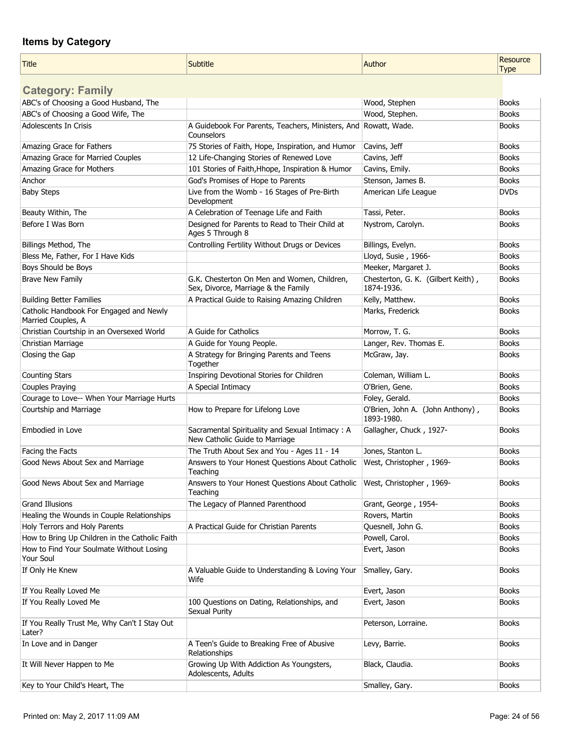## Items by Category

| Title | Subtitle | Author | Resource Type |
|---|---|---|---|
| **Category: Family** | | | |
| ABC's of Choosing a Good Husband, The | | Wood, Stephen | Books |
| ABC's of Choosing a Good Wife, The | | Wood, Stephen. | Books |
| Adolescents In Crisis | A Guidebook For Parents, Teachers, Ministers, And Counselors | Rowatt, Wade. | Books |
| Amazing Grace for Fathers | 75 Stories of Faith, Hope, Inspiration, and Humor | Cavins, Jeff | Books |
| Amazing Grace for Married Couples | 12 Life-Changing Stories of Renewed Love | Cavins, Jeff | Books |
| Amazing Grace for Mothers | 101 Stories of Faith,Hhope, Inspiration & Humor | Cavins, Emily. | Books |
| Anchor | God's Promises of Hope to Parents | Stenson, James B. | Books |
| Baby Steps | Live from the Womb - 16 Stages of Pre-Birth Development | American Life League | DVDs |
| Beauty Within, The | A Celebration of Teenage Life and Faith | Tassi, Peter. | Books |
| Before I Was Born | Designed for Parents to Read to Their Child at Ages 5 Through 8 | Nystrom, Carolyn. | Books |
| Billings Method, The | Controlling Fertility Without Drugs or Devices | Billings, Evelyn. | Books |
| Bless Me, Father, For I Have Kids | | Lloyd, Susie , 1966- | Books |
| Boys Should be Boys | | Meeker, Margaret J. | Books |
| Brave New Family | G.K. Chesterton On Men and Women, Children, Sex, Divorce, Marriage & the Family | Chesterton, G. K. (Gilbert Keith) , 1874-1936. | Books |
| Building Better Families | A Practical Guide to Raising Amazing Children | Kelly, Matthew. | Books |
| Catholic Handbook For Engaged and Newly Married Couples, A | | Marks, Frederick | Books |
| Christian Courtship in an Oversexed World | A Guide for Catholics | Morrow, T. G. | Books |
| Christian Marriage | A Guide for Young People. | Langer, Rev. Thomas E. | Books |
| Closing the Gap | A Strategy for Bringing Parents and Teens Together | McGraw, Jay. | Books |
| Counting Stars | Inspiring Devotional Stories for Children | Coleman, William L. | Books |
| Couples Praying | A Special Intimacy | O'Brien, Gene. | Books |
| Courage to Love-- When Your Marriage Hurts | | Foley, Gerald. | Books |
| Courtship and Marriage | How to Prepare for Lifelong Love | O'Brien, John A. (John Anthony) , 1893-1980. | Books |
| Embodied in Love | Sacramental Spirituality and Sexual Intimacy : A New Catholic Guide to Marriage | Gallagher, Chuck , 1927- | Books |
| Facing the Facts | The Truth About Sex and You - Ages 11 - 14 | Jones, Stanton L. | Books |
| Good News About Sex and Marriage | Answers to Your Honest Questions About Catholic Teaching | West, Christopher , 1969- | Books |
| Good News About Sex and Marriage | Answers to Your Honest Questions About Catholic Teaching | West, Christopher , 1969- | Books |
| Grand Illusions | The Legacy of Planned Parenthood | Grant, George , 1954- | Books |
| Healing the Wounds in Couple Relationships | | Rovers, Martin | Books |
| Holy Terrors and Holy Parents | A Practical Guide for Christian Parents | Quesnell, John G. | Books |
| How to Bring Up Children in the Catholic Faith | | Powell, Carol. | Books |
| How to Find Your Soulmate Without Losing Your Soul | | Evert, Jason | Books |
| If Only He Knew | A Valuable Guide to Understanding & Loving Your Wife | Smalley, Gary. | Books |
| If You Really Loved Me | | Evert, Jason | Books |
| If You Really Loved Me | 100 Questions on Dating, Relationships, and Sexual Purity | Evert, Jason | Books |
| If You Really Trust Me, Why Can't I Stay Out Later? | | Peterson, Lorraine. | Books |
| In Love and in Danger | A Teen's Guide to Breaking Free of Abusive Relationships | Levy, Barrie. | Books |
| It Will Never Happen to Me | Growing Up With Addiction As Youngsters, Adolescents, Adults | Black, Claudia. | Books |
| Key to Your Child's Heart, The | | Smalley, Gary. | Books |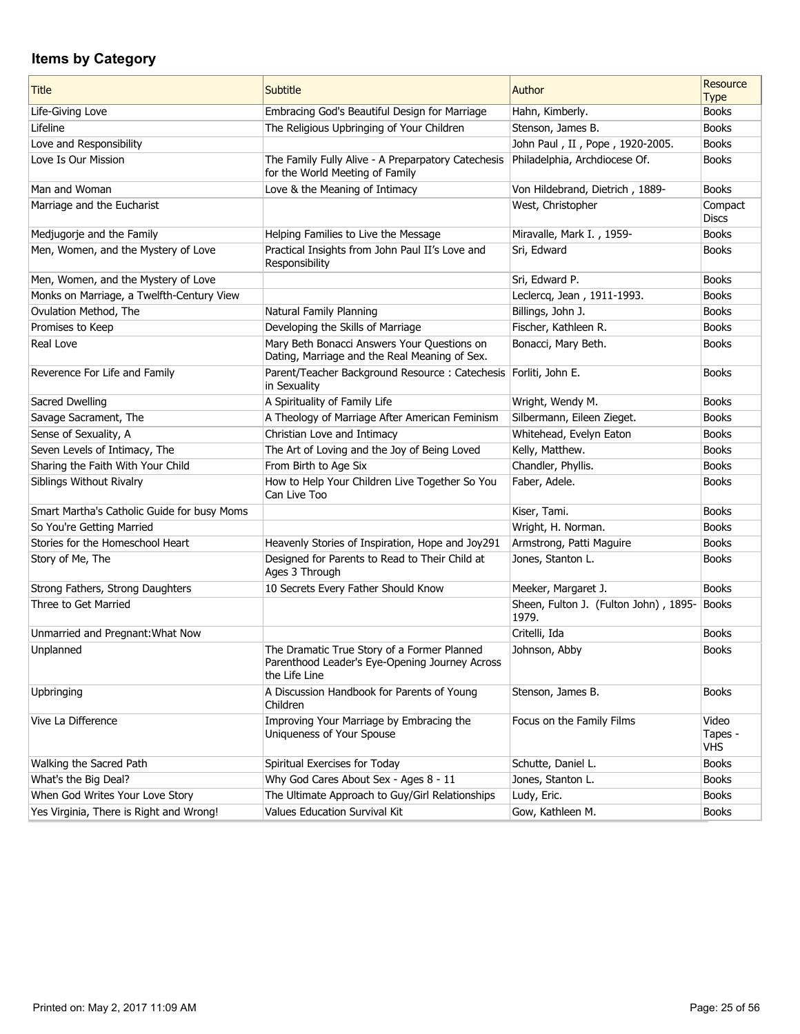## Items by Category

| Title | Subtitle | Author | Resource Type |
|---|---|---|---|
| Life-Giving Love | Embracing God's Beautiful Design for Marriage | Hahn, Kimberly. | Books |
| Lifeline | The Religious Upbringing of Your Children | Stenson, James B. | Books |
| Love and Responsibility | | John Paul , II , Pope , 1920-2005. | Books |
| Love Is Our Mission | The Family Fully Alive - A Preparpatory Catechesis for the World Meeting of Family | Philadelphia, Archdiocese Of. | Books |
| Man and Woman | Love & the Meaning of Intimacy | Von Hildebrand, Dietrich , 1889- | Books |
| Marriage and the Eucharist | | West, Christopher | Compact Discs |
| Medjugorje and the Family | Helping Families to Live the Message | Miravalle, Mark I. , 1959- | Books |
| Men, Women, and the Mystery of Love | Practical Insights from John Paul II's Love and Responsibility | Sri, Edward | Books |
| Men, Women, and the Mystery of Love | | Sri, Edward P. | Books |
| Monks on Marriage, a Twelfth-Century View | | Leclercq, Jean , 1911-1993. | Books |
| Ovulation Method, The | Natural Family Planning | Billings, John J. | Books |
| Promises to Keep | Developing the Skills of Marriage | Fischer, Kathleen R. | Books |
| Real Love | Mary Beth Bonacci Answers Your Questions on Dating, Marriage and the Real Meaning of Sex. | Bonacci, Mary Beth. | Books |
| Reverence For Life and Family | Parent/Teacher Background Resource : Catechesis in Sexuality | Forliti, John E. | Books |
| Sacred Dwelling | A Spirituality of Family Life | Wright, Wendy M. | Books |
| Savage Sacrament, The | A Theology of Marriage After American Feminism | Silbermann, Eileen Zieget. | Books |
| Sense of Sexuality, A | Christian Love and Intimacy | Whitehead, Evelyn Eaton | Books |
| Seven Levels of Intimacy, The | The Art of Loving and the Joy of Being Loved | Kelly, Matthew. | Books |
| Sharing the Faith With Your Child | From Birth to Age Six | Chandler, Phyllis. | Books |
| Siblings Without Rivalry | How to Help Your Children Live Together So You Can Live Too | Faber, Adele. | Books |
| Smart Martha's Catholic Guide for busy Moms | | Kiser, Tami. | Books |
| So You're Getting Married | | Wright, H. Norman. | Books |
| Stories for the Homeschool Heart | Heavenly Stories of Inspiration, Hope and Joy291 | Armstrong, Patti Maguire | Books |
| Story of Me, The | Designed for Parents to Read to Their Child at Ages 3 Through | Jones, Stanton L. | Books |
| Strong Fathers, Strong Daughters | 10 Secrets Every Father Should Know | Meeker, Margaret J. | Books |
| Three to Get Married | | Sheen, Fulton J. (Fulton John) , 1895-1979. | Books |
| Unmarried and Pregnant:What Now | | Critelli, Ida | Books |
| Unplanned | The Dramatic True Story of a Former Planned Parenthood Leader's Eye-Opening Journey Across the Life Line | Johnson, Abby | Books |
| Upbringing | A Discussion Handbook for Parents of Young Children | Stenson, James B. | Books |
| Vive La Difference | Improving Your Marriage by Embracing the Uniqueness of Your Spouse | Focus on the Family Films | Video Tapes - VHS |
| Walking the Sacred Path | Spiritual Exercises for Today | Schutte, Daniel L. | Books |
| What's the Big Deal? | Why God Cares About Sex - Ages 8 - 11 | Jones, Stanton L. | Books |
| When God Writes Your Love Story | The Ultimate Approach to Guy/Girl Relationships | Ludy, Eric. | Books |
| Yes Virginia, There is Right and Wrong! | Values Education Survival Kit | Gow, Kathleen M. | Books |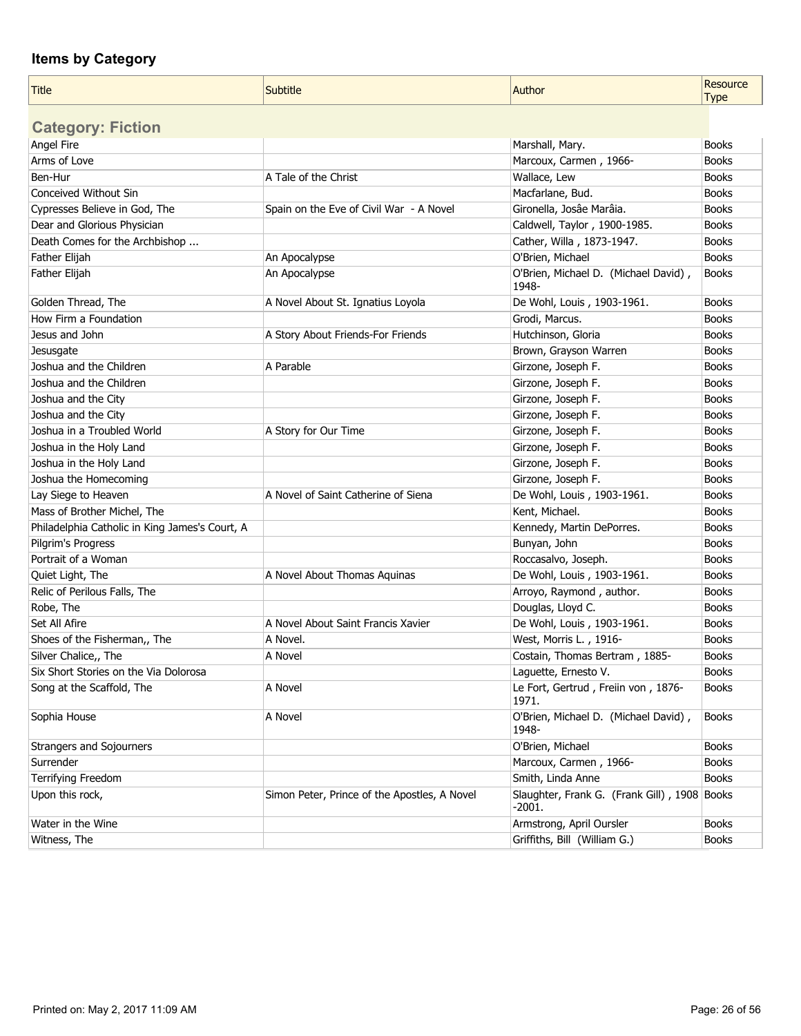## Items by Category

| Title | Subtitle | Author | Resource Type |
|---|---|---|---|
| **Category: Fiction** | | | |
| Angel Fire | | Marshall, Mary. | Books |
| Arms of Love | | Marcoux, Carmen , 1966- | Books |
| Ben-Hur | A Tale of the Christ | Wallace, Lew | Books |
| Conceived Without Sin | | Macfarlane, Bud. | Books |
| Cypresses Believe in God, The | Spain on the Eve of Civil War - A Novel | Gironella, Josâe Marâia. | Books |
| Dear and Glorious Physician | | Caldwell, Taylor , 1900-1985. | Books |
| Death Comes for the Archbishop ... | | Cather, Willa , 1873-1947. | Books |
| Father Elijah | An Apocalypse | O'Brien, Michael | Books |
| Father Elijah | An Apocalypse | O'Brien, Michael D. (Michael David) , 1948- | Books |
| Golden Thread, The | A Novel About St. Ignatius Loyola | De Wohl, Louis , 1903-1961. | Books |
| How Firm a Foundation | | Grodi, Marcus. | Books |
| Jesus and John | A Story About Friends-For Friends | Hutchinson, Gloria | Books |
| Jesusgate | | Brown, Grayson Warren | Books |
| Joshua and the Children | A Parable | Girzone, Joseph F. | Books |
| Joshua and the Children | | Girzone, Joseph F. | Books |
| Joshua and the City | | Girzone, Joseph F. | Books |
| Joshua and the City | | Girzone, Joseph F. | Books |
| Joshua in a Troubled World | A Story for Our Time | Girzone, Joseph F. | Books |
| Joshua in the Holy Land | | Girzone, Joseph F. | Books |
| Joshua in the Holy Land | | Girzone, Joseph F. | Books |
| Joshua the Homecoming | | Girzone, Joseph F. | Books |
| Lay Siege to Heaven | A Novel of Saint Catherine of Siena | De Wohl, Louis , 1903-1961. | Books |
| Mass of Brother Michel, The | | Kent, Michael. | Books |
| Philadelphia Catholic in King James's Court, A | | Kennedy, Martin DePorres. | Books |
| Pilgrim's Progress | | Bunyan, John | Books |
| Portrait of a Woman | | Roccasalvo, Joseph. | Books |
| Quiet Light, The | A Novel About Thomas Aquinas | De Wohl, Louis , 1903-1961. | Books |
| Relic of Perilous Falls, The | | Arroyo, Raymond , author. | Books |
| Robe, The | | Douglas, Lloyd C. | Books |
| Set All Afire | A Novel About Saint Francis Xavier | De Wohl, Louis , 1903-1961. | Books |
| Shoes of the Fisherman,, The | A Novel. | West, Morris L. , 1916- | Books |
| Silver Chalice,, The | A Novel | Costain, Thomas Bertram , 1885- | Books |
| Six Short Stories on the Via Dolorosa | | Laguette, Ernesto V. | Books |
| Song at the Scaffold, The | A Novel | Le Fort, Gertrud , Freiin von , 1876-1971. | Books |
| Sophia House | A Novel | O'Brien, Michael D. (Michael David) , 1948- | Books |
| Strangers and Sojourners | | O'Brien, Michael | Books |
| Surrender | | Marcoux, Carmen , 1966- | Books |
| Terrifying Freedom | | Smith, Linda Anne | Books |
| Upon this rock, | Simon Peter, Prince of the Apostles, A Novel | Slaughter, Frank G. (Frank Gill) , 1908-2001. | Books |
| Water in the Wine | | Armstrong, April Oursler | Books |
| Witness, The | | Griffiths, Bill (William G.) | Books |

Printed on: May 2, 2017 11:09 AM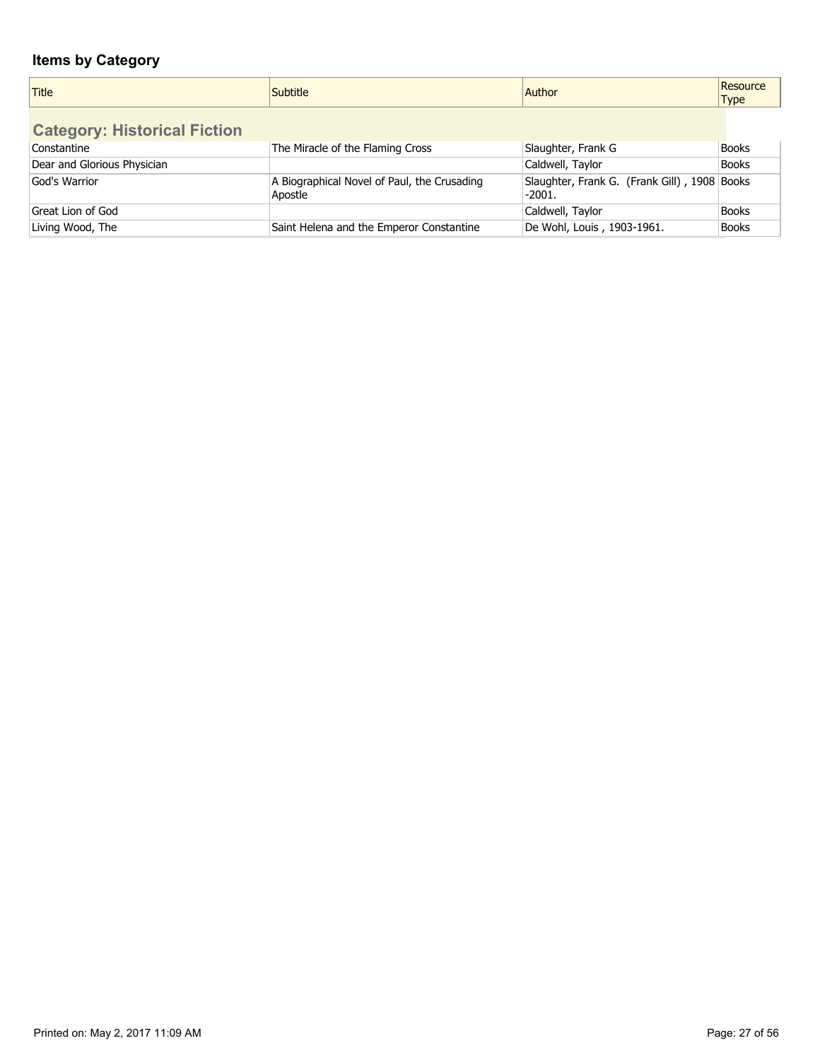## Items by Category

| Title | Subtitle | Author | Resource Type |
|---|---|---|---|
| **Category: Historical Fiction** | | | |
| Constantine | The Miracle of the Flaming Cross | Slaughter, Frank G | Books |
| Dear and Glorious Physician | | Caldwell, Taylor | Books |
| God's Warrior | A Biographical Novel of Paul, the Crusading Apostle | Slaughter, Frank G. (Frank Gill) , 1908 -2001. | Books |
| Great Lion of God | | Caldwell, Taylor | Books |
| Living Wood, The | Saint Helena and the Emperor Constantine | De Wohl, Louis , 1903-1961. | Books |

Printed on: May 2, 2017 11:09 AM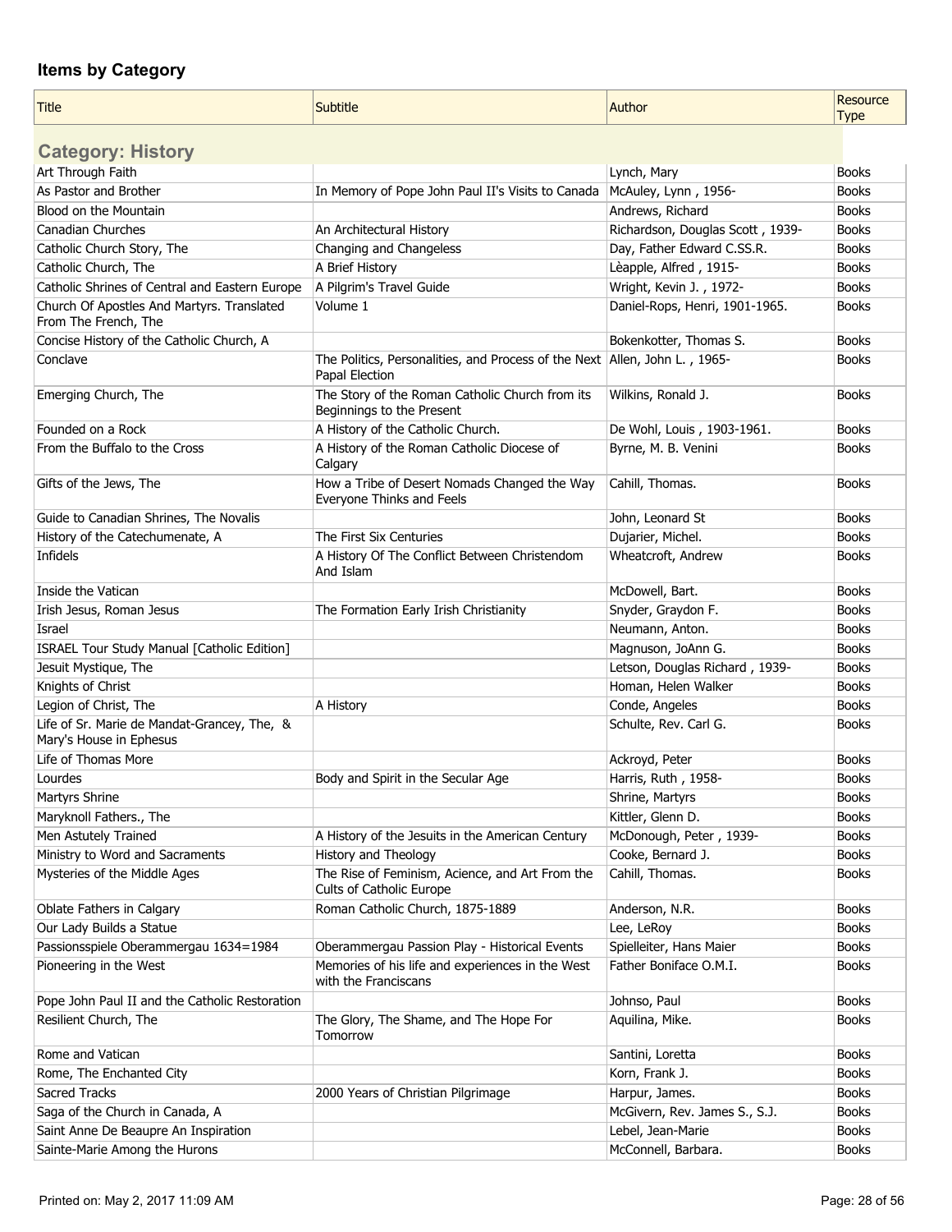## Items by Category

| Title | Subtitle | Author | Resource Type |
|---|---|---|---|
| **Category: History** | | | |
| Art Through Faith | | Lynch, Mary | Books |
| As Pastor and Brother | In Memory of Pope John Paul II's Visits to Canada | McAuley, Lynn , 1956- | Books |
| Blood on the Mountain | | Andrews, Richard | Books |
| Canadian Churches | An Architectural History | Richardson, Douglas Scott , 1939- | Books |
| Catholic Church Story, The | Changing and Changeless | Day, Father Edward C.SS.R. | Books |
| Catholic Church, The | A Brief History | Lèapple, Alfred , 1915- | Books |
| Catholic Shrines of Central and Eastern Europe | A Pilgrim's Travel Guide | Wright, Kevin J. , 1972- | Books |
| Church Of Apostles And Martyrs. Translated From The French, The | Volume 1 | Daniel-Rops, Henri, 1901-1965. | Books |
| Concise History of the Catholic Church, A | | Bokenkotter, Thomas S. | Books |
| Conclave | The Politics, Personalities, and Process of the Next Papal Election | Allen, John L. , 1965- | Books |
| Emerging Church, The | The Story of the Roman Catholic Church from its Beginnings to the Present | Wilkins, Ronald J. | Books |
| Founded on a Rock | A History of the Catholic Church. | De Wohl, Louis , 1903-1961. | Books |
| From the Buffalo to the Cross | A History of the Roman Catholic Diocese of Calgary | Byrne, M. B. Venini | Books |
| Gifts of the Jews, The | How a Tribe of Desert Nomads Changed the Way Everyone Thinks and Feels | Cahill, Thomas. | Books |
| Guide to Canadian Shrines, The Novalis | | John, Leonard St | Books |
| History of the Catechumenate, A | The First Six Centuries | Dujarier, Michel. | Books |
| Infidels | A History Of The Conflict Between Christendom And Islam | Wheatcroft, Andrew | Books |
| Inside the Vatican | | McDowell, Bart. | Books |
| Irish Jesus, Roman Jesus | The Formation Early Irish Christianity | Snyder, Graydon F. | Books |
| Israel | | Neumann, Anton. | Books |
| ISRAEL Tour Study Manual [Catholic Edition] | | Magnuson, JoAnn G. | Books |
| Jesuit Mystique, The | | Letson, Douglas Richard , 1939- | Books |
| Knights of Christ | | Homan, Helen Walker | Books |
| Legion of Christ, The | A History | Conde, Angeles | Books |
| Life of Sr. Marie de Mandat-Grancey, The, & Mary's House in Ephesus | | Schulte, Rev. Carl G. | Books |
| Life of Thomas More | | Ackroyd, Peter | Books |
| Lourdes | Body and Spirit in the Secular Age | Harris, Ruth , 1958- | Books |
| Martyrs Shrine | | Shrine, Martyrs | Books |
| Maryknoll Fathers., The | | Kittler, Glenn D. | Books |
| Men Astutely Trained | A History of the Jesuits in the American Century | McDonough, Peter , 1939- | Books |
| Ministry to Word and Sacraments | History and Theology | Cooke, Bernard J. | Books |
| Mysteries of the Middle Ages | The Rise of Feminism, Acience, and Art From the Cults of Catholic Europe | Cahill, Thomas. | Books |
| Oblate Fathers in Calgary | Roman Catholic Church, 1875-1889 | Anderson, N.R. | Books |
| Our Lady Builds a Statue | | Lee, LeRoy | Books |
| Passionsspiele Oberammergau 1634=1984 | Oberammergau Passion Play - Historical Events | Spielleiter, Hans Maier | Books |
| Pioneering in the West | Memories of his life and experiences in the West with the Franciscans | Father Boniface O.M.I. | Books |
| Pope John Paul II and the Catholic Restoration | | Johnso, Paul | Books |
| Resilient Church, The | The Glory, The Shame, and The Hope For Tomorrow | Aquilina, Mike. | Books |
| Rome and Vatican | | Santini, Loretta | Books |
| Rome, The Enchanted City | | Korn, Frank J. | Books |
| Sacred Tracks | 2000 Years of Christian Pilgrimage | Harpur, James. | Books |
| Saga of the Church in Canada, A | | McGivern, Rev. James S., S.J. | Books |
| Saint Anne De Beaupre An Inspiration | | Lebel, Jean-Marie | Books |
| Sainte-Marie Among the Hurons | | McConnell, Barbara. | Books |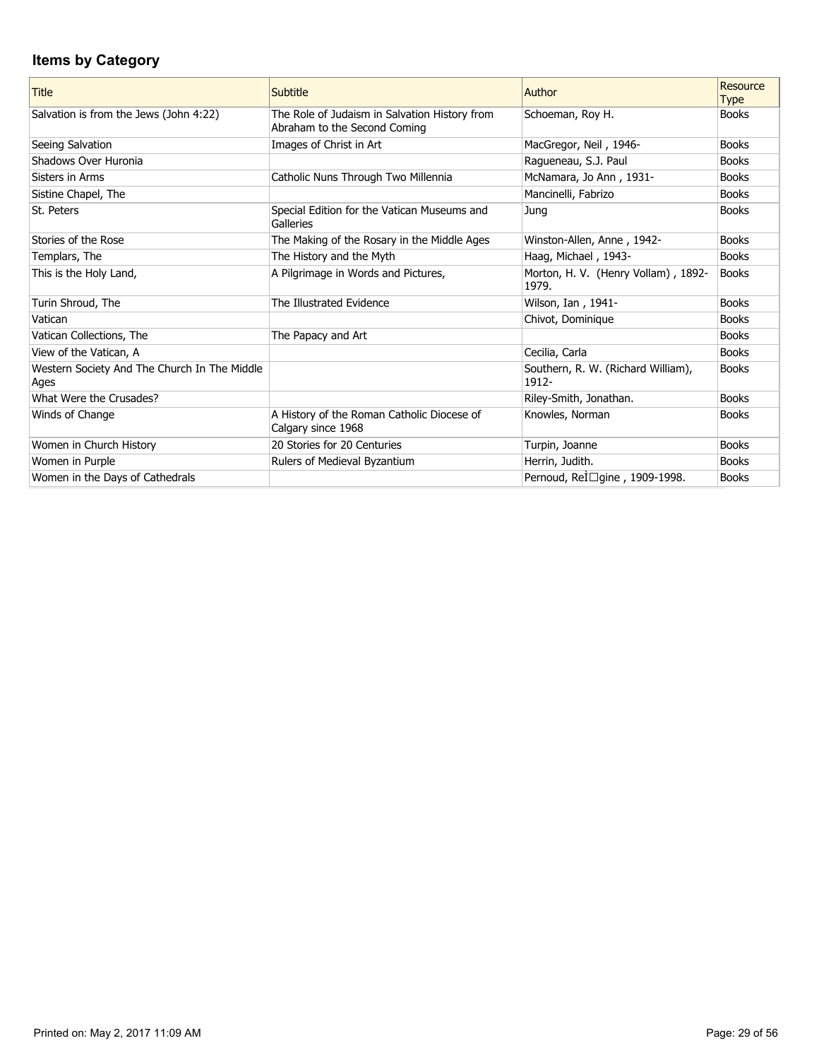## Items by Category

| Title | Subtitle | Author | Resource Type |
|---|---|---|---|
| Salvation is from the Jews (John 4:22) | The Role of Judaism in Salvation History from Abraham to the Second Coming | Schoeman, Roy H. | Books |
| Seeing Salvation | Images of Christ in Art | MacGregor, Neil , 1946- | Books |
| Shadows Over Huronia | | Ragueneau, S.J. Paul | Books |
| Sisters in Arms | Catholic Nuns Through Two Millennia | McNamara, Jo Ann , 1931- | Books |
| Sistine Chapel, The | | Mancinelli, Fabrizo | Books |
| St. Peters | Special Edition for the Vatican Museums and Galleries | Jung | Books |
| Stories of the Rose | The Making of the Rosary in the Middle Ages | Winston-Allen, Anne , 1942- | Books |
| Templars, The | The History and the Myth | Haag, Michael , 1943- | Books |
| This is the Holy Land, | A Pilgrimage in Words and Pictures, | Morton, H. V. (Henry Vollam) , 1892-1979. | Books |
| Turin Shroud, The | The Illustrated Evidence | Wilson, Ian , 1941- | Books |
| Vatican | | Chivot, Dominique | Books |
| Vatican Collections, The | The Papacy and Art | | Books |
| View of the Vatican, A | | Cecilia, Carla | Books |
| Western Society And The Church In The Middle Ages | | Southern, R. W. (Richard William), 1912- | Books |
| What Were the Crusades? | | Riley-Smith, Jonathan. | Books |
| Winds of Change | A History of the Roman Catholic Diocese of Calgary since 1968 | Knowles, Norman | Books |
| Women in Church History | 20 Stories for 20 Centuries | Turpin, Joanne | Books |
| Women in Purple | Rulers of Medieval Byzantium | Herrin, Judith. | Books |
| Women in the Days of Cathedrals | | Pernoud, ReÌ□gine , 1909-1998. | Books |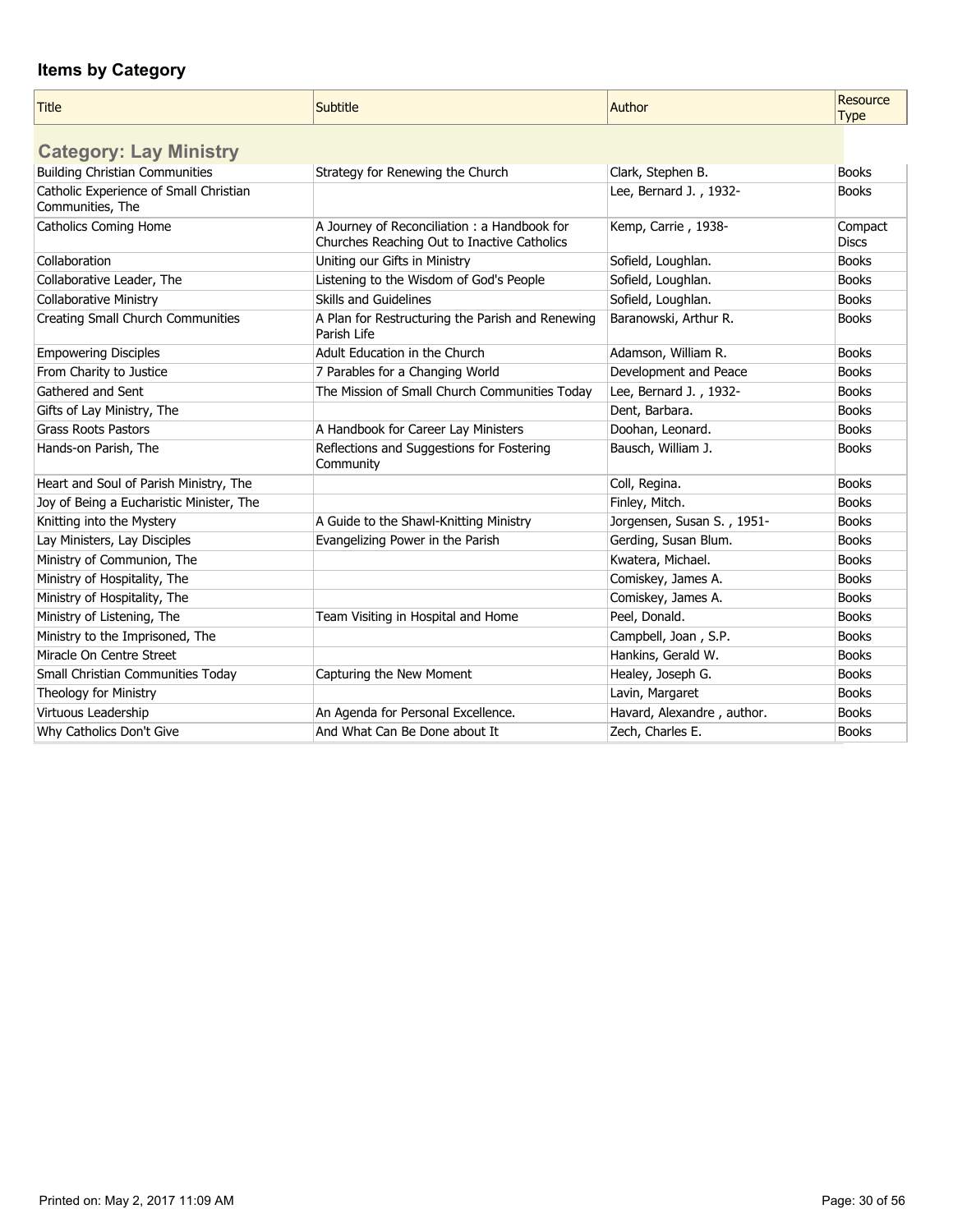## Items by Category

| Title | Subtitle | Author | Resource Type |
|---|---|---|---|
| **Category: Lay Ministry** | | | |
| Building Christian Communities | Strategy for Renewing the Church | Clark, Stephen B. | Books |
| Catholic Experience of Small Christian Communities, The | | Lee, Bernard J. , 1932- | Books |
| Catholics Coming Home | A Journey of Reconciliation : a Handbook for Churches Reaching Out to Inactive Catholics | Kemp, Carrie , 1938- | Compact Discs |
| Collaboration | Uniting our Gifts in Ministry | Sofield, Loughlan. | Books |
| Collaborative Leader, The | Listening to the Wisdom of God's People | Sofield, Loughlan. | Books |
| Collaborative Ministry | Skills and Guidelines | Sofield, Loughlan. | Books |
| Creating Small Church Communities | A Plan for Restructuring the Parish and Renewing Parish Life | Baranowski, Arthur R. | Books |
| Empowering Disciples | Adult Education in the Church | Adamson, William R. | Books |
| From Charity to Justice | 7 Parables for a Changing World | Development and Peace | Books |
| Gathered and Sent | The Mission of Small Church Communities Today | Lee, Bernard J. , 1932- | Books |
| Gifts of Lay Ministry, The | | Dent, Barbara. | Books |
| Grass Roots Pastors | A Handbook for Career Lay Ministers | Doohan, Leonard. | Books |
| Hands-on Parish, The | Reflections and Suggestions for Fostering Community | Bausch, William J. | Books |
| Heart and Soul of Parish Ministry, The | | Coll, Regina. | Books |
| Joy of Being a Eucharistic Minister, The | | Finley, Mitch. | Books |
| Knitting into the Mystery | A Guide to the Shawl-Knitting Ministry | Jorgensen, Susan S. , 1951- | Books |
| Lay Ministers, Lay Disciples | Evangelizing Power in the Parish | Gerding, Susan Blum. | Books |
| Ministry of Communion, The | | Kwatera, Michael. | Books |
| Ministry of Hospitality, The | | Comiskey, James A. | Books |
| Ministry of Hospitality, The | | Comiskey, James A. | Books |
| Ministry of Listening, The | Team Visiting in Hospital and Home | Peel, Donald. | Books |
| Ministry to the Imprisoned, The | | Campbell, Joan , S.P. | Books |
| Miracle On Centre Street | | Hankins, Gerald W. | Books |
| Small Christian Communities Today | Capturing the New Moment | Healey, Joseph G. | Books |
| Theology for Ministry | | Lavin, Margaret | Books |
| Virtuous Leadership | An Agenda for Personal Excellence. | Havard, Alexandre , author. | Books |
| Why Catholics Don't Give | And What Can Be Done about It | Zech, Charles E. | Books |

Printed on: May 2, 2017 11:09 AM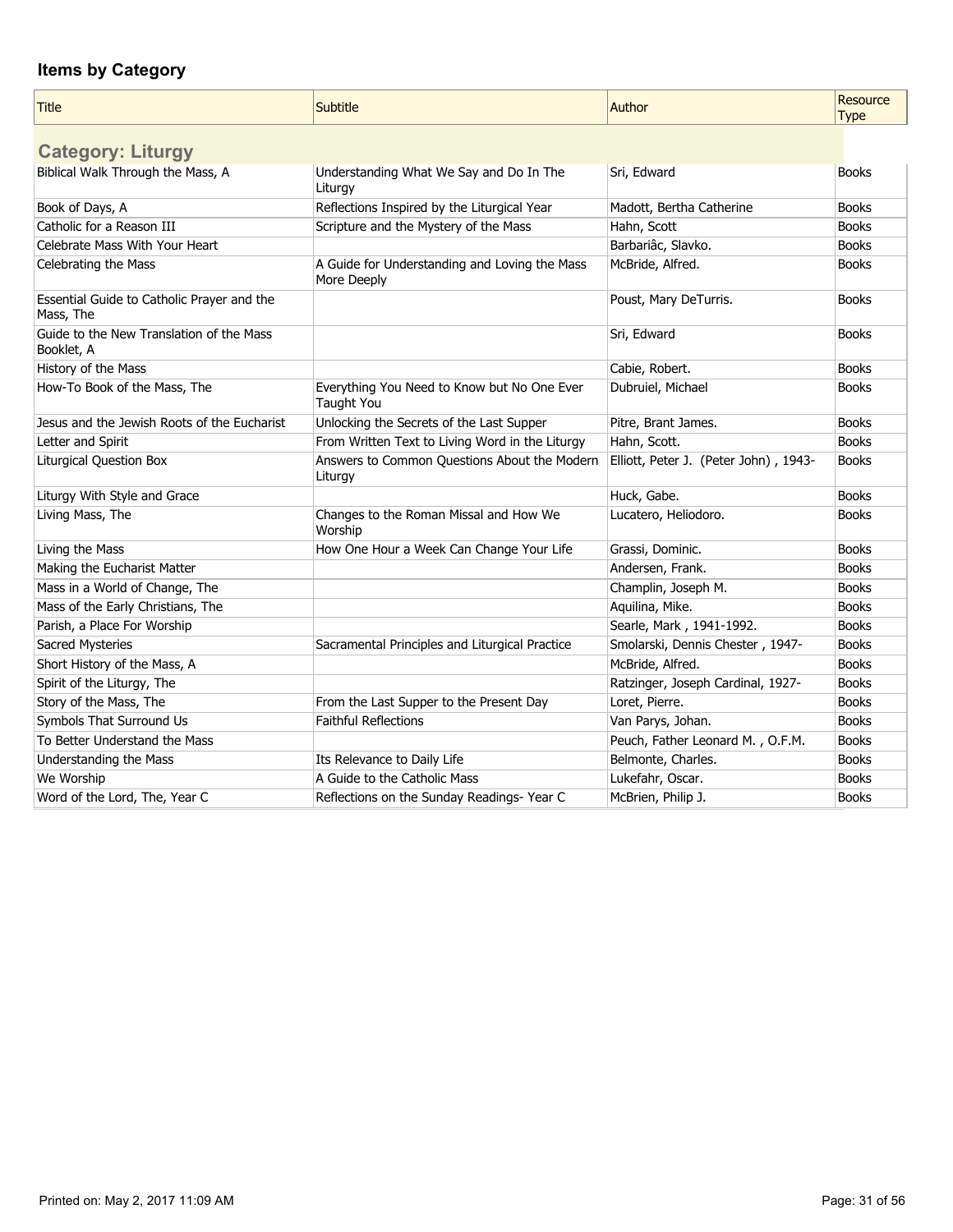## Items by Category

| Title | Subtitle | Author | Resource Type |
|---|---|---|---|
| **Category: Liturgy** | | | |
| Biblical Walk Through the Mass, A | Understanding What We Say and Do In The Liturgy | Sri, Edward | Books |
| Book of Days, A | Reflections Inspired by the Liturgical Year | Madott, Bertha Catherine | Books |
| Catholic for a Reason III | Scripture and the Mystery of the Mass | Hahn, Scott | Books |
| Celebrate Mass With Your Heart | | Barbariâc, Slavko. | Books |
| Celebrating the Mass | A Guide for Understanding and Loving the Mass More Deeply | McBride, Alfred. | Books |
| Essential Guide to Catholic Prayer and the Mass, The | | Poust, Mary DeTurris. | Books |
| Guide to the New Translation of the Mass Booklet, A | | Sri, Edward | Books |
| History of the Mass | | Cabie, Robert. | Books |
| How-To Book of the Mass, The | Everything You Need to Know but No One Ever Taught You | Dubruiel, Michael | Books |
| Jesus and the Jewish Roots of the Eucharist | Unlocking the Secrets of the Last Supper | Pitre, Brant James. | Books |
| Letter and Spirit | From Written Text to Living Word in the Liturgy | Hahn, Scott. | Books |
| Liturgical Question Box | Answers to Common Questions About the Modern Liturgy | Elliott, Peter J. (Peter John) , 1943- | Books |
| Liturgy With Style and Grace | | Huck, Gabe. | Books |
| Living Mass, The | Changes to the Roman Missal and How We Worship | Lucatero, Heliodoro. | Books |
| Living the Mass | How One Hour a Week Can Change Your Life | Grassi, Dominic. | Books |
| Making the Eucharist Matter | | Andersen, Frank. | Books |
| Mass in a World of Change, The | | Champlin, Joseph M. | Books |
| Mass of the Early Christians, The | | Aquilina, Mike. | Books |
| Parish, a Place For Worship | | Searle, Mark , 1941-1992. | Books |
| Sacred Mysteries | Sacramental Principles and Liturgical Practice | Smolarski, Dennis Chester , 1947- | Books |
| Short History of the Mass, A | | McBride, Alfred. | Books |
| Spirit of the Liturgy, The | | Ratzinger, Joseph Cardinal, 1927- | Books |
| Story of the Mass, The | From the Last Supper to the Present Day | Loret, Pierre. | Books |
| Symbols That Surround Us | Faithful Reflections | Van Parys, Johan. | Books |
| To Better Understand the Mass | | Peuch, Father Leonard M. , O.F.M. | Books |
| Understanding the Mass | Its Relevance to Daily Life | Belmonte, Charles. | Books |
| We Worship | A Guide to the Catholic Mass | Lukefahr, Oscar. | Books |
| Word of the Lord, The, Year C | Reflections on the Sunday Readings- Year C | McBrien, Philip J. | Books |

Printed on: May 2, 2017 11:09 AM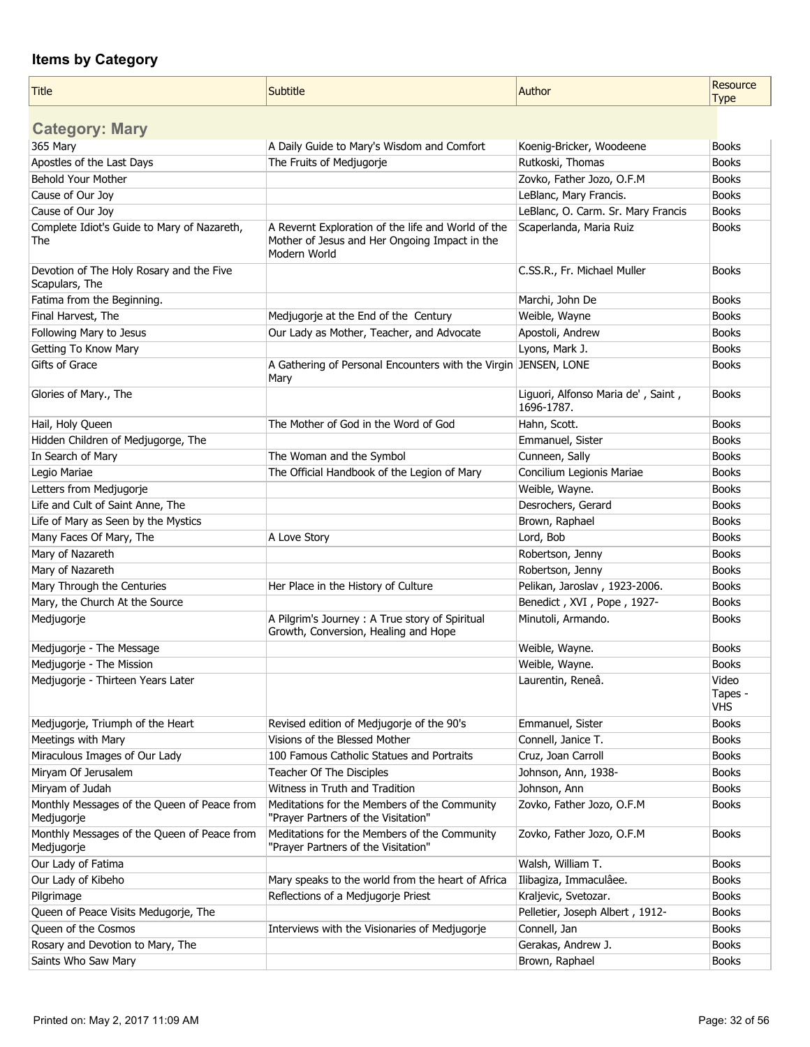## Items by Category

| Title | Subtitle | Author | Resource Type |
|---|---|---|---|
| **Category: Mary** | | | |
| 365 Mary | A Daily Guide to Mary's Wisdom and Comfort | Koenig-Bricker, Woodeene | Books |
| Apostles of the Last Days | The Fruits of Medjugorje | Rutkoski, Thomas | Books |
| Behold Your Mother | | Zovko, Father Jozo, O.F.M | Books |
| Cause of Our Joy | | LeBlanc, Mary Francis. | Books |
| Cause of Our Joy | | LeBlanc, O. Carm. Sr. Mary Francis | Books |
| Complete Idiot's Guide to Mary of Nazareth, The | A Revernt Exploration of the life and World of the Mother of Jesus and Her Ongoing Impact in the Modern World | Scaperlanda, Maria Ruiz | Books |
| Devotion of The Holy Rosary and the Five Scapulars, The | | C.SS.R., Fr. Michael Muller | Books |
| Fatima from the Beginning. | | Marchi, John De | Books |
| Final Harvest, The | Medjugorje at the End of the Century | Weible, Wayne | Books |
| Following Mary to Jesus | Our Lady as Mother, Teacher, and Advocate | Apostoli, Andrew | Books |
| Getting To Know Mary | | Lyons, Mark J. | Books |
| Gifts of Grace | A Gathering of Personal Encounters with the Virgin Mary | JENSEN, LONE | Books |
| Glories of Mary., The | | Liguori, Alfonso Maria de' , Saint , 1696-1787. | Books |
| Hail, Holy Queen | The Mother of God in the Word of God | Hahn, Scott. | Books |
| Hidden Children of Medjugorge, The | | Emmanuel, Sister | Books |
| In Search of Mary | The Woman and the Symbol | Cunneen, Sally | Books |
| Legio Mariae | The Official Handbook of the Legion of Mary | Concilium Legionis Mariae | Books |
| Letters from Medjugorje | | Weible, Wayne. | Books |
| Life and Cult of Saint Anne, The | | Desrochers, Gerard | Books |
| Life of Mary as Seen by the Mystics | | Brown, Raphael | Books |
| Many Faces Of Mary, The | A Love Story | Lord, Bob | Books |
| Mary of Nazareth | | Robertson, Jenny | Books |
| Mary of Nazareth | | Robertson, Jenny | Books |
| Mary Through the Centuries | Her Place in the History of Culture | Pelikan, Jaroslav , 1923-2006. | Books |
| Mary, the Church At the Source | | Benedict , XVI , Pope , 1927- | Books |
| Medjugorje | A Pilgrim's Journey : A True story of Spiritual Growth, Conversion, Healing and Hope | Minutoli, Armando. | Books |
| Medjugorje - The Message | | Weible, Wayne. | Books |
| Medjugorje - The Mission | | Weible, Wayne. | Books |
| Medjugorje - Thirteen Years Later | | Laurentin, Reneâ. | Video Tapes - VHS |
| Medjugorje, Triumph of the Heart | Revised edition of Medjugorje of the 90's | Emmanuel, Sister | Books |
| Meetings with Mary | Visions of the Blessed Mother | Connell, Janice T. | Books |
| Miraculous Images of Our Lady | 100 Famous Catholic Statues and Portraits | Cruz, Joan Carroll | Books |
| Miryam Of Jerusalem | Teacher Of The Disciples | Johnson, Ann, 1938- | Books |
| Miryam of Judah | Witness in Truth and Tradition | Johnson, Ann | Books |
| Monthly Messages of the Queen of Peace from Medjugorje | Meditations for the Members of the Community "Prayer Partners of the Visitation" | Zovko, Father Jozo, O.F.M | Books |
| Monthly Messages of the Queen of Peace from Medjugorje | Meditations for the Members of the Community "Prayer Partners of the Visitation" | Zovko, Father Jozo, O.F.M | Books |
| Our Lady of Fatima | | Walsh, William T. | Books |
| Our Lady of Kibeho | Mary speaks to the world from the heart of Africa | Ilibagiza, Immaculâee. | Books |
| Pilgrimage | Reflections of a Medjugorje Priest | Kraljevic, Svetozar. | Books |
| Queen of Peace Visits Medugorje, The | | Pelletier, Joseph Albert , 1912- | Books |
| Queen of the Cosmos | Interviews with the Visionaries of Medjugorje | Connell, Jan | Books |
| Rosary and Devotion to Mary, The | | Gerakas, Andrew J. | Books |
| Saints Who Saw Mary | | Brown, Raphael | Books |

Printed on: May 2, 2017 11:09 AM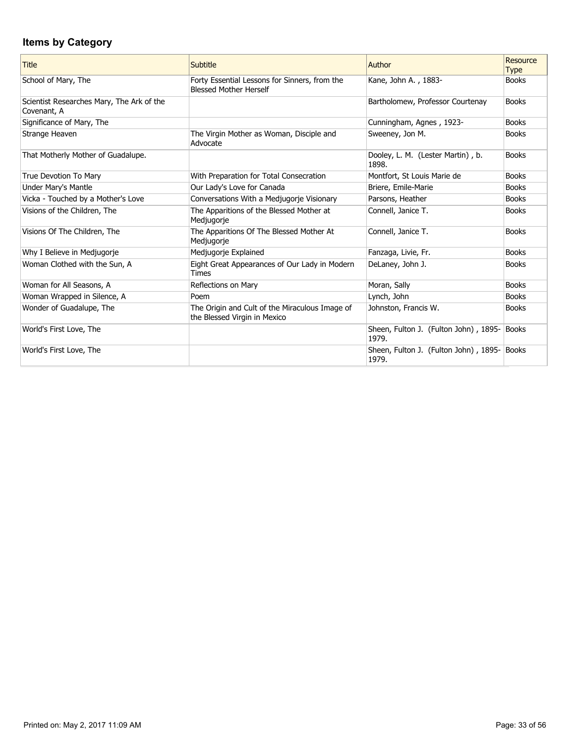## Items by Category

| Title | Subtitle | Author | Resource Type |
| --- | --- | --- | --- |
| School of Mary, The | Forty Essential Lessons for Sinners, from the Blessed Mother Herself | Kane, John A. , 1883- | Books |
| Scientist Researches Mary, The Ark of the Covenant, A | | Bartholomew, Professor Courtenay | Books |
| Significance of Mary, The | | Cunningham, Agnes , 1923- | Books |
| Strange Heaven | The Virgin Mother as Woman, Disciple and Advocate | Sweeney, Jon M. | Books |
| That Motherly Mother of Guadalupe. | | Dooley, L. M. (Lester Martin) , b. 1898. | Books |
| True Devotion To Mary | With Preparation for Total Consecration | Montfort, St Louis Marie de | Books |
| Under Mary's Mantle | Our Lady's Love for Canada | Briere, Emile-Marie | Books |
| Vicka - Touched by a Mother's Love | Conversations With a Medjugorje Visionary | Parsons, Heather | Books |
| Visions of the Children, The | The Apparitions of the Blessed Mother at Medjugorje | Connell, Janice T. | Books |
| Visions Of The Children, The | The Apparitions Of The Blessed Mother At Medjugorje | Connell, Janice T. | Books |
| Why I Believe in Medjugorje | Medjugorje Explained | Fanzaga, Livie, Fr. | Books |
| Woman Clothed with the Sun, A | Eight Great Appearances of Our Lady in Modern Times | DeLaney, John J. | Books |
| Woman for All Seasons, A | Reflections on Mary | Moran, Sally | Books |
| Woman Wrapped in Silence, A | Poem | Lynch, John | Books |
| Wonder of Guadalupe, The | The Origin and Cult of the Miraculous Image of the Blessed Virgin in Mexico | Johnston, Francis W. | Books |
| World's First Love, The | | Sheen, Fulton J. (Fulton John) , 1895-1979. | Books |
| World's First Love, The | | Sheen, Fulton J. (Fulton John) , 1895-1979. | Books |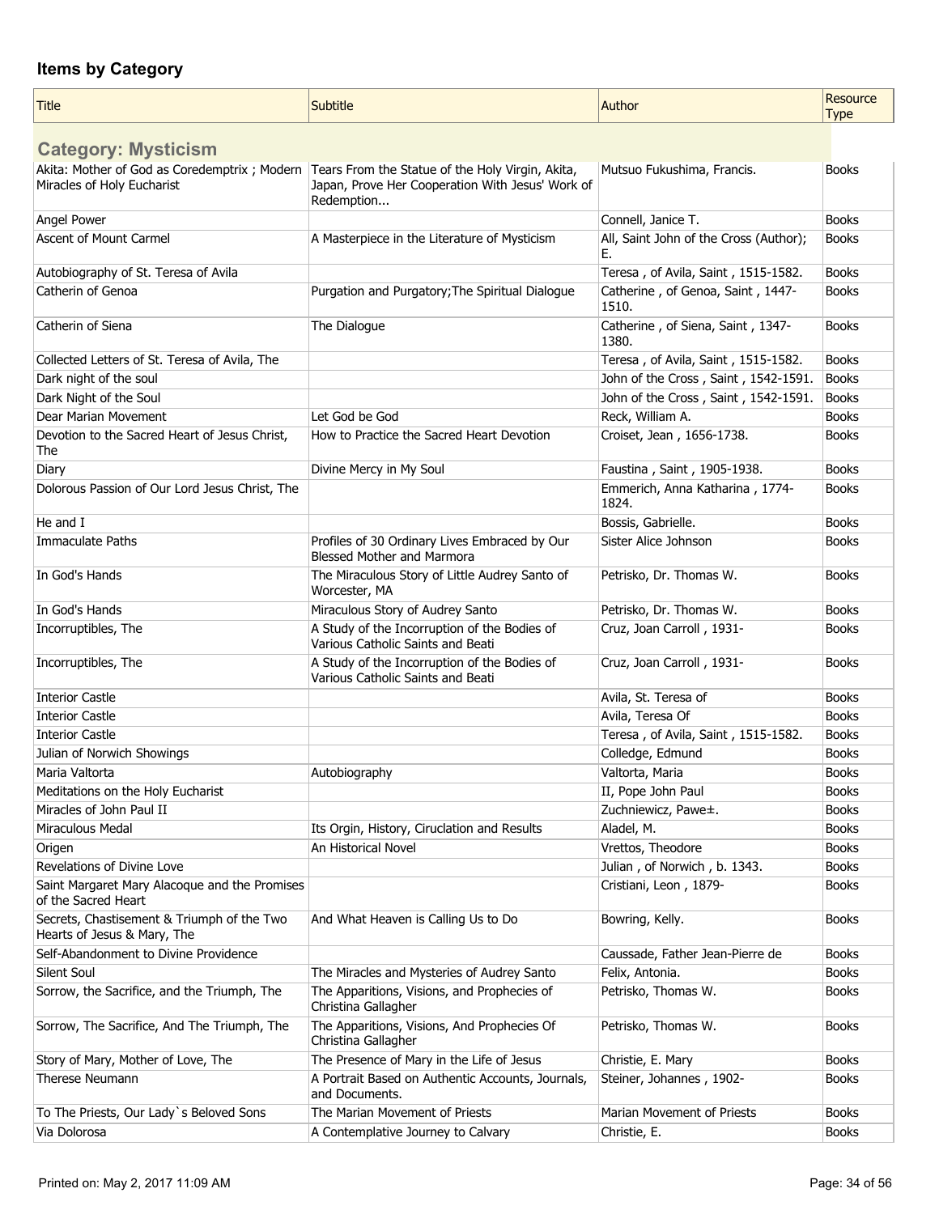## Items by Category

| Title | Subtitle | Author | Resource Type |
|---|---|---|---|
| **Category: Mysticism** | | | |
| Akita: Mother of God as Coredemptrix ; Modern Miracles of Holy Eucharist | Tears From the Statue of the Holy Virgin, Akita, Japan, Prove Her Cooperation With Jesus' Work of Redemption... | Mutsuo Fukushima, Francis. | Books |
| Angel Power | | Connell, Janice T. | Books |
| Ascent of Mount Carmel | A Masterpiece in the Literature of Mysticism | All, Saint John of the Cross (Author); E. | Books |
| Autobiography of St. Teresa of Avila | | Teresa , of Avila, Saint , 1515-1582. | Books |
| Catherin of Genoa | Purgation and Purgatory;The Spiritual Dialogue | Catherine , of Genoa, Saint , 1447-1510. | Books |
| Catherin of Siena | The Dialogue | Catherine , of Siena, Saint , 1347-1380. | Books |
| Collected Letters of St. Teresa of Avila, The | | Teresa , of Avila, Saint , 1515-1582. | Books |
| Dark night of the soul | | John of the Cross , Saint , 1542-1591. | Books |
| Dark Night of the Soul | | John of the Cross , Saint , 1542-1591. | Books |
| Dear Marian Movement | Let God be God | Reck, William A. | Books |
| Devotion to the Sacred Heart of Jesus Christ, The | How to Practice the Sacred Heart Devotion | Croiset, Jean , 1656-1738. | Books |
| Diary | Divine Mercy in My Soul | Faustina , Saint , 1905-1938. | Books |
| Dolorous Passion of Our Lord Jesus Christ, The | | Emmerich, Anna Katharina , 1774-1824. | Books |
| He and I | | Bossis, Gabrielle. | Books |
| Immaculate Paths | Profiles of 30 Ordinary Lives Embraced by Our Blessed Mother and Marmora | Sister Alice Johnson | Books |
| In God's Hands | The Miraculous Story of Little Audrey Santo of Worcester, MA | Petrisko, Dr. Thomas W. | Books |
| In God's Hands | Miraculous Story of Audrey Santo | Petrisko, Dr. Thomas W. | Books |
| Incorruptibles, The | A Study of the Incorruption of the Bodies of Various Catholic Saints and Beati | Cruz, Joan Carroll , 1931- | Books |
| Incorruptibles, The | A Study of the Incorruption of the Bodies of Various Catholic Saints and Beati | Cruz, Joan Carroll , 1931- | Books |
| Interior Castle | | Avila, St. Teresa of | Books |
| Interior Castle | | Avila, Teresa Of | Books |
| Interior Castle | | Teresa , of Avila, Saint , 1515-1582. | Books |
| Julian of Norwich Showings | | Colledge, Edmund | Books |
| Maria Valtorta | Autobiography | Valtorta, Maria | Books |
| Meditations on the Holy Eucharist | | II, Pope John Paul | Books |
| Miracles of John Paul II | | Zuchniewicz, Pawe±. | Books |
| Miraculous Medal | Its Orgin, History, Ciruclation and Results | Aladel, M. | Books |
| Origen | An Historical Novel | Vrettos, Theodore | Books |
| Revelations of Divine Love | | Julian , of Norwich , b. 1343. | Books |
| Saint Margaret Mary Alacoque and the Promises of the Sacred Heart | | Cristiani, Leon , 1879- | Books |
| Secrets, Chastisement & Triumph of the Two Hearts of Jesus & Mary, The | And What Heaven is Calling Us to Do | Bowring, Kelly. | Books |
| Self-Abandonment to Divine Providence | | Caussade, Father Jean-Pierre de | Books |
| Silent Soul | The Miracles and Mysteries of Audrey Santo | Felix, Antonia. | Books |
| Sorrow, the Sacrifice, and the Triumph, The | The Apparitions, Visions, and Prophecies of Christina Gallagher | Petrisko, Thomas W. | Books |
| Sorrow, The Sacrifice, And The Triumph, The | The Apparitions, Visions, And Prophecies Of Christina Gallagher | Petrisko, Thomas W. | Books |
| Story of Mary, Mother of Love, The | The Presence of Mary in the Life of Jesus | Christie, E. Mary | Books |
| Therese Neumann | A Portrait Based on Authentic Accounts, Journals, and Documents. | Steiner, Johannes , 1902- | Books |
| To The Priests, Our Lady`s Beloved Sons | The Marian Movement of Priests | Marian Movement of Priests | Books |
| Via Dolorosa | A Contemplative Journey to Calvary | Christie, E. | Books |

Printed on: May 2, 2017 11:09 AM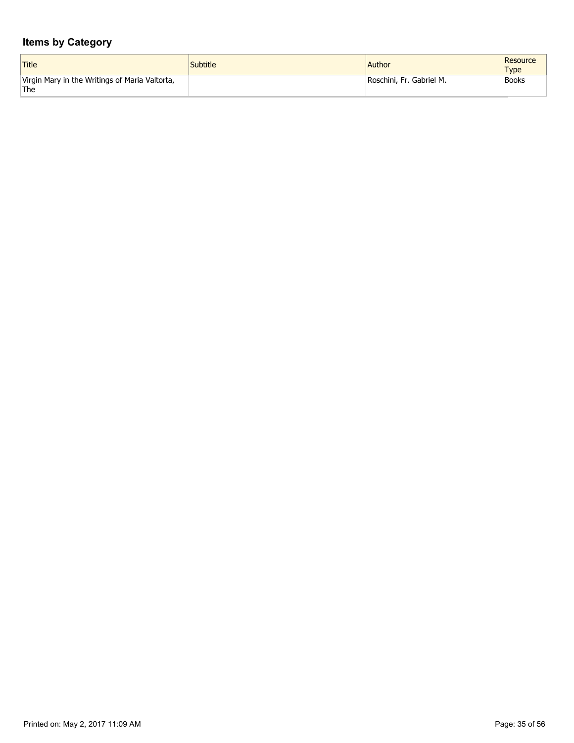## Items by Category

| Title | Subtitle | Author | Resource Type |
|---|---|---|---|
| Virgin Mary in the Writings of Maria Valtorta, The | | Roschini, Fr. Gabriel M. | Books |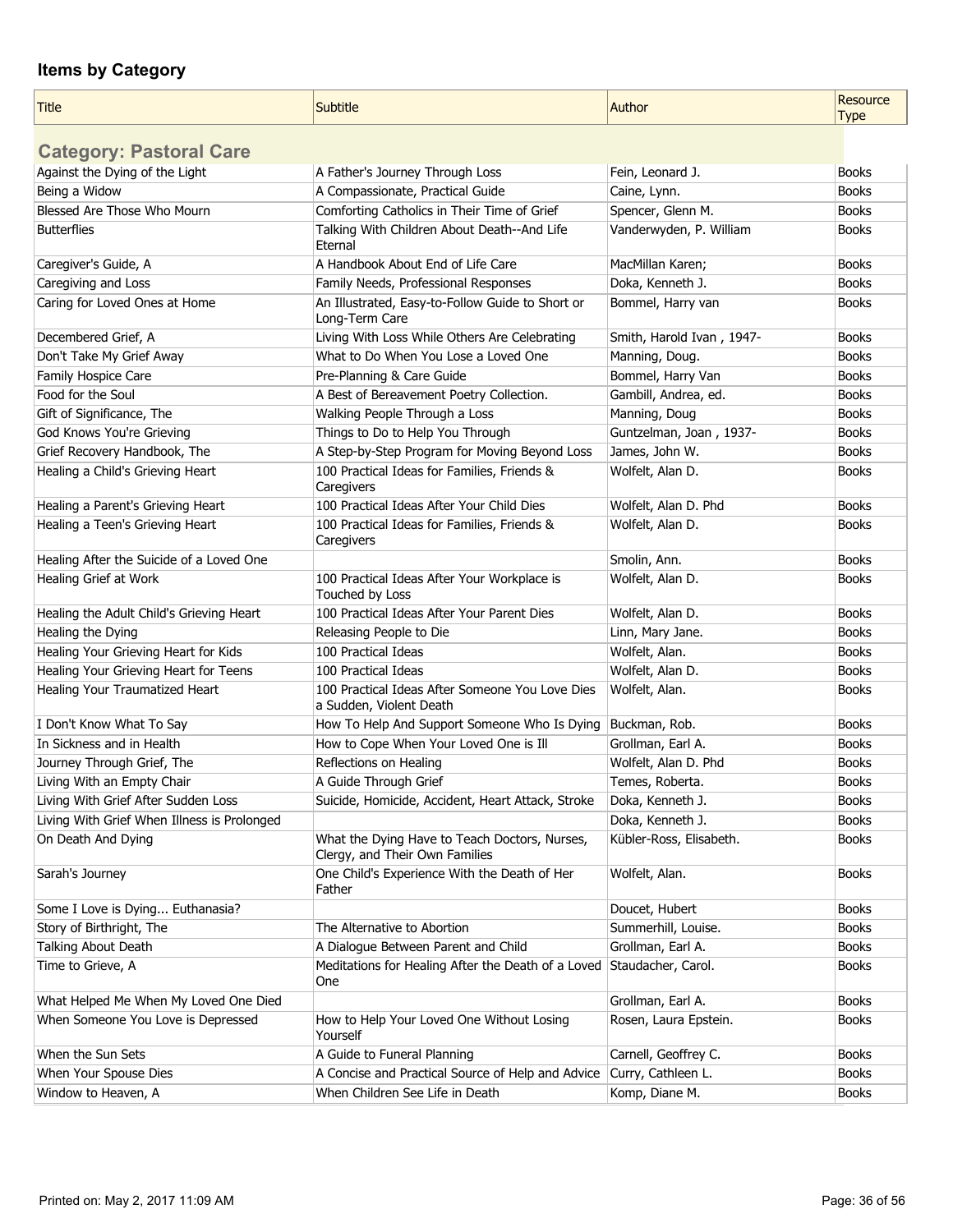## Items by Category

| Title | Subtitle | Author | Resource Type |
|---|---|---|---|
| **Category: Pastoral Care** | | | |
| Against the Dying of the Light | A Father's Journey Through Loss | Fein, Leonard J. | Books |
| Being a Widow | A Compassionate, Practical Guide | Caine, Lynn. | Books |
| Blessed Are Those Who Mourn | Comforting Catholics in Their Time of Grief | Spencer, Glenn M. | Books |
| Butterflies | Talking With Children About Death--And Life Eternal | Vanderwyden, P. William | Books |
| Caregiver's Guide, A | A Handbook About End of Life Care | MacMillan Karen; | Books |
| Caregiving and Loss | Family Needs, Professional Responses | Doka, Kenneth J. | Books |
| Caring for Loved Ones at Home | An Illustrated, Easy-to-Follow Guide to Short or Long-Term Care | Bommel, Harry van | Books |
| Decembered Grief, A | Living With Loss While Others Are Celebrating | Smith, Harold Ivan , 1947- | Books |
| Don't Take My Grief Away | What to Do When You Lose a Loved One | Manning, Doug. | Books |
| Family Hospice Care | Pre-Planning & Care Guide | Bommel, Harry Van | Books |
| Food for the Soul | A Best of Bereavement Poetry Collection. | Gambill, Andrea, ed. | Books |
| Gift of Significance, The | Walking People Through a Loss | Manning, Doug | Books |
| God Knows You're Grieving | Things to Do to Help You Through | Guntzelman, Joan , 1937- | Books |
| Grief Recovery Handbook, The | A Step-by-Step Program for Moving Beyond Loss | James, John W. | Books |
| Healing a Child's Grieving Heart | 100 Practical Ideas for Families, Friends & Caregivers | Wolfelt, Alan D. | Books |
| Healing a Parent's Grieving Heart | 100 Practical Ideas After Your Child Dies | Wolfelt, Alan D. Phd | Books |
| Healing a Teen's Grieving Heart | 100 Practical Ideas for Families, Friends & Caregivers | Wolfelt, Alan D. | Books |
| Healing After the Suicide of a Loved One | | Smolin, Ann. | Books |
| Healing Grief at Work | 100 Practical Ideas After Your Workplace is Touched by Loss | Wolfelt, Alan D. | Books |
| Healing the Adult Child's Grieving Heart | 100 Practical Ideas After Your Parent Dies | Wolfelt, Alan D. | Books |
| Healing the Dying | Releasing People to Die | Linn, Mary Jane. | Books |
| Healing Your Grieving Heart for Kids | 100 Practical Ideas | Wolfelt, Alan. | Books |
| Healing Your Grieving Heart for Teens | 100 Practical Ideas | Wolfelt, Alan D. | Books |
| Healing Your Traumatized Heart | 100 Practical Ideas After Someone You Love Dies a Sudden, Violent Death | Wolfelt, Alan. | Books |
| I Don't Know What To Say | How To Help And Support Someone Who Is Dying | Buckman, Rob. | Books |
| In Sickness and in Health | How to Cope When Your Loved One is Ill | Grollman, Earl A. | Books |
| Journey Through Grief, The | Reflections on Healing | Wolfelt, Alan D. Phd | Books |
| Living With an Empty Chair | A Guide Through Grief | Temes, Roberta. | Books |
| Living With Grief After Sudden Loss | Suicide, Homicide, Accident, Heart Attack, Stroke | Doka, Kenneth J. | Books |
| Living With Grief When Illness is Prolonged | | Doka, Kenneth J. | Books |
| On Death And Dying | What the Dying Have to Teach Doctors, Nurses, Clergy, and Their Own Families | Kübler-Ross, Elisabeth. | Books |
| Sarah's Journey | One Child's Experience With the Death of Her Father | Wolfelt, Alan. | Books |
| Some I Love is Dying... Euthanasia? | | Doucet, Hubert | Books |
| Story of Birthright, The | The Alternative to Abortion | Summerhill, Louise. | Books |
| Talking About Death | A Dialogue Between Parent and Child | Grollman, Earl A. | Books |
| Time to Grieve, A | Meditations for Healing After the Death of a Loved One | Staudacher, Carol. | Books |
| What Helped Me When My Loved One Died | | Grollman, Earl A. | Books |
| When Someone You Love is Depressed | How to Help Your Loved One Without Losing Yourself | Rosen, Laura Epstein. | Books |
| When the Sun Sets | A Guide to Funeral Planning | Carnell, Geoffrey C. | Books |
| When Your Spouse Dies | A Concise and Practical Source of Help and Advice | Curry, Cathleen L. | Books |
| Window to Heaven, A | When Children See Life in Death | Komp, Diane M. | Books |

Printed on: May 2, 2017 11:09 AM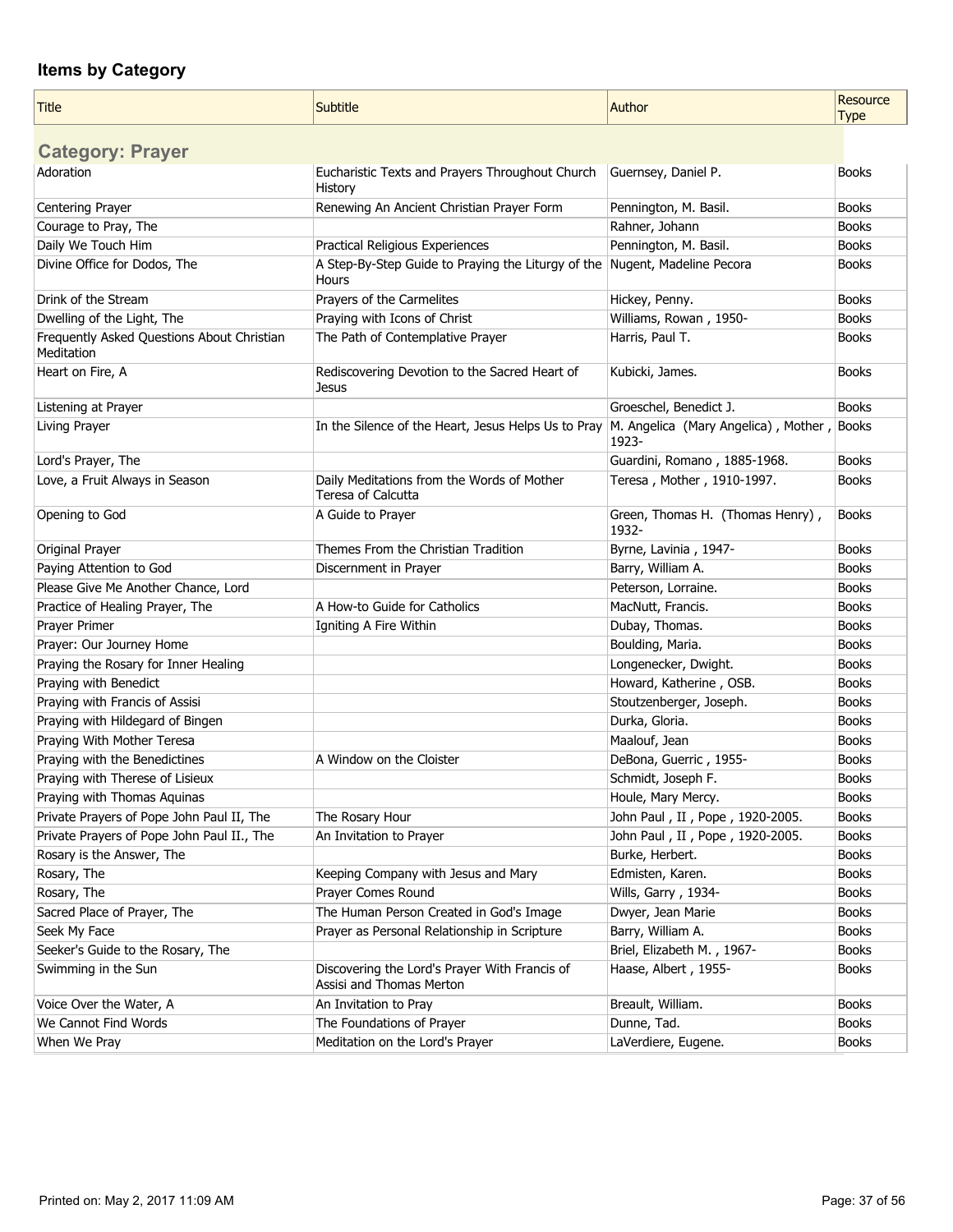## Items by Category

| Title | Subtitle | Author | Resource Type |
|---|---|---|---|
| **Category: Prayer** | | | |
| Adoration | Eucharistic Texts and Prayers Throughout Church History | Guernsey, Daniel P. | Books |
| Centering Prayer | Renewing An Ancient Christian Prayer Form | Pennington, M. Basil. | Books |
| Courage to Pray, The | | Rahner, Johann | Books |
| Daily We Touch Him | Practical Religious Experiences | Pennington, M. Basil. | Books |
| Divine Office for Dodos, The | A Step-By-Step Guide to Praying the Liturgy of the Hours | Nugent, Madeline Pecora | Books |
| Drink of the Stream | Prayers of the Carmelites | Hickey, Penny. | Books |
| Dwelling of the Light, The | Praying with Icons of Christ | Williams, Rowan , 1950- | Books |
| Frequently Asked Questions About Christian Meditation | The Path of Contemplative Prayer | Harris, Paul T. | Books |
| Heart on Fire, A | Rediscovering Devotion to the Sacred Heart of Jesus | Kubicki, James. | Books |
| Listening at Prayer | | Groeschel, Benedict J. | Books |
| Living Prayer | In the Silence of the Heart, Jesus Helps Us to Pray | M. Angelica (Mary Angelica) , Mother , 1923- | Books |
| Lord's Prayer, The | | Guardini, Romano , 1885-1968. | Books |
| Love, a Fruit Always in Season | Daily Meditations from the Words of Mother Teresa of Calcutta | Teresa , Mother , 1910-1997. | Books |
| Opening to God | A Guide to Prayer | Green, Thomas H. (Thomas Henry) , 1932- | Books |
| Original Prayer | Themes From the Christian Tradition | Byrne, Lavinia , 1947- | Books |
| Paying Attention to God | Discernment in Prayer | Barry, William A. | Books |
| Please Give Me Another Chance, Lord | | Peterson, Lorraine. | Books |
| Practice of Healing Prayer, The | A How-to Guide for Catholics | MacNutt, Francis. | Books |
| Prayer Primer | Igniting A Fire Within | Dubay, Thomas. | Books |
| Prayer: Our Journey Home | | Boulding, Maria. | Books |
| Praying the Rosary for Inner Healing | | Longenecker, Dwight. | Books |
| Praying with Benedict | | Howard, Katherine , OSB. | Books |
| Praying with Francis of Assisi | | Stoutzenberger, Joseph. | Books |
| Praying with Hildegard of Bingen | | Durka, Gloria. | Books |
| Praying With Mother Teresa | | Maalouf, Jean | Books |
| Praying with the Benedictines | A Window on the Cloister | DeBona, Guerric , 1955- | Books |
| Praying with Therese of Lisieux | | Schmidt, Joseph F. | Books |
| Praying with Thomas Aquinas | | Houle, Mary Mercy. | Books |
| Private Prayers of Pope John Paul II, The | The Rosary Hour | John Paul , II , Pope , 1920-2005. | Books |
| Private Prayers of Pope John Paul II., The | An Invitation to Prayer | John Paul , II , Pope , 1920-2005. | Books |
| Rosary is the Answer, The | | Burke, Herbert. | Books |
| Rosary, The | Keeping Company with Jesus and Mary | Edmisten, Karen. | Books |
| Rosary, The | Prayer Comes Round | Wills, Garry , 1934- | Books |
| Sacred Place of Prayer, The | The Human Person Created in God's Image | Dwyer, Jean Marie | Books |
| Seek My Face | Prayer as Personal Relationship in Scripture | Barry, William A. | Books |
| Seeker's Guide to the Rosary, The | | Briel, Elizabeth M. , 1967- | Books |
| Swimming in the Sun | Discovering the Lord's Prayer With Francis of Assisi and Thomas Merton | Haase, Albert , 1955- | Books |
| Voice Over the Water, A | An Invitation to Pray | Breault, William. | Books |
| We Cannot Find Words | The Foundations of Prayer | Dunne, Tad. | Books |
| When We Pray | Meditation on the Lord's Prayer | LaVerdiere, Eugene. | Books |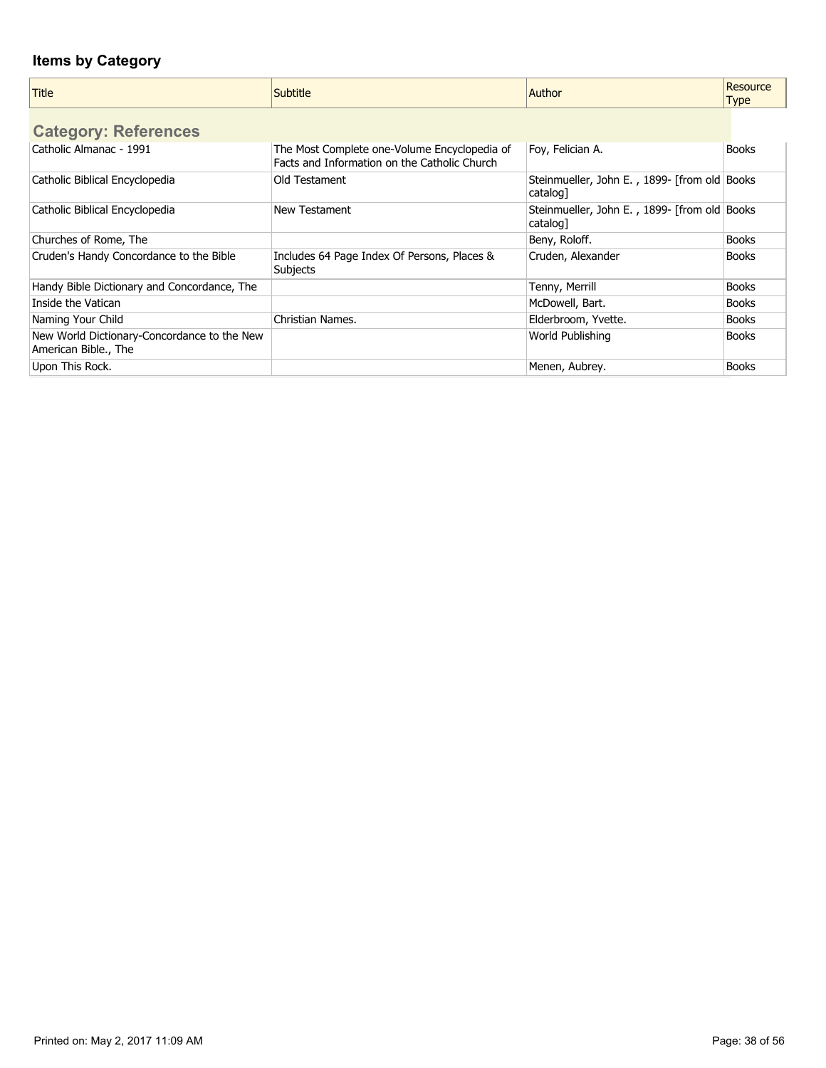## Items by Category

| Title | Subtitle | Author | Resource Type |
|---|---|---|---|
| **Category: References** | | | |
| Catholic Almanac - 1991 | The Most Complete one-Volume Encyclopedia of Facts and Information on the Catholic Church | Foy, Felician A. | Books |
| Catholic Biblical Encyclopedia | Old Testament | Steinmueller, John E. , 1899- [from old catalog] | Books |
| Catholic Biblical Encyclopedia | New Testament | Steinmueller, John E. , 1899- [from old catalog] | Books |
| Churches of Rome, The | | Beny, Roloff. | Books |
| Cruden's Handy Concordance to the Bible | Includes 64 Page Index Of Persons, Places & Subjects | Cruden, Alexander | Books |
| Handy Bible Dictionary and Concordance, The | | Tenny, Merrill | Books |
| Inside the Vatican | | McDowell, Bart. | Books |
| Naming Your Child | Christian Names. | Elderbroom, Yvette. | Books |
| New World Dictionary-Concordance to the New American Bible., The | | World Publishing | Books |
| Upon This Rock. | | Menen, Aubrey. | Books |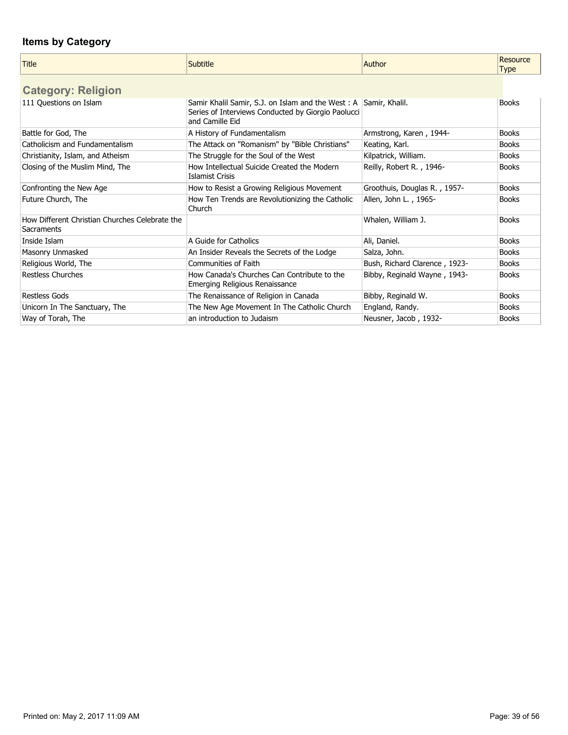## Items by Category

| Title | Subtitle | Author | Resource Type |
|---|---|---|---|
| **Category: Religion** | | | |
| 111 Questions on Islam | Samir Khalil Samir, S.J. on Islam and the West : A Series of Interviews Conducted by Giorgio Paolucci and Camille Eid | Samir, Khalil. | Books |
| Battle for God, The | A History of Fundamentalism | Armstrong, Karen , 1944- | Books |
| Catholicism and Fundamentalism | The Attack on "Romanism" by "Bible Christians" | Keating, Karl. | Books |
| Christianity, Islam, and Atheism | The Struggle for the Soul of the West | Kilpatrick, William. | Books |
| Closing of the Muslim Mind, The | How Intellectual Suicide Created the Modern Islamist Crisis | Reilly, Robert R. , 1946- | Books |
| Confronting the New Age | How to Resist a Growing Religious Movement | Groothuis, Douglas R. , 1957- | Books |
| Future Church, The | How Ten Trends are Revolutionizing the Catholic Church | Allen, John L. , 1965- | Books |
| How Different Christian Churches Celebrate the Sacraments | | Whalen, William J. | Books |
| Inside Islam | A Guide for Catholics | Ali, Daniel. | Books |
| Masonry Unmasked | An Insider Reveals the Secrets of the Lodge | Salza, John. | Books |
| Religious World, The | Communities of Faith | Bush, Richard Clarence , 1923- | Books |
| Restless Churches | How Canada's Churches Can Contribute to the Emerging Religious Renaissance | Bibby, Reginald Wayne , 1943- | Books |
| Restless Gods | The Renaissance of Religion in Canada | Bibby, Reginald W. | Books |
| Unicorn In The Sanctuary, The | The New Age Movement In The Catholic Church | England, Randy. | Books |
| Way of Torah, The | an introduction to Judaism | Neusner, Jacob , 1932- | Books |

Printed on: May 2, 2017 11:09 AM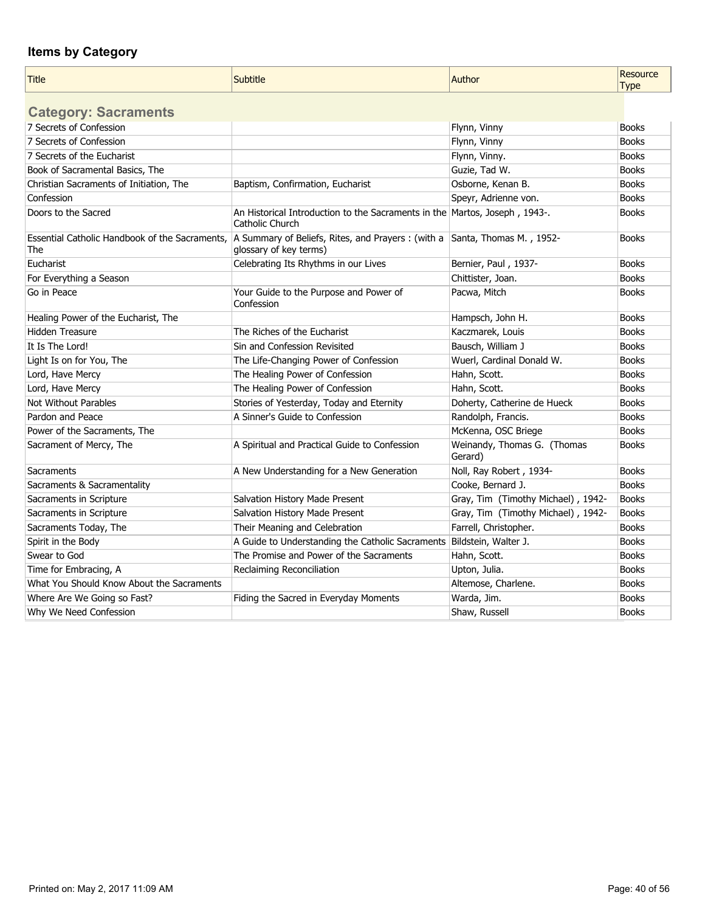## Items by Category

| Title | Subtitle | Author | Resource Type |
| --- | --- | --- | --- |
| **Category: Sacraments** | | | |
| 7 Secrets of Confession | | Flynn, Vinny | Books |
| 7 Secrets of Confession | | Flynn, Vinny | Books |
| 7 Secrets of the Eucharist | | Flynn, Vinny. | Books |
| Book of Sacramental Basics, The | | Guzie, Tad W. | Books |
| Christian Sacraments of Initiation, The | Baptism, Confirmation, Eucharist | Osborne, Kenan B. | Books |
| Confession | | Speyr, Adrienne von. | Books |
| Doors to the Sacred | An Historical Introduction to the Sacraments in the Catholic Church | Martos, Joseph , 1943-. | Books |
| Essential Catholic Handbook of the Sacraments, The | A Summary of Beliefs, Rites, and Prayers : (with a glossary of key terms) | Santa, Thomas M. , 1952- | Books |
| Eucharist | Celebrating Its Rhythms in our Lives | Bernier, Paul , 1937- | Books |
| For Everything a Season | | Chittister, Joan. | Books |
| Go in Peace | Your Guide to the Purpose and Power of Confession | Pacwa, Mitch | Books |
| Healing Power of the Eucharist, The | | Hampsch, John H. | Books |
| Hidden Treasure | The Riches of the Eucharist | Kaczmarek, Louis | Books |
| It Is The Lord! | Sin and Confession Revisited | Bausch, William J | Books |
| Light Is on for You, The | The Life-Changing Power of Confession | Wuerl, Cardinal Donald W. | Books |
| Lord, Have Mercy | The Healing Power of Confession | Hahn, Scott. | Books |
| Lord, Have Mercy | The Healing Power of Confession | Hahn, Scott. | Books |
| Not Without Parables | Stories of Yesterday, Today and Eternity | Doherty, Catherine de Hueck | Books |
| Pardon and Peace | A Sinner's Guide to Confession | Randolph, Francis. | Books |
| Power of the Sacraments, The | | McKenna, OSC Briege | Books |
| Sacrament of Mercy, The | A Spiritual and Practical Guide to Confession | Weinandy, Thomas G. (Thomas Gerard) | Books |
| Sacraments | A New Understanding for a New Generation | Noll, Ray Robert , 1934- | Books |
| Sacraments & Sacramentality | | Cooke, Bernard J. | Books |
| Sacraments in Scripture | Salvation History Made Present | Gray, Tim (Timothy Michael) , 1942- | Books |
| Sacraments in Scripture | Salvation History Made Present | Gray, Tim (Timothy Michael) , 1942- | Books |
| Sacraments Today, The | Their Meaning and Celebration | Farrell, Christopher. | Books |
| Spirit in the Body | A Guide to Understanding the Catholic Sacraments | Bildstein, Walter J. | Books |
| Swear to God | The Promise and Power of the Sacraments | Hahn, Scott. | Books |
| Time for Embracing, A | Reclaiming Reconciliation | Upton, Julia. | Books |
| What You Should Know About the Sacraments | | Altemose, Charlene. | Books |
| Where Are We Going so Fast? | Fiding the Sacred in Everyday Moments | Warda, Jim. | Books |
| Why We Need Confession | | Shaw, Russell | Books |

Printed on: May 2, 2017 11:09 AM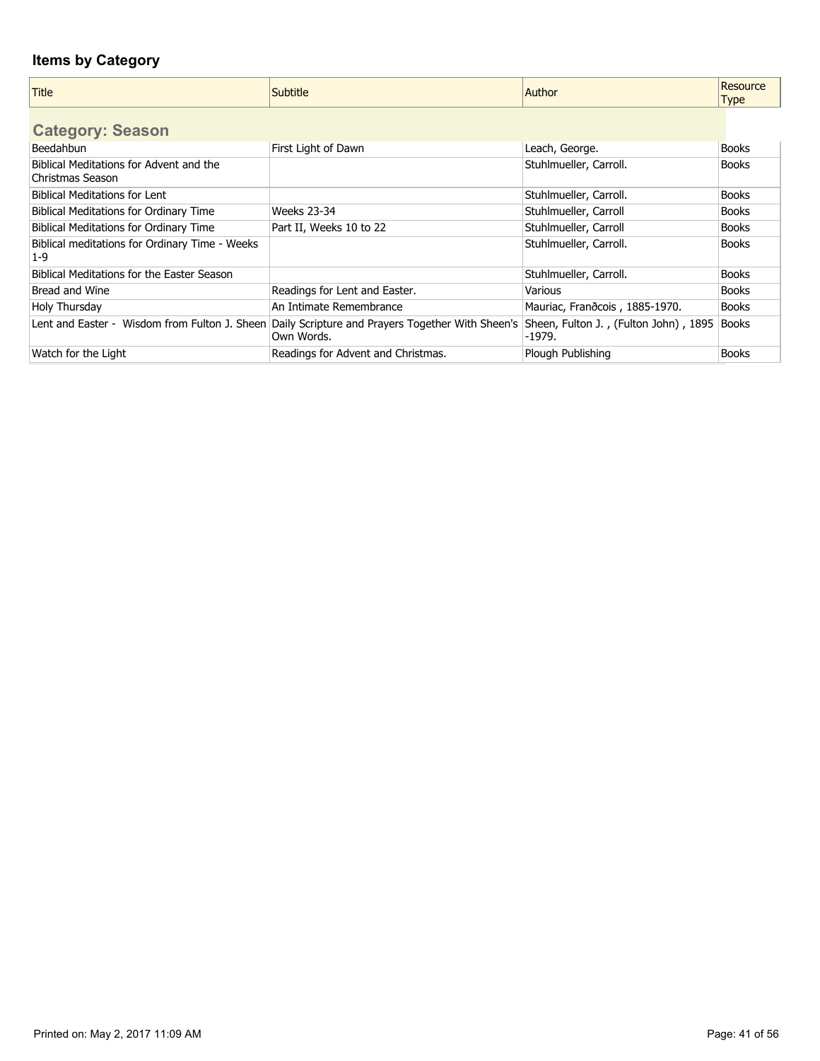## Items by Category

| Title | Subtitle | Author | Resource Type |
|---|---|---|---|
| **Category: Season** | | | |
| Beedahbun | First Light of Dawn | Leach, George. | Books |
| Biblical Meditations for Advent and the Christmas Season | | Stuhlmueller, Carroll. | Books |
| Biblical Meditations for Lent | | Stuhlmueller, Carroll. | Books |
| Biblical Meditations for Ordinary Time | Weeks 23-34 | Stuhlmueller, Carroll | Books |
| Biblical Meditations for Ordinary Time | Part II, Weeks 10 to 22 | Stuhlmueller, Carroll | Books |
| Biblical meditations for Ordinary Time - Weeks 1-9 | | Stuhlmueller, Carroll. | Books |
| Biblical Meditations for the Easter Season | | Stuhlmueller, Carroll. | Books |
| Bread and Wine | Readings for Lent and Easter. | Various | Books |
| Holy Thursday | An Intimate Remembrance | Mauriac, Franðcois , 1885-1970. | Books |
| Lent and Easter - Wisdom from Fulton J. Sheen | Daily Scripture and Prayers Together With Sheen's Own Words. | Sheen, Fulton J. , (Fulton John) , 1895 -1979. | Books |
| Watch for the Light | Readings for Advent and Christmas. | Plough Publishing | Books |

Printed on: May 2, 2017 11:09 AM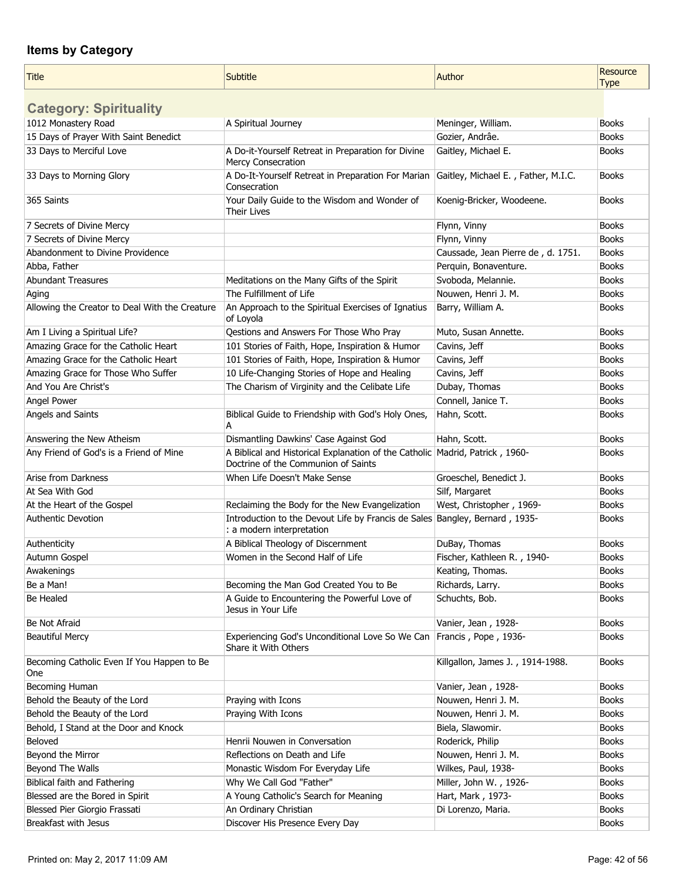## Items by Category

| Title | Subtitle | Author | Resource Type |
|---|---|---|---|
| **Category: Spirituality** | | | |
| 1012 Monastery Road | A Spiritual Journey | Meninger, William. | Books |
| 15 Days of Prayer With Saint Benedict | | Gozier, Andrâe. | Books |
| 33 Days to Merciful Love | A Do-it-Yourself Retreat in Preparation for Divine Mercy Consecration | Gaitley, Michael E. | Books |
| 33 Days to Morning Glory | A Do-It-Yourself Retreat in Preparation For Marian Consecration | Gaitley, Michael E. , Father, M.I.C. | Books |
| 365 Saints | Your Daily Guide to the Wisdom and Wonder of Their Lives | Koenig-Bricker, Woodeene. | Books |
| 7 Secrets of Divine Mercy | | Flynn, Vinny | Books |
| 7 Secrets of Divine Mercy | | Flynn, Vinny | Books |
| Abandonment to Divine Providence | | Caussade, Jean Pierre de , d. 1751. | Books |
| Abba, Father | | Perquin, Bonaventure. | Books |
| Abundant Treasures | Meditations on the Many Gifts of the Spirit | Svoboda, Melannie. | Books |
| Aging | The Fulfillment of Life | Nouwen, Henri J. M. | Books |
| Allowing the Creator to Deal With the Creature | An Approach to the Spiritual Exercises of Ignatius of Loyola | Barry, William A. | Books |
| Am I Living a Spiritual Life? | Qestions and Answers For Those Who Pray | Muto, Susan Annette. | Books |
| Amazing Grace for the Catholic Heart | 101 Stories of Faith, Hope, Inspiration & Humor | Cavins, Jeff | Books |
| Amazing Grace for the Catholic Heart | 101 Stories of Faith, Hope, Inspiration & Humor | Cavins, Jeff | Books |
| Amazing Grace for Those Who Suffer | 10 Life-Changing Stories of Hope and Healing | Cavins, Jeff | Books |
| And You Are Christ's | The Charism of Virginity and the Celibate Life | Dubay, Thomas | Books |
| Angel Power | | Connell, Janice T. | Books |
| Angels and Saints | Biblical Guide to Friendship with God's Holy Ones, A | Hahn, Scott. | Books |
| Answering the New Atheism | Dismantling Dawkins' Case Against God | Hahn, Scott. | Books |
| Any Friend of God's is a Friend of Mine | A Biblical and Historical Explanation of the Catholic Doctrine of the Communion of Saints | Madrid, Patrick , 1960- | Books |
| Arise from Darkness | When Life Doesn't Make Sense | Groeschel, Benedict J. | Books |
| At Sea With God | | Silf, Margaret | Books |
| At the Heart of the Gospel | Reclaiming the Body for the New Evangelization | West, Christopher , 1969- | Books |
| Authentic Devotion | Introduction to the Devout Life by Francis de Sales : a modern interpretation | Bangley, Bernard , 1935- | Books |
| Authenticity | A Biblical Theology of Discernment | DuBay, Thomas | Books |
| Autumn Gospel | Women in the Second Half of Life | Fischer, Kathleen R. , 1940- | Books |
| Awakenings | | Keating, Thomas. | Books |
| Be a Man! | Becoming the Man God Created You to Be | Richards, Larry. | Books |
| Be Healed | A Guide to Encountering the Powerful Love of Jesus in Your Life | Schuchts, Bob. | Books |
| Be Not Afraid | | Vanier, Jean , 1928- | Books |
| Beautiful Mercy | Experiencing God's Unconditional Love So We Can Share it With Others | Francis , Pope , 1936- | Books |
| Becoming Catholic Even If You Happen to Be One | | Killgallon, James J. , 1914-1988. | Books |
| Becoming Human | | Vanier, Jean , 1928- | Books |
| Behold the Beauty of the Lord | Praying with Icons | Nouwen, Henri J. M. | Books |
| Behold the Beauty of the Lord | Praying With Icons | Nouwen, Henri J. M. | Books |
| Behold, I Stand at the Door and Knock | | Biela, Slawomir. | Books |
| Beloved | Henrii Nouwen in Conversation | Roderick, Philip | Books |
| Beyond the Mirror | Reflections on Death and Life | Nouwen, Henri J. M. | Books |
| Beyond The Walls | Monastic Wisdom For Everyday Life | Wilkes, Paul, 1938- | Books |
| Biblical faith and Fathering | Why We Call God "Father" | Miller, John W. , 1926- | Books |
| Blessed are the Bored in Spirit | A Young Catholic's Search for Meaning | Hart, Mark , 1973- | Books |
| Blessed Pier Giorgio Frassati | An Ordinary Christian | Di Lorenzo, Maria. | Books |
| Breakfast with Jesus | Discover His Presence Every Day | | Books |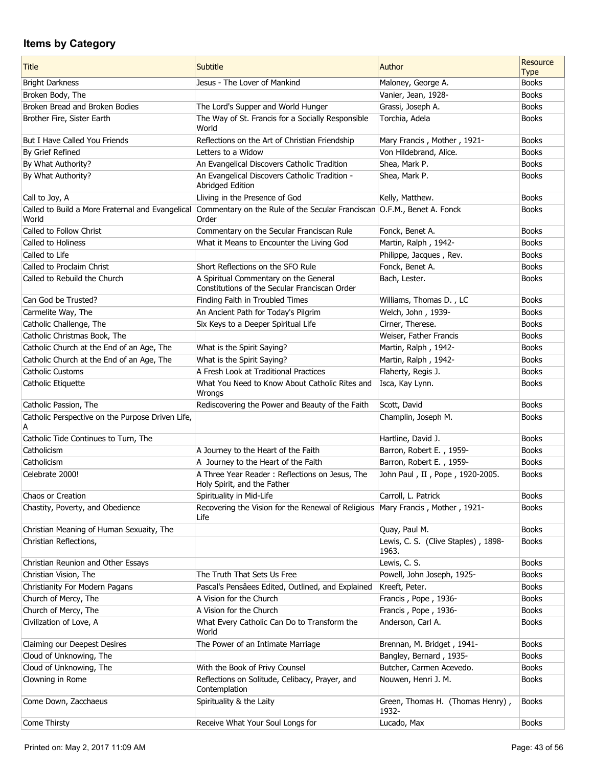## Items by Category

| Title | Subtitle | Author | Resource Type |
|---|---|---|---|
| Bright Darkness | Jesus - The Lover of Mankind | Maloney, George A. | Books |
| Broken Body, The | | Vanier, Jean, 1928- | Books |
| Broken Bread and Broken Bodies | The Lord's Supper and World Hunger | Grassi, Joseph A. | Books |
| Brother Fire, Sister Earth | The Way of St. Francis for a Socially Responsible World | Torchia, Adela | Books |
| But I Have Called You Friends | Reflections on the Art of Christian Friendship | Mary Francis , Mother , 1921- | Books |
| By Grief Refined | Letters to a Widow | Von Hildebrand, Alice. | Books |
| By What Authority? | An Evangelical Discovers Catholic Tradition | Shea, Mark P. | Books |
| By What Authority? | An Evangelical Discovers Catholic Tradition - Abridged Edition | Shea, Mark P. | Books |
| Call to Joy, A | Lliving in the Presence of God | Kelly, Matthew. | Books |
| Called to Build a More Fraternal and Evangelical World | Commentary on the Rule of the Secular Franciscan Order | O.F.M., Benet A. Fonck | Books |
| Called to Follow Christ | Commentary on the Secular Franciscan Rule | Fonck, Benet A. | Books |
| Called to Holiness | What it Means to Encounter the Living God | Martin, Ralph , 1942- | Books |
| Called to Life | | Philippe, Jacques , Rev. | Books |
| Called to Proclaim Christ | Short Reflections on the SFO Rule | Fonck, Benet A. | Books |
| Called to Rebuild the Church | A Spiritual Commentary on the General Constitutions of the Secular Franciscan Order | Bach, Lester. | Books |
| Can God be Trusted? | Finding Faith in Troubled Times | Williams, Thomas D. , LC | Books |
| Carmelite Way, The | An Ancient Path for Today's Pilgrim | Welch, John , 1939- | Books |
| Catholic Challenge, The | Six Keys to a Deeper Spiritual Life | Cirner, Therese. | Books |
| Catholic Christmas Book, The | | Weiser, Father Francis | Books |
| Catholic Church at the End of an Age, The | What is the Spirit Saying? | Martin, Ralph , 1942- | Books |
| Catholic Church at the End of an Age, The | What is the Spirit Saying? | Martin, Ralph , 1942- | Books |
| Catholic Customs | A Fresh Look at Traditional Practices | Flaherty, Regis J. | Books |
| Catholic Etiquette | What You Need to Know About Catholic Rites and Wrongs | Isca, Kay Lynn. | Books |
| Catholic Passion, The | Rediscovering the Power and Beauty of the Faith | Scott, David | Books |
| Catholic Perspective on the Purpose Driven Life, A | | Champlin, Joseph M. | Books |
| Catholic Tide Continues to Turn, The | | Hartline, David J. | Books |
| Catholicism | A Journey to the Heart of the Faith | Barron, Robert E. , 1959- | Books |
| Catholicism | A Journey to the Heart of the Faith | Barron, Robert E. , 1959- | Books |
| Celebrate 2000! | A Three Year Reader : Reflections on Jesus, The Holy Spirit, and the Father | John Paul , II , Pope , 1920-2005. | Books |
| Chaos or Creation | Spirituality in Mid-Life | Carroll, L. Patrick | Books |
| Chastity, Poverty, and Obedience | Recovering the Vision for the Renewal of Religious Life | Mary Francis , Mother , 1921- | Books |
| Christian Meaning of Human Sexuaity, The | | Quay, Paul M. | Books |
| Christian Reflections, | | Lewis, C. S. (Clive Staples) , 1898-1963. | Books |
| Christian Reunion and Other Essays | | Lewis, C. S. | Books |
| Christian Vision, The | The Truth That Sets Us Free | Powell, John Joseph, 1925- | Books |
| Christianity For Modern Pagans | Pascal's Pensâees Edited, Outlined, and Explained | Kreeft, Peter. | Books |
| Church of Mercy, The | A Vision for the Church | Francis , Pope , 1936- | Books |
| Church of Mercy, The | A Vision for the Church | Francis , Pope , 1936- | Books |
| Civilization of Love, A | What Every Catholic Can Do to Transform the World | Anderson, Carl A. | Books |
| Claiming our Deepest Desires | The Power of an Intimate Marriage | Brennan, M. Bridget , 1941- | Books |
| Cloud of Unknowing, The | | Bangley, Bernard , 1935- | Books |
| Cloud of Unknowing, The | With the Book of Privy Counsel | Butcher, Carmen Acevedo. | Books |
| Clowning in Rome | Reflections on Solitude, Celibacy, Prayer, and Contemplation | Nouwen, Henri J. M. | Books |
| Come Down, Zacchaeus | Spirituality & the Laity | Green, Thomas H. (Thomas Henry) , 1932- | Books |
| Come Thirsty | Receive What Your Soul Longs for | Lucado, Max | Books |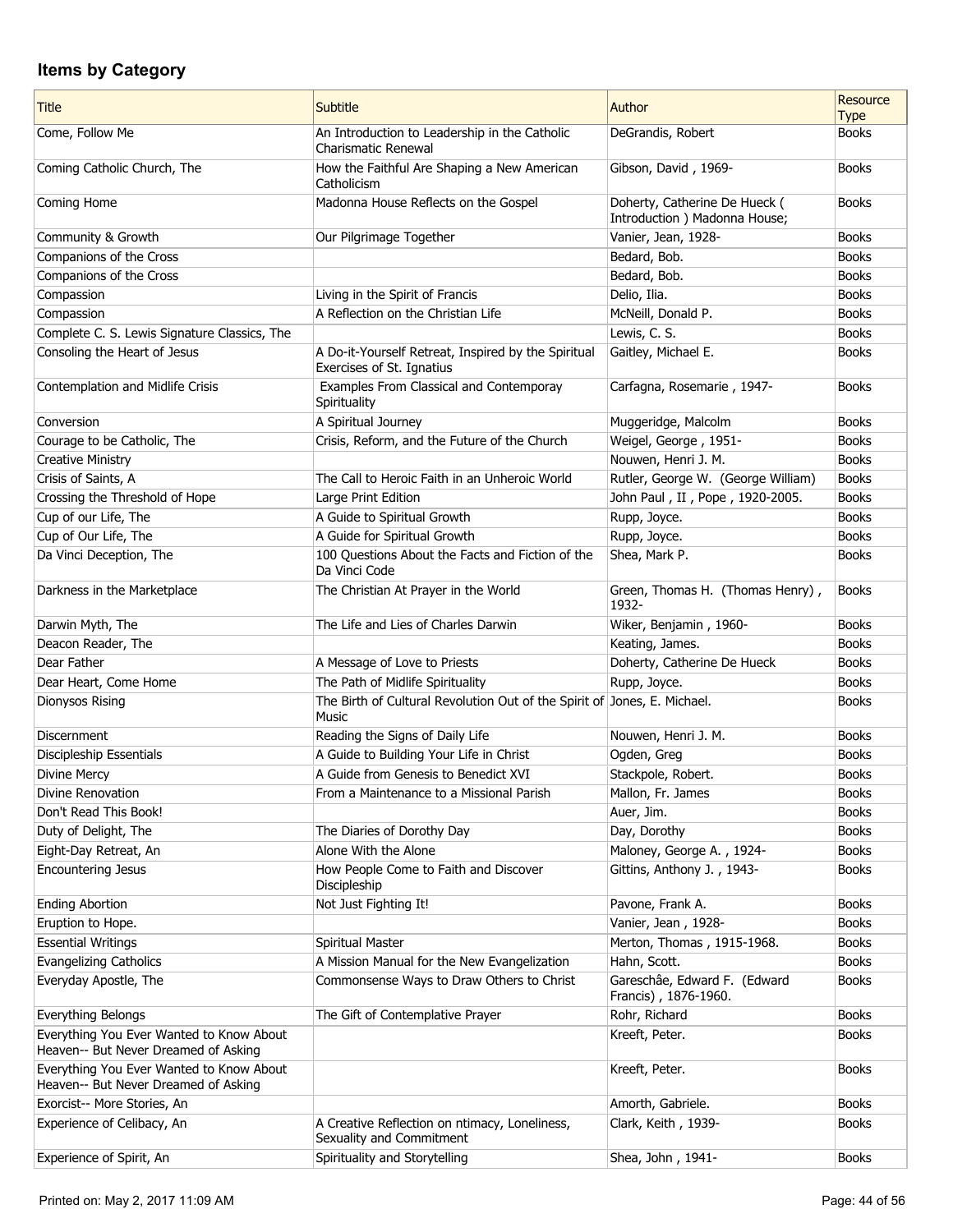## Items by Category

| Title | Subtitle | Author | Resource Type |
|---|---|---|---|
| Come, Follow Me | An Introduction to Leadership in the Catholic Charismatic Renewal | DeGrandis, Robert | Books |
| Coming Catholic Church, The | How the Faithful Are Shaping a New American Catholicism | Gibson, David , 1969- | Books |
| Coming Home | Madonna House Reflects on the Gospel | Doherty, Catherine De Hueck ( Introduction ) Madonna House; | Books |
| Community & Growth | Our Pilgrimage Together | Vanier, Jean, 1928- | Books |
| Companions of the Cross | | Bedard, Bob. | Books |
| Companions of the Cross | | Bedard, Bob. | Books |
| Compassion | Living in the Spirit of Francis | Delio, Ilia. | Books |
| Compassion | A Reflection on the Christian Life | McNeill, Donald P. | Books |
| Complete C. S. Lewis Signature Classics, The | | Lewis, C. S. | Books |
| Consoling the Heart of Jesus | A Do-it-Yourself Retreat, Inspired by the Spiritual Exercises of St. Ignatius | Gaitley, Michael E. | Books |
| Contemplation and Midlife Crisis | Examples From Classical and Contemporay Spirituality | Carfagna, Rosemarie , 1947- | Books |
| Conversion | A Spiritual Journey | Muggeridge, Malcolm | Books |
| Courage to be Catholic, The | Crisis, Reform, and the Future of the Church | Weigel, George , 1951- | Books |
| Creative Ministry | | Nouwen, Henri J. M. | Books |
| Crisis of Saints, A | The Call to Heroic Faith in an Unheroic World | Rutler, George W. (George William) | Books |
| Crossing the Threshold of Hope | Large Print Edition | John Paul , II , Pope , 1920-2005. | Books |
| Cup of our Life, The | A Guide to Spiritual Growth | Rupp, Joyce. | Books |
| Cup of Our Life, The | A Guide for Spiritual Growth | Rupp, Joyce. | Books |
| Da Vinci Deception, The | 100 Questions About the Facts and Fiction of the Da Vinci Code | Shea, Mark P. | Books |
| Darkness in the Marketplace | The Christian At Prayer in the World | Green, Thomas H. (Thomas Henry) , 1932- | Books |
| Darwin Myth, The | The Life and Lies of Charles Darwin | Wiker, Benjamin , 1960- | Books |
| Deacon Reader, The | | Keating, James. | Books |
| Dear Father | A Message of Love to Priests | Doherty, Catherine De Hueck | Books |
| Dear Heart, Come Home | The Path of Midlife Spirituality | Rupp, Joyce. | Books |
| Dionysos Rising | The Birth of Cultural Revolution Out of the Spirit of Music | Jones, E. Michael. | Books |
| Discernment | Reading the Signs of Daily Life | Nouwen, Henri J. M. | Books |
| Discipleship Essentials | A Guide to Building Your Life in Christ | Ogden, Greg | Books |
| Divine Mercy | A Guide from Genesis to Benedict XVI | Stackpole, Robert. | Books |
| Divine Renovation | From a Maintenance to a Missional Parish | Mallon, Fr. James | Books |
| Don't Read This Book! | | Auer, Jim. | Books |
| Duty of Delight, The | The Diaries of Dorothy Day | Day, Dorothy | Books |
| Eight-Day Retreat, An | Alone With the Alone | Maloney, George A. , 1924- | Books |
| Encountering Jesus | How People Come to Faith and Discover Discipleship | Gittins, Anthony J. , 1943- | Books |
| Ending Abortion | Not Just Fighting It! | Pavone, Frank A. | Books |
| Eruption to Hope. | | Vanier, Jean , 1928- | Books |
| Essential Writings | Spiritual Master | Merton, Thomas , 1915-1968. | Books |
| Evangelizing Catholics | A Mission Manual for the New Evangelization | Hahn, Scott. | Books |
| Everyday Apostle, The | Commonsense Ways to Draw Others to Christ | Gareschâe, Edward F. (Edward Francis) , 1876-1960. | Books |
| Everything Belongs | The Gift of Contemplative Prayer | Rohr, Richard | Books |
| Everything You Ever Wanted to Know About Heaven-- But Never Dreamed of Asking | | Kreeft, Peter. | Books |
| Everything You Ever Wanted to Know About Heaven-- But Never Dreamed of Asking | | Kreeft, Peter. | Books |
| Exorcist-- More Stories, An | | Amorth, Gabriele. | Books |
| Experience of Celibacy, An | A Creative Reflection on ntimacy, Loneliness, Sexuality and Commitment | Clark, Keith , 1939- | Books |
| Experience of Spirit, An | Spirituality and Storytelling | Shea, John , 1941- | Books |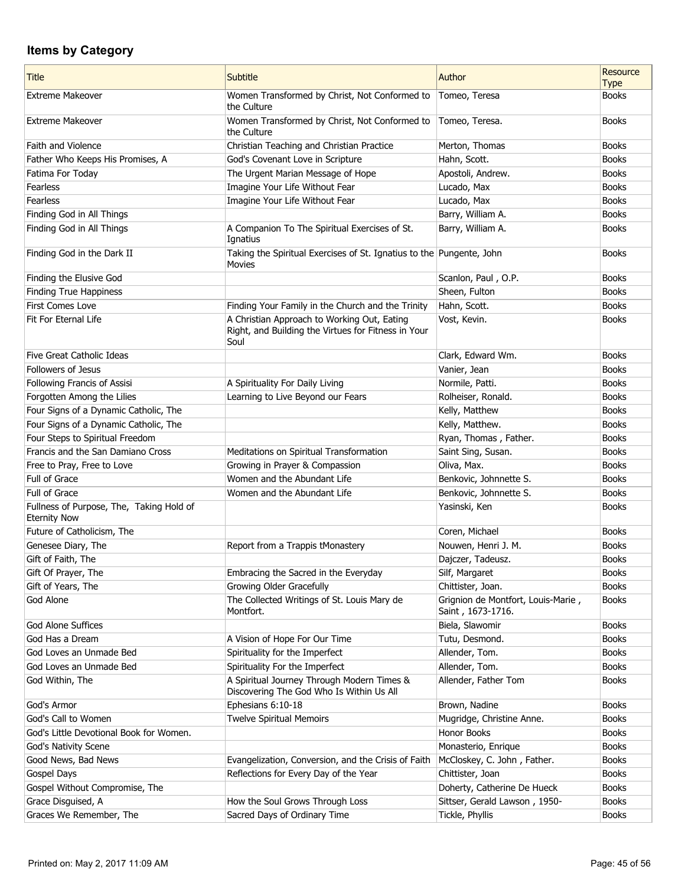## Items by Category

| Title | Subtitle | Author | Resource Type |
| --- | --- | --- | --- |
| Extreme Makeover | Women Transformed by Christ, Not Conformed to the Culture | Tomeo, Teresa | Books |
| Extreme Makeover | Women Transformed by Christ, Not Conformed to the Culture | Tomeo, Teresa. | Books |
| Faith and Violence | Christian Teaching and Christian Practice | Merton, Thomas | Books |
| Father Who Keeps His Promises, A | God's Covenant Love in Scripture | Hahn, Scott. | Books |
| Fatima For Today | The Urgent Marian Message of Hope | Apostoli, Andrew. | Books |
| Fearless | Imagine Your Life Without Fear | Lucado, Max | Books |
| Fearless | Imagine Your Life Without Fear | Lucado, Max | Books |
| Finding God in All Things | | Barry, William A. | Books |
| Finding God in All Things | A Companion To The Spiritual Exercises of St. Ignatius | Barry, William A. | Books |
| Finding God in the Dark II | Taking the Spiritual Exercises of St. Ignatius to the Movies | Pungente, John | Books |
| Finding the Elusive God | | Scanlon, Paul , O.P. | Books |
| Finding True Happiness | | Sheen, Fulton | Books |
| First Comes Love | Finding Your Family in the Church and the Trinity | Hahn, Scott. | Books |
| Fit For Eternal Life | A Christian Approach to Working Out, Eating Right, and Building the Virtues for Fitness in Your Soul | Vost, Kevin. | Books |
| Five Great Catholic Ideas | | Clark, Edward Wm. | Books |
| Followers of Jesus | | Vanier, Jean | Books |
| Following Francis of Assisi | A Spirituality For Daily Living | Normile, Patti. | Books |
| Forgotten Among the Lilies | Learning to Live Beyond our Fears | Rolheiser, Ronald. | Books |
| Four Signs of a Dynamic Catholic, The | | Kelly, Matthew | Books |
| Four Signs of a Dynamic Catholic, The | | Kelly, Matthew. | Books |
| Four Steps to Spiritual Freedom | | Ryan, Thomas , Father. | Books |
| Francis and the San Damiano Cross | Meditations on Spiritual Transformation | Saint Sing, Susan. | Books |
| Free to Pray, Free to Love | Growing in Prayer & Compassion | Oliva, Max. | Books |
| Full of Grace | Women and the Abundant Life | Benkovic, Johnnette S. | Books |
| Full of Grace | Women and the Abundant Life | Benkovic, Johnnette S. | Books |
| Fullness of Purpose, The, Taking Hold of Eternity Now | | Yasinski, Ken | Books |
| Future of Catholicism, The | | Coren, Michael | Books |
| Genesee Diary, The | Report from a Trappis tMonastery | Nouwen, Henri J. M. | Books |
| Gift of Faith, The | | Dajczer, Tadeusz. | Books |
| Gift Of Prayer, The | Embracing the Sacred in the Everyday | Silf, Margaret | Books |
| Gift of Years, The | Growing Older Gracefully | Chittister, Joan. | Books |
| God Alone | The Collected Writings of St. Louis Mary de Montfort. | Grignion de Montfort, Louis-Marie , Saint , 1673-1716. | Books |
| God Alone Suffices | | Biela, Slawomir | Books |
| God Has a Dream | A Vision of Hope For Our Time | Tutu, Desmond. | Books |
| God Loves an Unmade Bed | Spirituality for the Imperfect | Allender, Tom. | Books |
| God Loves an Unmade Bed | Spirituality For the Imperfect | Allender, Tom. | Books |
| God Within, The | A Spiritual Journey Through Modern Times & Discovering The God Who Is Within Us All | Allender, Father Tom | Books |
| God's Armor | Ephesians 6:10-18 | Brown, Nadine | Books |
| God's Call to Women | Twelve Spiritual Memoirs | Mugridge, Christine Anne. | Books |
| God's Little Devotional Book for Women. | | Honor Books | Books |
| God's Nativity Scene | | Monasterio, Enrique | Books |
| Good News, Bad News | Evangelization, Conversion, and the Crisis of Faith | McCloskey, C. John , Father. | Books |
| Gospel Days | Reflections for Every Day of the Year | Chittister, Joan | Books |
| Gospel Without Compromise, The | | Doherty, Catherine De Hueck | Books |
| Grace Disguised, A | How the Soul Grows Through Loss | Sittser, Gerald Lawson , 1950- | Books |
| Graces We Remember, The | Sacred Days of Ordinary Time | Tickle, Phyllis | Books |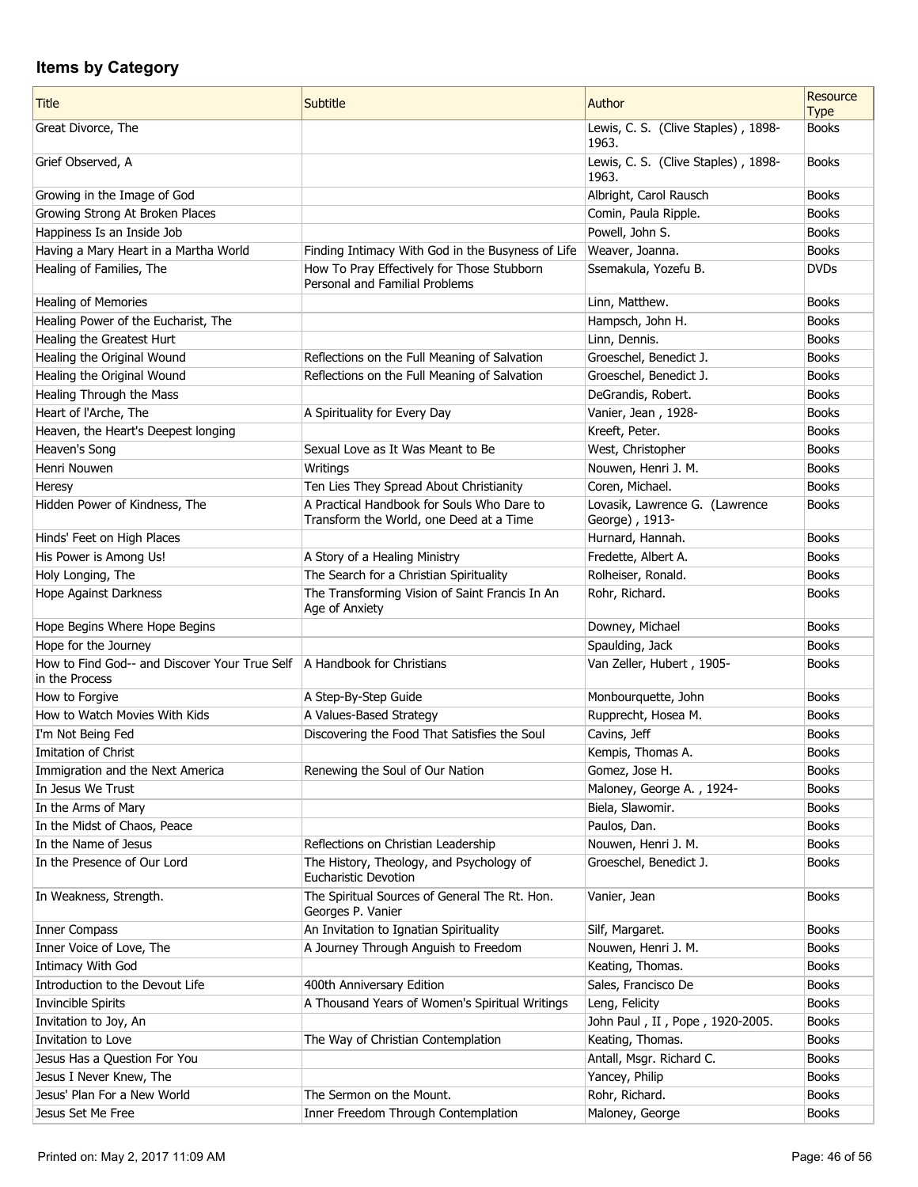## Items by Category

| Title | Subtitle | Author | Resource Type |
|---|---|---|---|
| Great Divorce, The | | Lewis, C. S. (Clive Staples) , 1898-1963. | Books |
| Grief Observed, A | | Lewis, C. S. (Clive Staples) , 1898-1963. | Books |
| Growing in the Image of God | | Albright, Carol Rausch | Books |
| Growing Strong At Broken Places | | Comin, Paula Ripple. | Books |
| Happiness Is an Inside Job | | Powell, John S. | Books |
| Having a Mary Heart in a Martha World | Finding Intimacy With God in the Busyness of Life | Weaver, Joanna. | Books |
| Healing of Families, The | How To Pray Effectively for Those Stubborn Personal and Familial Problems | Ssemakula, Yozefu B. | DVDs |
| Healing of Memories | | Linn, Matthew. | Books |
| Healing Power of the Eucharist, The | | Hampsch, John H. | Books |
| Healing the Greatest Hurt | | Linn, Dennis. | Books |
| Healing the Original Wound | Reflections on the Full Meaning of Salvation | Groeschel, Benedict J. | Books |
| Healing the Original Wound | Reflections on the Full Meaning of Salvation | Groeschel, Benedict J. | Books |
| Healing Through the Mass | | DeGrandis, Robert. | Books |
| Heart of l'Arche, The | A Spirituality for Every Day | Vanier, Jean , 1928- | Books |
| Heaven, the Heart's Deepest longing | | Kreeft, Peter. | Books |
| Heaven's Song | Sexual Love as It Was Meant to Be | West, Christopher | Books |
| Henri Nouwen | Writings | Nouwen, Henri J. M. | Books |
| Heresy | Ten Lies They Spread About Christianity | Coren, Michael. | Books |
| Hidden Power of Kindness, The | A Practical Handbook for Souls Who Dare to Transform the World, one Deed at a Time | Lovasik, Lawrence G. (Lawrence George) , 1913- | Books |
| Hinds' Feet on High Places | | Hurnard, Hannah. | Books |
| His Power is Among Us! | A Story of a Healing Ministry | Fredette, Albert A. | Books |
| Holy Longing, The | The Search for a Christian Spirituality | Rolheiser, Ronald. | Books |
| Hope Against Darkness | The Transforming Vision of Saint Francis In An Age of Anxiety | Rohr, Richard. | Books |
| Hope Begins Where Hope Begins | | Downey, Michael | Books |
| Hope for the Journey | | Spaulding, Jack | Books |
| How to Find God-- and Discover Your True Self in the Process | A Handbook for Christians | Van Zeller, Hubert , 1905- | Books |
| How to Forgive | A Step-By-Step Guide | Monbourquette, John | Books |
| How to Watch Movies With Kids | A Values-Based Strategy | Rupprecht, Hosea M. | Books |
| I'm Not Being Fed | Discovering the Food That Satisfies the Soul | Cavins, Jeff | Books |
| Imitation of Christ | | Kempis, Thomas A. | Books |
| Immigration and the Next America | Renewing the Soul of Our Nation | Gomez, Jose H. | Books |
| In Jesus We Trust | | Maloney, George A. , 1924- | Books |
| In the Arms of Mary | | Biela, Slawomir. | Books |
| In the Midst of Chaos, Peace | | Paulos, Dan. | Books |
| In the Name of Jesus | Reflections on Christian Leadership | Nouwen, Henri J. M. | Books |
| In the Presence of Our Lord | The History, Theology, and Psychology of Eucharistic Devotion | Groeschel, Benedict J. | Books |
| In Weakness, Strength. | The Spiritual Sources of General The Rt. Hon. Georges P. Vanier | Vanier, Jean | Books |
| Inner Compass | An Invitation to Ignatian Spirituality | Silf, Margaret. | Books |
| Inner Voice of Love, The | A Journey Through Anguish to Freedom | Nouwen, Henri J. M. | Books |
| Intimacy With God | | Keating, Thomas. | Books |
| Introduction to the Devout Life | 400th Anniversary Edition | Sales, Francisco De | Books |
| Invincible Spirits | A Thousand Years of Women's Spiritual Writings | Leng, Felicity | Books |
| Invitation to Joy, An | | John Paul , II , Pope , 1920-2005. | Books |
| Invitation to Love | The Way of Christian Contemplation | Keating, Thomas. | Books |
| Jesus Has a Question For You | | Antall, Msgr. Richard C. | Books |
| Jesus I Never Knew, The | | Yancey, Philip | Books |
| Jesus' Plan For a New World | The Sermon on the Mount. | Rohr, Richard. | Books |
| Jesus Set Me Free | Inner Freedom Through Contemplation | Maloney, George | Books |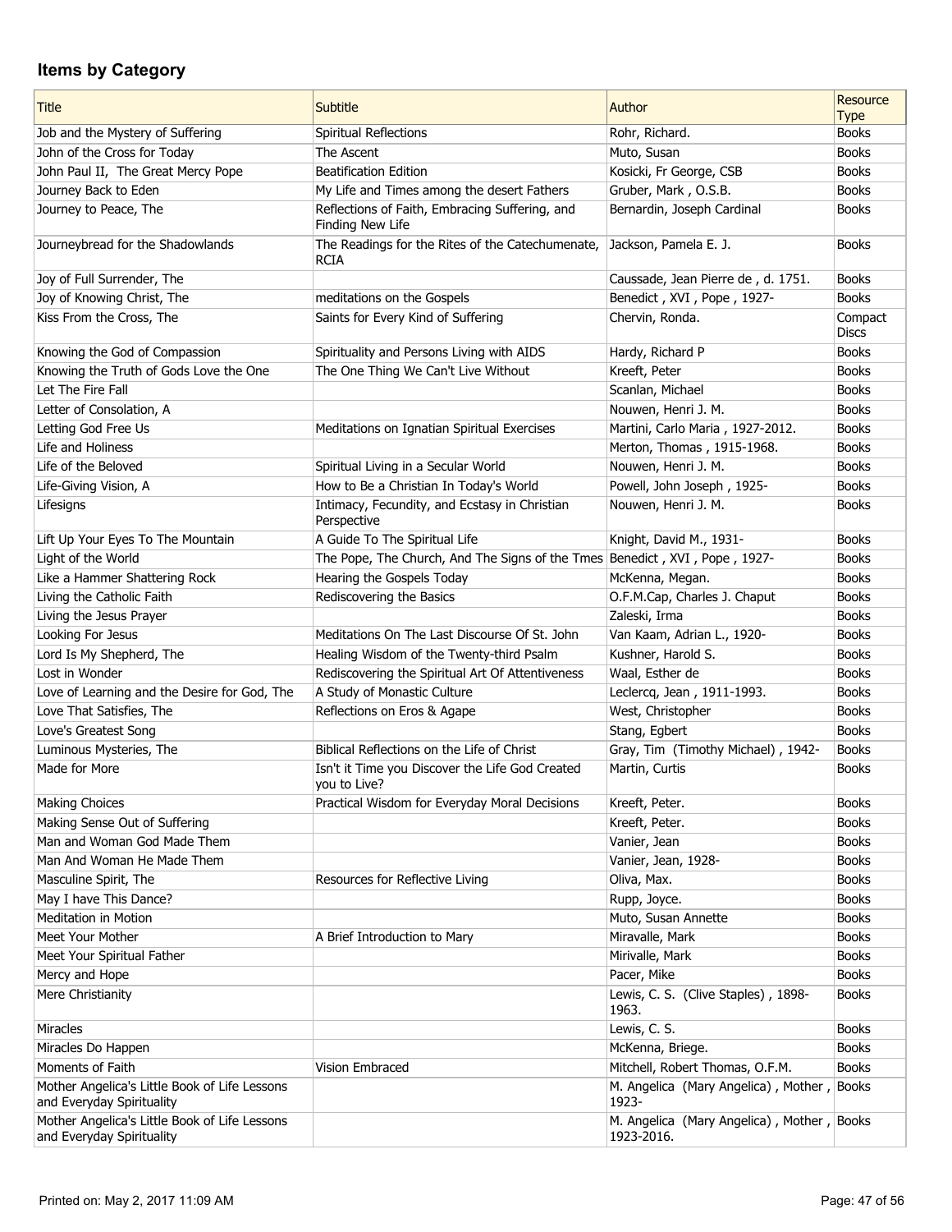## Items by Category

| Title | Subtitle | Author | Resource Type |
|---|---|---|---|
| Job and the Mystery of Suffering | Spiritual Reflections | Rohr, Richard. | Books |
| John of the Cross for Today | The Ascent | Muto, Susan | Books |
| John Paul II, The Great Mercy Pope | Beatification Edition | Kosicki, Fr George, CSB | Books |
| Journey Back to Eden | My Life and Times among the desert Fathers | Gruber, Mark , O.S.B. | Books |
| Journey to Peace, The | Reflections of Faith, Embracing Suffering, and Finding New Life | Bernardin, Joseph Cardinal | Books |
| Journeybread for the Shadowlands | The Readings for the Rites of the Catechumenate, RCIA | Jackson, Pamela E. J. | Books |
| Joy of Full Surrender, The | | Caussade, Jean Pierre de , d. 1751. | Books |
| Joy of Knowing Christ, The | meditations on the Gospels | Benedict , XVI , Pope , 1927- | Books |
| Kiss From the Cross, The | Saints for Every Kind of Suffering | Chervin, Ronda. | Compact Discs |
| Knowing the God of Compassion | Spirituality and Persons Living with AIDS | Hardy, Richard P | Books |
| Knowing the Truth of Gods Love the One | The One Thing We Can't Live Without | Kreeft, Peter | Books |
| Let The Fire Fall | | Scanlan, Michael | Books |
| Letter of Consolation, A | | Nouwen, Henri J. M. | Books |
| Letting God Free Us | Meditations on Ignatian Spiritual Exercises | Martini, Carlo Maria , 1927-2012. | Books |
| Life and Holiness | | Merton, Thomas , 1915-1968. | Books |
| Life of the Beloved | Spiritual Living in a Secular World | Nouwen, Henri J. M. | Books |
| Life-Giving Vision, A | How to Be a Christian In Today's World | Powell, John Joseph , 1925- | Books |
| Lifesigns | Intimacy, Fecundity, and Ecstasy in Christian Perspective | Nouwen, Henri J. M. | Books |
| Lift Up Your Eyes To The Mountain | A Guide To The Spiritual Life | Knight, David M., 1931- | Books |
| Light of the World | The Pope, The Church, And The Signs of the Tmes | Benedict , XVI , Pope , 1927- | Books |
| Like a Hammer Shattering Rock | Hearing the Gospels Today | McKenna, Megan. | Books |
| Living the Catholic Faith | Rediscovering the Basics | O.F.M.Cap, Charles J. Chaput | Books |
| Living the Jesus Prayer | | Zaleski, Irma | Books |
| Looking For Jesus | Meditations On The Last Discourse Of St. John | Van Kaam, Adrian L., 1920- | Books |
| Lord Is My Shepherd, The | Healing Wisdom of the Twenty-third Psalm | Kushner, Harold S. | Books |
| Lost in Wonder | Rediscovering the Spiritual Art Of Attentiveness | Waal, Esther de | Books |
| Love of Learning and the Desire for God, The | A Study of Monastic Culture | Leclercq, Jean , 1911-1993. | Books |
| Love That Satisfies, The | Reflections on Eros & Agape | West, Christopher | Books |
| Love's Greatest Song | | Stang, Egbert | Books |
| Luminous Mysteries, The | Biblical Reflections on the Life of Christ | Gray, Tim (Timothy Michael) , 1942- | Books |
| Made for More | Isn't it Time you Discover the Life God Created you to Live? | Martin, Curtis | Books |
| Making Choices | Practical Wisdom for Everyday Moral Decisions | Kreeft, Peter. | Books |
| Making Sense Out of Suffering | | Kreeft, Peter. | Books |
| Man and Woman God Made Them | | Vanier, Jean | Books |
| Man And Woman He Made Them | | Vanier, Jean, 1928- | Books |
| Masculine Spirit, The | Resources for Reflective Living | Oliva, Max. | Books |
| May I have This Dance? | | Rupp, Joyce. | Books |
| Meditation in Motion | | Muto, Susan Annette | Books |
| Meet Your Mother | A Brief Introduction to Mary | Miravalle, Mark | Books |
| Meet Your Spiritual Father | | Mirivalle, Mark | Books |
| Mercy and Hope | | Pacer, Mike | Books |
| Mere Christianity | | Lewis, C. S. (Clive Staples) , 1898-1963. | Books |
| Miracles | | Lewis, C. S. | Books |
| Miracles Do Happen | | McKenna, Briege. | Books |
| Moments of Faith | Vision Embraced | Mitchell, Robert Thomas, O.F.M. | Books |
| Mother Angelica's Little Book of Life Lessons and Everyday Spirituality | | M. Angelica (Mary Angelica) , Mother , 1923- | Books |
| Mother Angelica's Little Book of Life Lessons and Everyday Spirituality | | M. Angelica (Mary Angelica) , Mother , 1923-2016. | Books |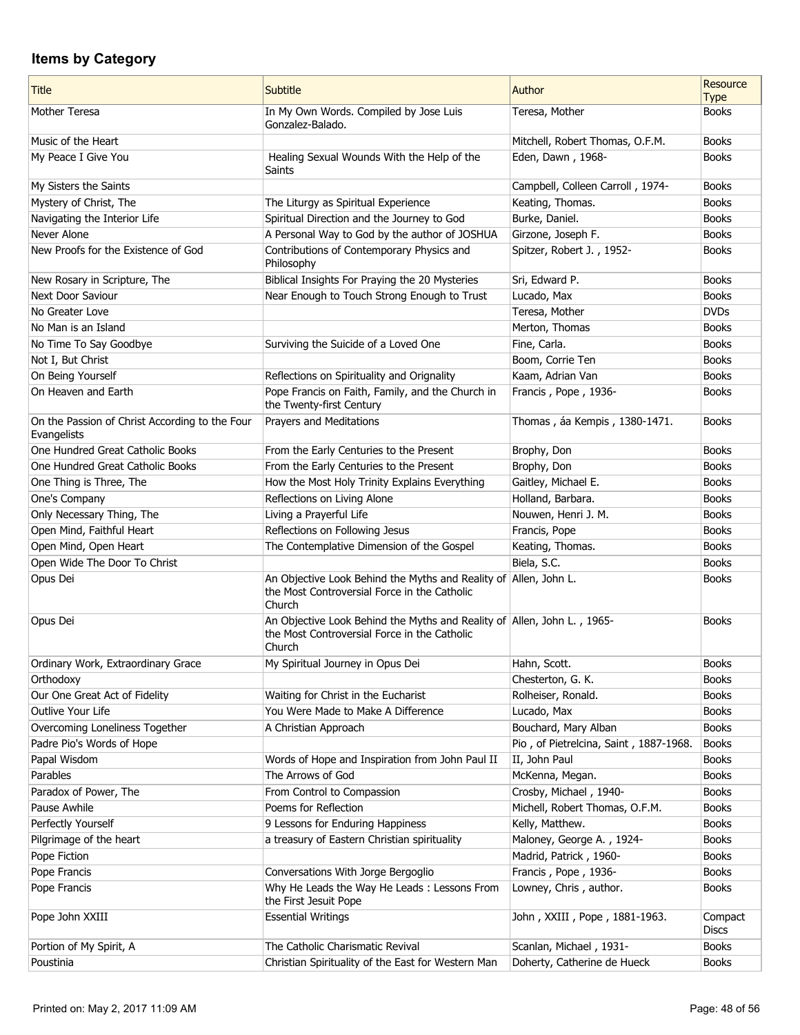## Items by Category

| Title | Subtitle | Author | Resource Type |
|---|---|---|---|
| Mother Teresa | In My Own Words. Compiled by Jose Luis Gonzalez-Balado. | Teresa, Mother | Books |
| Music of the Heart | | Mitchell, Robert Thomas, O.F.M. | Books |
| My Peace I Give You | Healing Sexual Wounds With the Help of the Saints | Eden, Dawn , 1968- | Books |
| My Sisters the Saints | | Campbell, Colleen Carroll , 1974- | Books |
| Mystery of Christ, The | The Liturgy as Spiritual Experience | Keating, Thomas. | Books |
| Navigating the Interior Life | Spiritual Direction and the Journey to God | Burke, Daniel. | Books |
| Never Alone | A Personal Way to God by the author of JOSHUA | Girzone, Joseph F. | Books |
| New Proofs for the Existence of God | Contributions of Contemporary Physics and Philosophy | Spitzer, Robert J. , 1952- | Books |
| New Rosary in Scripture, The | Biblical Insights For Praying the 20 Mysteries | Sri, Edward P. | Books |
| Next Door Saviour | Near Enough to Touch Strong Enough to Trust | Lucado, Max | Books |
| No Greater Love | | Teresa, Mother | DVDs |
| No Man is an Island | | Merton, Thomas | Books |
| No Time To Say Goodbye | Surviving the Suicide of a Loved One | Fine, Carla. | Books |
| Not I, But Christ | | Boom, Corrie Ten | Books |
| On Being Yourself | Reflections on Spirituality and Orignality | Kaam, Adrian Van | Books |
| On Heaven and Earth | Pope Francis on Faith, Family, and the Church in the Twenty-first Century | Francis , Pope , 1936- | Books |
| On the Passion of Christ According to the Four Evangelists | Prayers and Meditations | Thomas , áa Kempis , 1380-1471. | Books |
| One Hundred Great Catholic Books | From the Early Centuries to the Present | Brophy, Don | Books |
| One Hundred Great Catholic Books | From the Early Centuries to the Present | Brophy, Don | Books |
| One Thing is Three, The | How the Most Holy Trinity Explains Everything | Gaitley, Michael E. | Books |
| One's Company | Reflections on Living Alone | Holland, Barbara. | Books |
| Only Necessary Thing, The | Living a Prayerful Life | Nouwen, Henri J. M. | Books |
| Open Mind, Faithful Heart | Reflections on Following Jesus | Francis, Pope | Books |
| Open Mind, Open Heart | The Contemplative Dimension of the Gospel | Keating, Thomas. | Books |
| Open Wide The Door To Christ | | Biela, S.C. | Books |
| Opus Dei | An Objective Look Behind the Myths and Reality of the Most Controversial Force in the Catholic Church | Allen, John L. | Books |
| Opus Dei | An Objective Look Behind the Myths and Reality of the Most Controversial Force in the Catholic Church | Allen, John L. , 1965- | Books |
| Ordinary Work, Extraordinary Grace | My Spiritual Journey in Opus Dei | Hahn, Scott. | Books |
| Orthodoxy | | Chesterton, G. K. | Books |
| Our One Great Act of Fidelity | Waiting for Christ in the Eucharist | Rolheiser, Ronald. | Books |
| Outlive Your Life | You Were Made to Make A Difference | Lucado, Max | Books |
| Overcoming Loneliness Together | A Christian Approach | Bouchard, Mary Alban | Books |
| Padre Pio's Words of Hope | | Pio , of Pietrelcina, Saint , 1887-1968. | Books |
| Papal Wisdom | Words of Hope and Inspiration from John Paul II | II, John Paul | Books |
| Parables | The Arrows of God | McKenna, Megan. | Books |
| Paradox of Power, The | From Control to Compassion | Crosby, Michael , 1940- | Books |
| Pause Awhile | Poems for Reflection | Michell, Robert Thomas, O.F.M. | Books |
| Perfectly Yourself | 9 Lessons for Enduring Happiness | Kelly, Matthew. | Books |
| Pilgrimage of the heart | a treasury of Eastern Christian spirituality | Maloney, George A. , 1924- | Books |
| Pope Fiction | | Madrid, Patrick , 1960- | Books |
| Pope Francis | Conversations With Jorge Bergoglio | Francis , Pope , 1936- | Books |
| Pope Francis | Why He Leads the Way He Leads : Lessons From the First Jesuit Pope | Lowney, Chris , author. | Books |
| Pope John XXIII | Essential Writings | John , XXIII , Pope , 1881-1963. | Compact Discs |
| Portion of My Spirit, A | The Catholic Charismatic Revival | Scanlan, Michael , 1931- | Books |
| Poustinia | Christian Spirituality of the East for Western Man | Doherty, Catherine de Hueck | Books |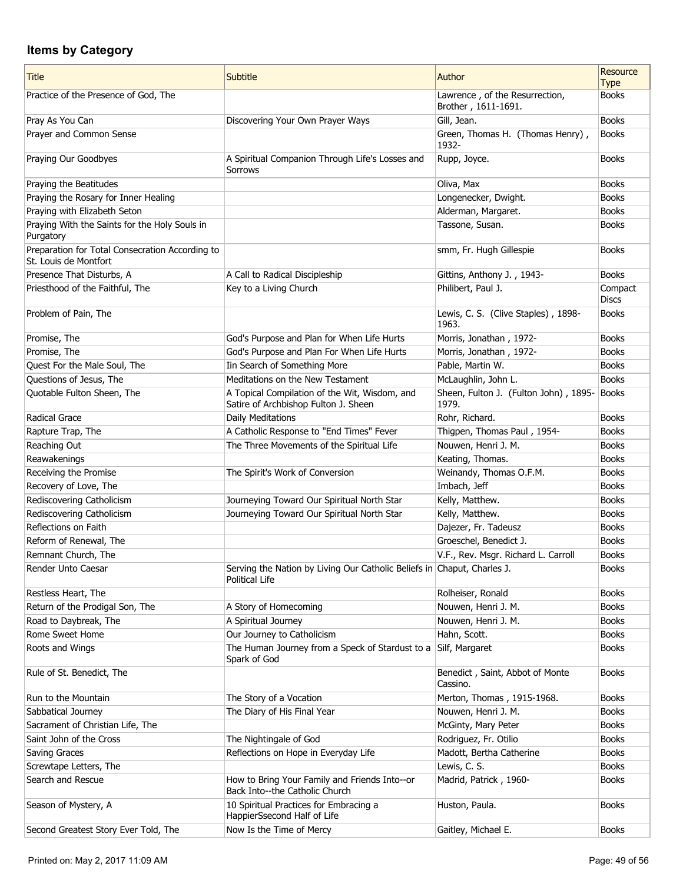## Items by Category

| Title | Subtitle | Author | Resource Type |
|---|---|---|---|
| Practice of the Presence of God, The | | Lawrence , of the Resurrection, Brother , 1611-1691. | Books |
| Pray As You Can | Discovering Your Own Prayer Ways | Gill, Jean. | Books |
| Prayer and Common Sense | | Green, Thomas H. (Thomas Henry) , 1932- | Books |
| Praying Our Goodbyes | A Spiritual Companion Through Life's Losses and Sorrows | Rupp, Joyce. | Books |
| Praying the Beatitudes | | Oliva, Max | Books |
| Praying the Rosary for Inner Healing | | Longenecker, Dwight. | Books |
| Praying with Elizabeth Seton | | Alderman, Margaret. | Books |
| Praying With the Saints for the Holy Souls in Purgatory | | Tassone, Susan. | Books |
| Preparation for Total Consecration According to St. Louis de Montfort | | smm, Fr. Hugh Gillespie | Books |
| Presence That Disturbs, A | A Call to Radical Discipleship | Gittins, Anthony J. , 1943- | Books |
| Priesthood of the Faithful, The | Key to a Living Church | Philibert, Paul J. | Compact Discs |
| Problem of Pain, The | | Lewis, C. S. (Clive Staples) , 1898-1963. | Books |
| Promise, The | God's Purpose and Plan for When Life Hurts | Morris, Jonathan , 1972- | Books |
| Promise, The | God's Purpose and Plan For When Life Hurts | Morris, Jonathan , 1972- | Books |
| Quest For the Male Soul, The | Iin Search of Something More | Pable, Martin W. | Books |
| Questions of Jesus, The | Meditations on the New Testament | McLaughlin, John L. | Books |
| Quotable Fulton Sheen, The | A Topical Compilation of the Wit, Wisdom, and Satire of Archbishop Fulton J. Sheen | Sheen, Fulton J. (Fulton John) , 1895-1979. | Books |
| Radical Grace | Daily Meditations | Rohr, Richard. | Books |
| Rapture Trap, The | A Catholic Response to "End Times" Fever | Thigpen, Thomas Paul , 1954- | Books |
| Reaching Out | The Three Movements of the Spiritual Life | Nouwen, Henri J. M. | Books |
| Reawakenings | | Keating, Thomas. | Books |
| Receiving the Promise | The Spirit's Work of Conversion | Weinandy, Thomas O.F.M. | Books |
| Recovery of Love, The | | Imbach, Jeff | Books |
| Rediscovering Catholicism | Journeying Toward Our Spiritual North Star | Kelly, Matthew. | Books |
| Rediscovering Catholicism | Journeying Toward Our Spiritual North Star | Kelly, Matthew. | Books |
| Reflections on Faith | | Dajezer, Fr. Tadeusz | Books |
| Reform of Renewal, The | | Groeschel, Benedict J. | Books |
| Remnant Church, The | | V.F., Rev. Msgr. Richard L. Carroll | Books |
| Render Unto Caesar | Serving the Nation by Living Our Catholic Beliefs in Political Life | Chaput, Charles J. | Books |
| Restless Heart, The | | Rolheiser, Ronald | Books |
| Return of the Prodigal Son, The | A Story of Homecoming | Nouwen, Henri J. M. | Books |
| Road to Daybreak, The | A Spiritual Journey | Nouwen, Henri J. M. | Books |
| Rome Sweet Home | Our Journey to Catholicism | Hahn, Scott. | Books |
| Roots and Wings | The Human Journey from a Speck of Stardust to a Spark of God | Silf, Margaret | Books |
| Rule of St. Benedict, The | | Benedict , Saint, Abbot of Monte Cassino. | Books |
| Run to the Mountain | The Story of a Vocation | Merton, Thomas , 1915-1968. | Books |
| Sabbatical Journey | The Diary of His Final Year | Nouwen, Henri J. M. | Books |
| Sacrament of Christian Life, The | | McGinty, Mary Peter | Books |
| Saint John of the Cross | The Nightingale of God | Rodriguez, Fr. Otilio | Books |
| Saving Graces | Reflections on Hope in Everyday Life | Madott, Bertha Catherine | Books |
| Screwtape Letters, The | | Lewis, C. S. | Books |
| Search and Rescue | How to Bring Your Family and Friends Into--or Back Into--the Catholic Church | Madrid, Patrick , 1960- | Books |
| Season of Mystery, A | 10 Spiritual Practices for Embracing a HappierSsecond Half of Life | Huston, Paula. | Books |
| Second Greatest Story Ever Told, The | Now Is the Time of Mercy | Gaitley, Michael E. | Books |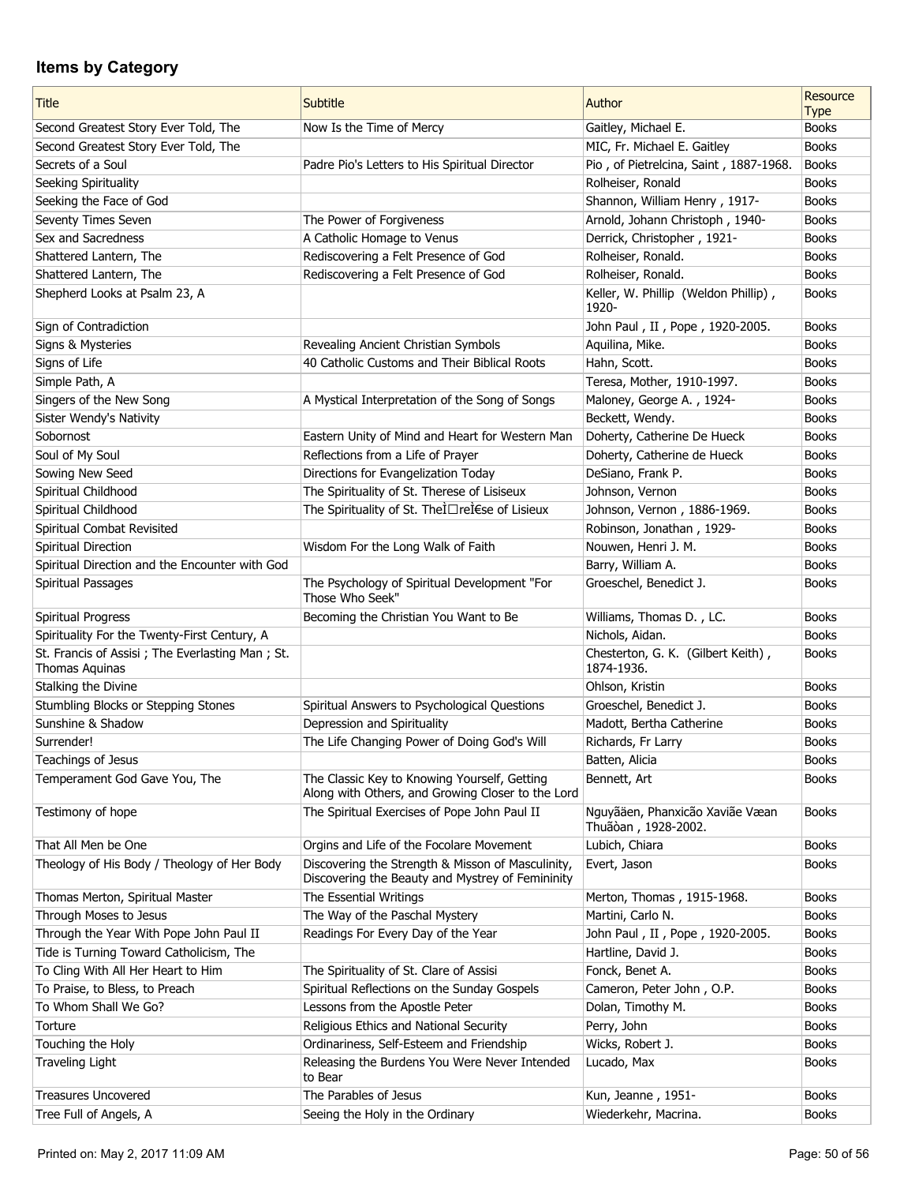## Items by Category

| Title | Subtitle | Author | Resource Type |
|---|---|---|---|
| Second Greatest Story Ever Told, The | Now Is the Time of Mercy | Gaitley, Michael E. | Books |
| Second Greatest Story Ever Told, The | | MIC, Fr. Michael E. Gaitley | Books |
| Secrets of a Soul | Padre Pio's Letters to His Spiritual Director | Pio , of Pietrelcina, Saint , 1887-1968. | Books |
| Seeking Spirituality | | Rolheiser, Ronald | Books |
| Seeking the Face of God | | Shannon, William Henry , 1917- | Books |
| Seventy Times Seven | The Power of Forgiveness | Arnold, Johann Christoph , 1940- | Books |
| Sex and Sacredness | A Catholic Homage to Venus | Derrick, Christopher , 1921- | Books |
| Shattered Lantern, The | Rediscovering a Felt Presence of God | Rolheiser, Ronald. | Books |
| Shattered Lantern, The | Rediscovering a Felt Presence of God | Rolheiser, Ronald. | Books |
| Shepherd Looks at Psalm 23, A | | Keller, W. Phillip (Weldon Phillip) , 1920- | Books |
| Sign of Contradiction | | John Paul , II , Pope , 1920-2005. | Books |
| Signs & Mysteries | Revealing Ancient Christian Symbols | Aquilina, Mike. | Books |
| Signs of Life | 40 Catholic Customs and Their Biblical Roots | Hahn, Scott. | Books |
| Simple Path, A | | Teresa, Mother, 1910-1997. | Books |
| Singers of the New Song | A Mystical Interpretation of the Song of Songs | Maloney, George A. , 1924- | Books |
| Sister Wendy's Nativity | | Beckett, Wendy. | Books |
| Sobornost | Eastern Unity of Mind and Heart for Western Man | Doherty, Catherine De Hueck | Books |
| Soul of My Soul | Reflections from a Life of Prayer | Doherty, Catherine de Hueck | Books |
| Sowing New Seed | Directions for Evangelization Today | DeSiano, Frank P. | Books |
| Spiritual Childhood | The Spirituality of St. Therese of Lisiseux | Johnson, Vernon | Books |
| Spiritual Childhood | The Spirituality of St. TheÌ□reÌ€se of Lisieux | Johnson, Vernon , 1886-1969. | Books |
| Spiritual Combat Revisited | | Robinson, Jonathan , 1929- | Books |
| Spiritual Direction | Wisdom For the Long Walk of Faith | Nouwen, Henri J. M. | Books |
| Spiritual Direction and the Encounter with God | | Barry, William A. | Books |
| Spiritual Passages | The Psychology of Spiritual Development "For Those Who Seek" | Groeschel, Benedict J. | Books |
| Spiritual Progress | Becoming the Christian You Want to Be | Williams, Thomas D. , LC. | Books |
| Spirituality For the Twenty-First Century, A | | Nichols, Aidan. | Books |
| St. Francis of Assisi ; The Everlasting Man ; St. Thomas Aquinas | | Chesterton, G. K. (Gilbert Keith) , 1874-1936. | Books |
| Stalking the Divine | | Ohlson, Kristin | Books |
| Stumbling Blocks or Stepping Stones | Spiritual Answers to Psychological Questions | Groeschel, Benedict J. | Books |
| Sunshine & Shadow | Depression and Spirituality | Madott, Bertha Catherine | Books |
| Surrender! | The Life Changing Power of Doing God's Will | Richards, Fr Larry | Books |
| Teachings of Jesus | | Batten, Alicia | Books |
| Temperament God Gave You, The | The Classic Key to Knowing Yourself, Getting Along with Others, and Growing Closer to the Lord | Bennett, Art | Books |
| Testimony of hope | The Spiritual Exercises of Pope John Paul II | Nguyãäen, Phanxicão Xaviãe Væan Thuãòan , 1928-2002. | Books |
| That All Men be One | Orgins and Life of the Focolare Movement | Lubich, Chiara | Books |
| Theology of His Body / Theology of Her Body | Discovering the Strength & Misson of Masculinity, Discovering the Beauty and Mystrey of Femininity | Evert, Jason | Books |
| Thomas Merton, Spiritual Master | The Essential Writings | Merton, Thomas , 1915-1968. | Books |
| Through Moses to Jesus | The Way of the Paschal Mystery | Martini, Carlo N. | Books |
| Through the Year With Pope John Paul II | Readings For Every Day of the Year | John Paul , II , Pope , 1920-2005. | Books |
| Tide is Turning Toward Catholicism, The | | Hartline, David J. | Books |
| To Cling With All Her Heart to Him | The Spirituality of St. Clare of Assisi | Fonck, Benet A. | Books |
| To Praise, to Bless, to Preach | Spiritual Reflections on the Sunday Gospels | Cameron, Peter John , O.P. | Books |
| To Whom Shall We Go? | Lessons from the Apostle Peter | Dolan, Timothy M. | Books |
| Torture | Religious Ethics and National Security | Perry, John | Books |
| Touching the Holy | Ordinariness, Self-Esteem and Friendship | Wicks, Robert J. | Books |
| Traveling Light | Releasing the Burdens You Were Never Intended to Bear | Lucado, Max | Books |
| Treasures Uncovered | The Parables of Jesus | Kun, Jeanne , 1951- | Books |
| Tree Full of Angels, A | Seeing the Holy in the Ordinary | Wiederkehr, Macrina. | Books |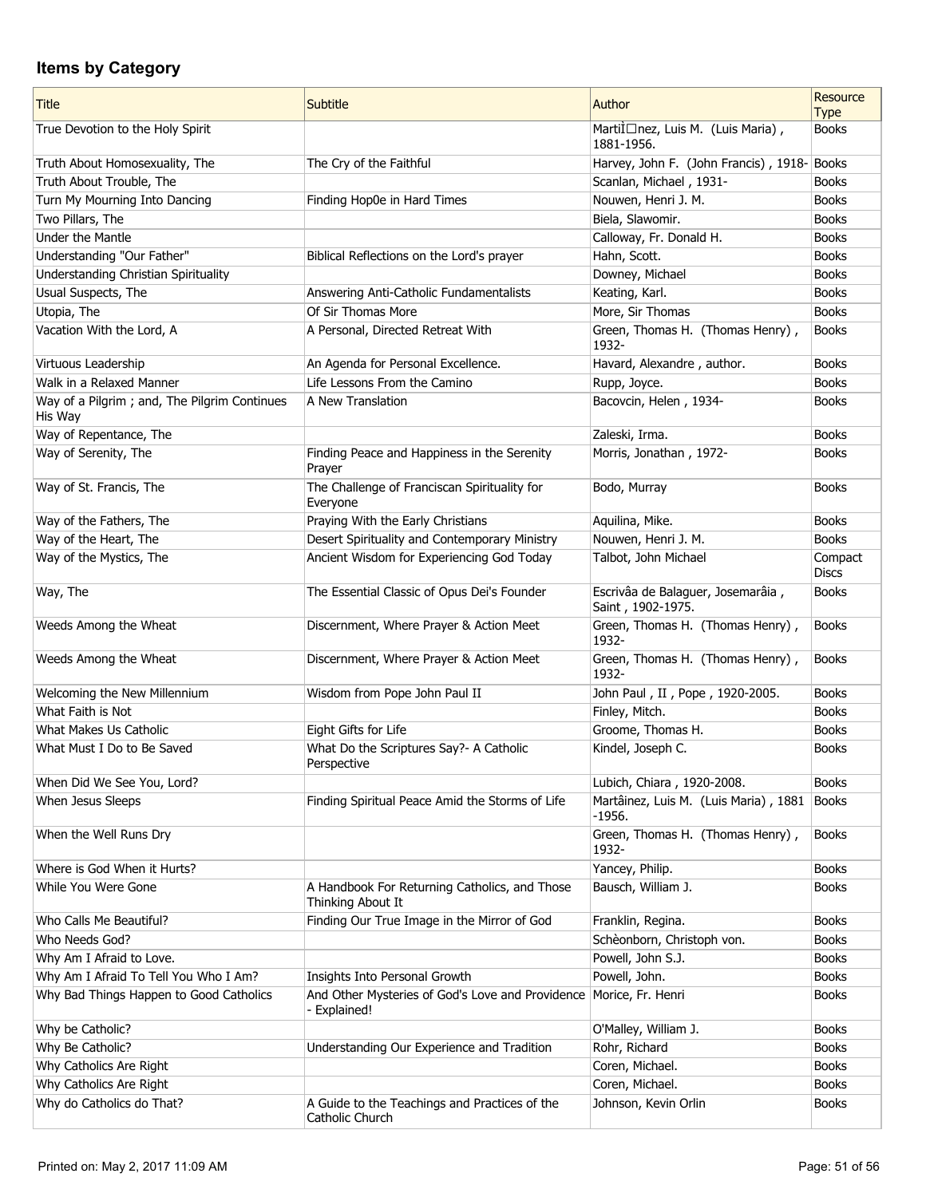## Items by Category

| Title | Subtitle | Author | Resource Type |
|---|---|---|---|
| True Devotion to the Holy Spirit | | MartiÌ☐nez, Luis M. (Luis Maria), 1881-1956. | Books |
| Truth About Homosexuality, The | The Cry of the Faithful | Harvey, John F. (John Francis), 1918- | Books |
| Truth About Trouble, The | | Scanlan, Michael, 1931- | Books |
| Turn My Mourning Into Dancing | Finding Hop0e in Hard Times | Nouwen, Henri J. M. | Books |
| Two Pillars, The | | Biela, Slawomir. | Books |
| Under the Mantle | | Calloway, Fr. Donald H. | Books |
| Understanding "Our Father" | Biblical Reflections on the Lord's prayer | Hahn, Scott. | Books |
| Understanding Christian Spirituality | | Downey, Michael | Books |
| Usual Suspects, The | Answering Anti-Catholic Fundamentalists | Keating, Karl. | Books |
| Utopia, The | Of Sir Thomas More | More, Sir Thomas | Books |
| Vacation With the Lord, A | A Personal, Directed Retreat With | Green, Thomas H. (Thomas Henry), 1932- | Books |
| Virtuous Leadership | An Agenda for Personal Excellence. | Havard, Alexandre, author. | Books |
| Walk in a Relaxed Manner | Life Lessons From the Camino | Rupp, Joyce. | Books |
| Way of a Pilgrim ; and, The Pilgrim Continues His Way | A New Translation | Bacovcin, Helen, 1934- | Books |
| Way of Repentance, The | | Zaleski, Irma. | Books |
| Way of Serenity, The | Finding Peace and Happiness in the Serenity Prayer | Morris, Jonathan, 1972- | Books |
| Way of St. Francis, The | The Challenge of Franciscan Spirituality for Everyone | Bodo, Murray | Books |
| Way of the Fathers, The | Praying With the Early Christians | Aquilina, Mike. | Books |
| Way of the Heart, The | Desert Spirituality and Contemporary Ministry | Nouwen, Henri J. M. | Books |
| Way of the Mystics, The | Ancient Wisdom for Experiencing God Today | Talbot, John Michael | Compact Discs |
| Way, The | The Essential Classic of Opus Dei's Founder | Escrivâa de Balaguer, Josemarâia, Saint, 1902-1975. | Books |
| Weeds Among the Wheat | Discernment, Where Prayer & Action Meet | Green, Thomas H. (Thomas Henry), 1932- | Books |
| Weeds Among the Wheat | Discernment, Where Prayer & Action Meet | Green, Thomas H. (Thomas Henry), 1932- | Books |
| Welcoming the New Millennium | Wisdom from Pope John Paul II | John Paul, II, Pope, 1920-2005. | Books |
| What Faith is Not | | Finley, Mitch. | Books |
| What Makes Us Catholic | Eight Gifts for Life | Groome, Thomas H. | Books |
| What Must I Do to Be Saved | What Do the Scriptures Say?- A Catholic Perspective | Kindel, Joseph C. | Books |
| When Did We See You, Lord? | | Lubich, Chiara, 1920-2008. | Books |
| When Jesus Sleeps | Finding Spiritual Peace Amid the Storms of Life | Martâinez, Luis M. (Luis Maria), 1881 -1956. | Books |
| When the Well Runs Dry | | Green, Thomas H. (Thomas Henry), 1932- | Books |
| Where is God When it Hurts? | | Yancey, Philip. | Books |
| While You Were Gone | A Handbook For Returning Catholics, and Those Thinking About It | Bausch, William J. | Books |
| Who Calls Me Beautiful? | Finding Our True Image in the Mirror of God | Franklin, Regina. | Books |
| Who Needs God? | | Schèonborn, Christoph von. | Books |
| Why Am I Afraid to Love. | | Powell, John S.J. | Books |
| Why Am I Afraid To Tell You Who I Am? | Insights Into Personal Growth | Powell, John. | Books |
| Why Bad Things Happen to Good Catholics | And Other Mysteries of God's Love and Providence - Explained! | Morice, Fr. Henri | Books |
| Why be Catholic? | | O'Malley, William J. | Books |
| Why Be Catholic? | Understanding Our Experience and Tradition | Rohr, Richard | Books |
| Why Catholics Are Right | | Coren, Michael. | Books |
| Why Catholics Are Right | | Coren, Michael. | Books |
| Why do Catholics do That? | A Guide to the Teachings and Practices of the Catholic Church | Johnson, Kevin Orlin | Books |

Printed on: May 2, 2017 11:09 AM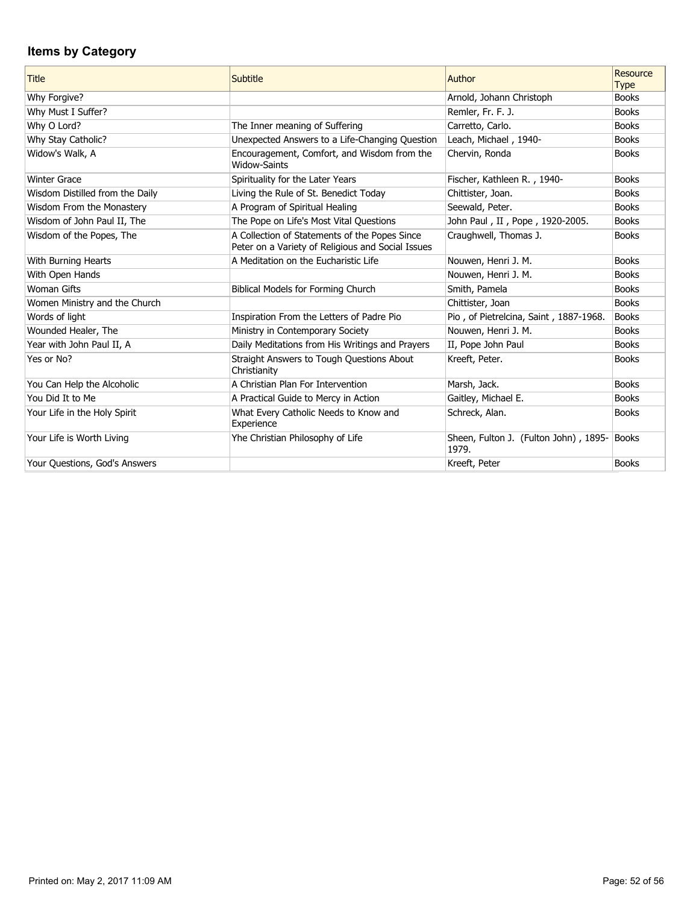## Items by Category

| Title | Subtitle | Author | Resource Type |
|---|---|---|---|
| Why Forgive? | | Arnold, Johann Christoph | Books |
| Why Must I Suffer? | | Remler, Fr. F. J. | Books |
| Why O Lord? | The Inner meaning of Suffering | Carretto, Carlo. | Books |
| Why Stay Catholic? | Unexpected Answers to a Life-Changing Question | Leach, Michael , 1940- | Books |
| Widow's Walk, A | Encouragement, Comfort, and Wisdom from the Widow-Saints | Chervin, Ronda | Books |
| Winter Grace | Spirituality for the Later Years | Fischer, Kathleen R. , 1940- | Books |
| Wisdom Distilled from the Daily | Living the Rule of St. Benedict Today | Chittister, Joan. | Books |
| Wisdom From the Monastery | A Program of Spiritual Healing | Seewald, Peter. | Books |
| Wisdom of John Paul II, The | The Pope on Life's Most Vital Questions | John Paul , II , Pope , 1920-2005. | Books |
| Wisdom of the Popes, The | A Collection of Statements of the Popes Since Peter on a Variety of Religious and Social Issues | Craughwell, Thomas J. | Books |
| With Burning Hearts | A Meditation on the Eucharistic Life | Nouwen, Henri J. M. | Books |
| With Open Hands | | Nouwen, Henri J. M. | Books |
| Woman Gifts | Biblical Models for Forming Church | Smith, Pamela | Books |
| Women Ministry and the Church | | Chittister, Joan | Books |
| Words of light | Inspiration From the Letters of Padre Pio | Pio , of Pietrelcina, Saint , 1887-1968. | Books |
| Wounded Healer, The | Ministry in Contemporary Society | Nouwen, Henri J. M. | Books |
| Year with John Paul II, A | Daily Meditations from His Writings and Prayers | II, Pope John Paul | Books |
| Yes or No? | Straight Answers to Tough Questions About Christianity | Kreeft, Peter. | Books |
| You Can Help the Alcoholic | A Christian Plan For Intervention | Marsh, Jack. | Books |
| You Did It to Me | A Practical Guide to Mercy in Action | Gaitley, Michael E. | Books |
| Your Life in the Holy Spirit | What Every Catholic Needs to Know and Experience | Schreck, Alan. | Books |
| Your Life is Worth Living | Yhe Christian Philosophy of Life | Sheen, Fulton J. (Fulton John) , 1895-1979. | Books |
| Your Questions, God's Answers | | Kreeft, Peter | Books |

Printed on: May 2, 2017 11:09 AM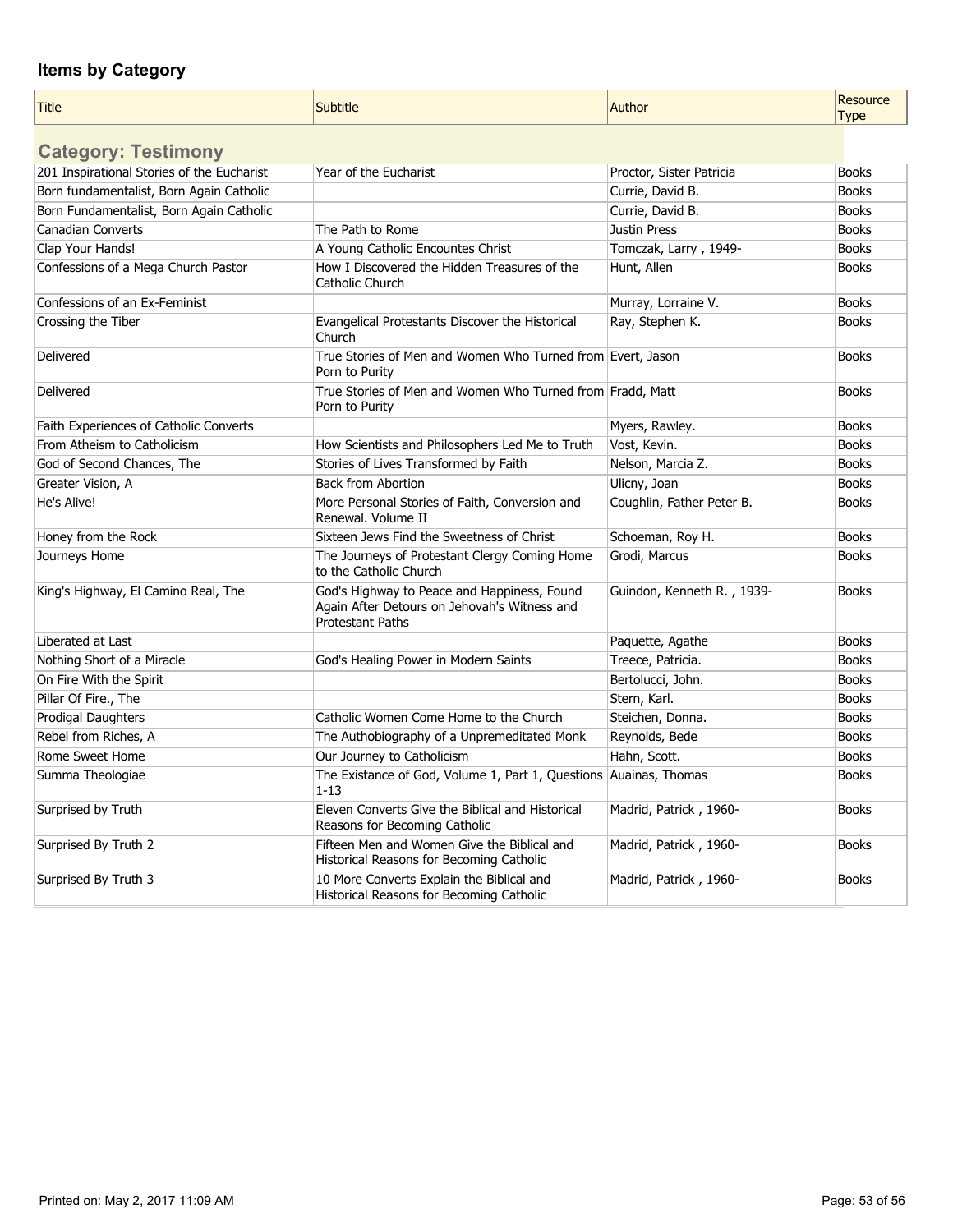## Items by Category

| Title | Subtitle | Author | Resource Type |
|---|---|---|---|
| **Category: Testimony** | | | |
| 201 Inspirational Stories of the Eucharist | Year of the Eucharist | Proctor, Sister Patricia | Books |
| Born fundamentalist, Born Again Catholic | | Currie, David B. | Books |
| Born Fundamentalist, Born Again Catholic | | Currie, David B. | Books |
| Canadian Converts | The Path to Rome | Justin Press | Books |
| Clap Your Hands! | A Young Catholic Encountes Christ | Tomczak, Larry , 1949- | Books |
| Confessions of a Mega Church Pastor | How I Discovered the Hidden Treasures of the Catholic Church | Hunt, Allen | Books |
| Confessions of an Ex-Feminist | | Murray, Lorraine V. | Books |
| Crossing the Tiber | Evangelical Protestants Discover the Historical Church | Ray, Stephen K. | Books |
| Delivered | True Stories of Men and Women Who Turned from Porn to Purity | Evert, Jason | Books |
| Delivered | True Stories of Men and Women Who Turned from Porn to Purity | Fradd, Matt | Books |
| Faith Experiences of Catholic Converts | | Myers, Rawley. | Books |
| From Atheism to Catholicism | How Scientists and Philosophers Led Me to Truth | Vost, Kevin. | Books |
| God of Second Chances, The | Stories of Lives Transformed by Faith | Nelson, Marcia Z. | Books |
| Greater Vision, A | Back from Abortion | Ulicny, Joan | Books |
| He's Alive! | More Personal Stories of Faith, Conversion and Renewal. Volume II | Coughlin, Father Peter B. | Books |
| Honey from the Rock | Sixteen Jews Find the Sweetness of Christ | Schoeman, Roy H. | Books |
| Journeys Home | The Journeys of Protestant Clergy Coming Home to the Catholic Church | Grodi, Marcus | Books |
| King's Highway, El Camino Real, The | God's Highway to Peace and Happiness, Found Again After Detours on Jehovah's Witness and Protestant Paths | Guindon, Kenneth R. , 1939- | Books |
| Liberated at Last | | Paquette, Agathe | Books |
| Nothing Short of a Miracle | God's Healing Power in Modern Saints | Treece, Patricia. | Books |
| On Fire With the Spirit | | Bertolucci, John. | Books |
| Pillar Of Fire., The | | Stern, Karl. | Books |
| Prodigal Daughters | Catholic Women Come Home to the Church | Steichen, Donna. | Books |
| Rebel from Riches, A | The Authobiography of a Unpremeditated Monk | Reynolds, Bede | Books |
| Rome Sweet Home | Our Journey to Catholicism | Hahn, Scott. | Books |
| Summa Theologiae | The Existance of God, Volume 1, Part 1, Questions 1-13 | Auainas, Thomas | Books |
| Surprised by Truth | Eleven Converts Give the Biblical and Historical Reasons for Becoming Catholic | Madrid, Patrick , 1960- | Books |
| Surprised By Truth 2 | Fifteen Men and Women Give the Biblical and Historical Reasons for Becoming Catholic | Madrid, Patrick , 1960- | Books |
| Surprised By Truth 3 | 10 More Converts Explain the Biblical and Historical Reasons for Becoming Catholic | Madrid, Patrick , 1960- | Books |

Printed on: May 2, 2017 11:09 AM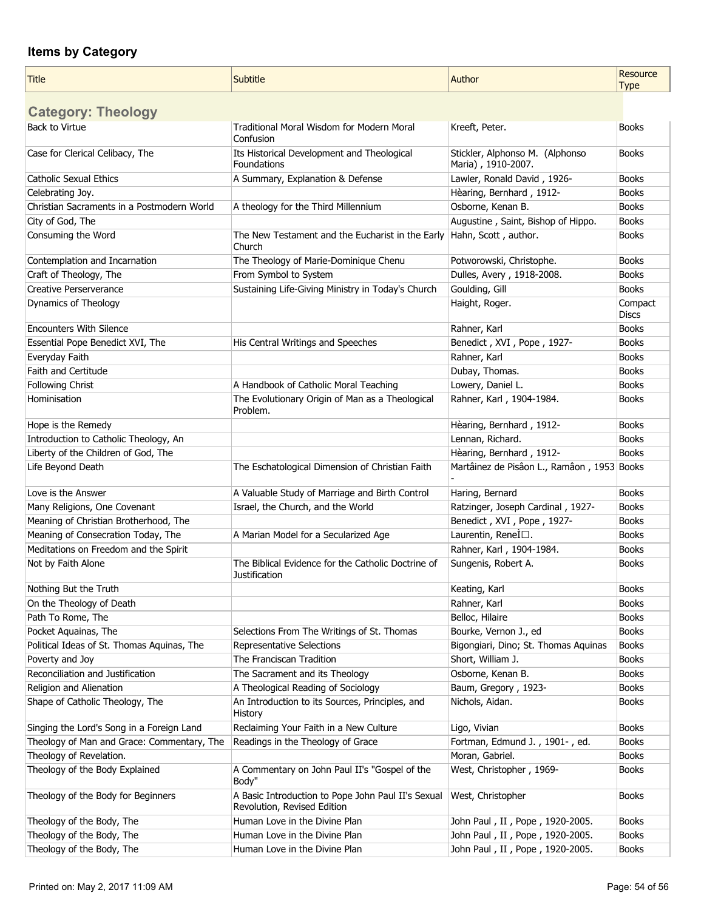## Items by Category

| Title | Subtitle | Author | Resource Type |
|---|---|---|---|
| **Category: Theology** | | | |
| Back to Virtue | Traditional Moral Wisdom for Modern Moral Confusion | Kreeft, Peter. | Books |
| Case for Clerical Celibacy, The | Its Historical Development and Theological Foundations | Stickler, Alphonso M. (Alphonso Maria), 1910-2007. | Books |
| Catholic Sexual Ethics | A Summary, Explanation & Defense | Lawler, Ronald David, 1926- | Books |
| Celebrating Joy. | | Hèaring, Bernhard, 1912- | Books |
| Christian Sacraments in a Postmodern World | A theology for the Third Millennium | Osborne, Kenan B. | Books |
| City of God, The | | Augustine, Saint, Bishop of Hippo. | Books |
| Consuming the Word | The New Testament and the Eucharist in the Early Church | Hahn, Scott, author. | Books |
| Contemplation and Incarnation | The Theology of Marie-Dominique Chenu | Potworowski, Christophe. | Books |
| Craft of Theology, The | From Symbol to System | Dulles, Avery, 1918-2008. | Books |
| Creative Perserverance | Sustaining Life-Giving Ministry in Today's Church | Goulding, Gill | Books |
| Dynamics of Theology | | Haight, Roger. | Compact Discs |
| Encounters With Silence | | Rahner, Karl | Books |
| Essential Pope Benedict XVI, The | His Central Writings and Speeches | Benedict, XVI, Pope, 1927- | Books |
| Everyday Faith | | Rahner, Karl | Books |
| Faith and Certitude | | Dubay, Thomas. | Books |
| Following Christ | A Handbook of Catholic Moral Teaching | Lowery, Daniel L. | Books |
| Hominisation | The Evolutionary Origin of Man as a Theological Problem. | Rahner, Karl, 1904-1984. | Books |
| Hope is the Remedy | | Hèaring, Bernhard, 1912- | Books |
| Introduction to Catholic Theology, An | | Lennan, Richard. | Books |
| Liberty of the Children of God, The | | Hèaring, Bernhard, 1912- | Books |
| Life Beyond Death | The Eschatological Dimension of Christian Faith | Martâinez de Pisâon L., Ramâon, 1953- | Books |
| Love is the Answer | A Valuable Study of Marriage and Birth Control | Haring, Bernard | Books |
| Many Religions, One Covenant | Israel, the Church, and the World | Ratzinger, Joseph Cardinal, 1927- | Books |
| Meaning of Christian Brotherhood, The | | Benedict, XVI, Pope, 1927- | Books |
| Meaning of Consecration Today, The | A Marian Model for a Secularized Age | Laurentin, ReneÌ□. | Books |
| Meditations on Freedom and the Spirit | | Rahner, Karl, 1904-1984. | Books |
| Not by Faith Alone | The Biblical Evidence for the Catholic Doctrine of Justification | Sungenis, Robert A. | Books |
| Nothing But the Truth | | Keating, Karl | Books |
| On the Theology of Death | | Rahner, Karl | Books |
| Path To Rome, The | | Belloc, Hilaire | Books |
| Pocket Aquainas, The | Selections From The Writings of St. Thomas | Bourke, Vernon J., ed | Books |
| Political Ideas of St. Thomas Aquinas, The | Representative Selections | Bigongiari, Dino; St. Thomas Aquinas | Books |
| Poverty and Joy | The Franciscan Tradition | Short, William J. | Books |
| Reconciliation and Justification | The Sacrament and its Theology | Osborne, Kenan B. | Books |
| Religion and Alienation | A Theological Reading of Sociology | Baum, Gregory, 1923- | Books |
| Shape of Catholic Theology, The | An Introduction to its Sources, Principles, and History | Nichols, Aidan. | Books |
| Singing the Lord's Song in a Foreign Land | Reclaiming Your Faith in a New Culture | Ligo, Vivian | Books |
| Theology of Man and Grace: Commentary, The | Readings in the Theology of Grace | Fortman, Edmund J., 1901- , ed. | Books |
| Theology of Revelation. | | Moran, Gabriel. | Books |
| Theology of the Body Explained | A Commentary on John Paul II's "Gospel of the Body" | West, Christopher, 1969- | Books |
| Theology of the Body for Beginners | A Basic Introduction to Pope John Paul II's Sexual Revolution, Revised Edition | West, Christopher | Books |
| Theology of the Body, The | Human Love in the Divine Plan | John Paul, II, Pope, 1920-2005. | Books |
| Theology of the Body, The | Human Love in the Divine Plan | John Paul, II, Pope, 1920-2005. | Books |
| Theology of the Body, The | Human Love in the Divine Plan | John Paul, II, Pope, 1920-2005. | Books |

Printed on: May 2, 2017 11:09 AM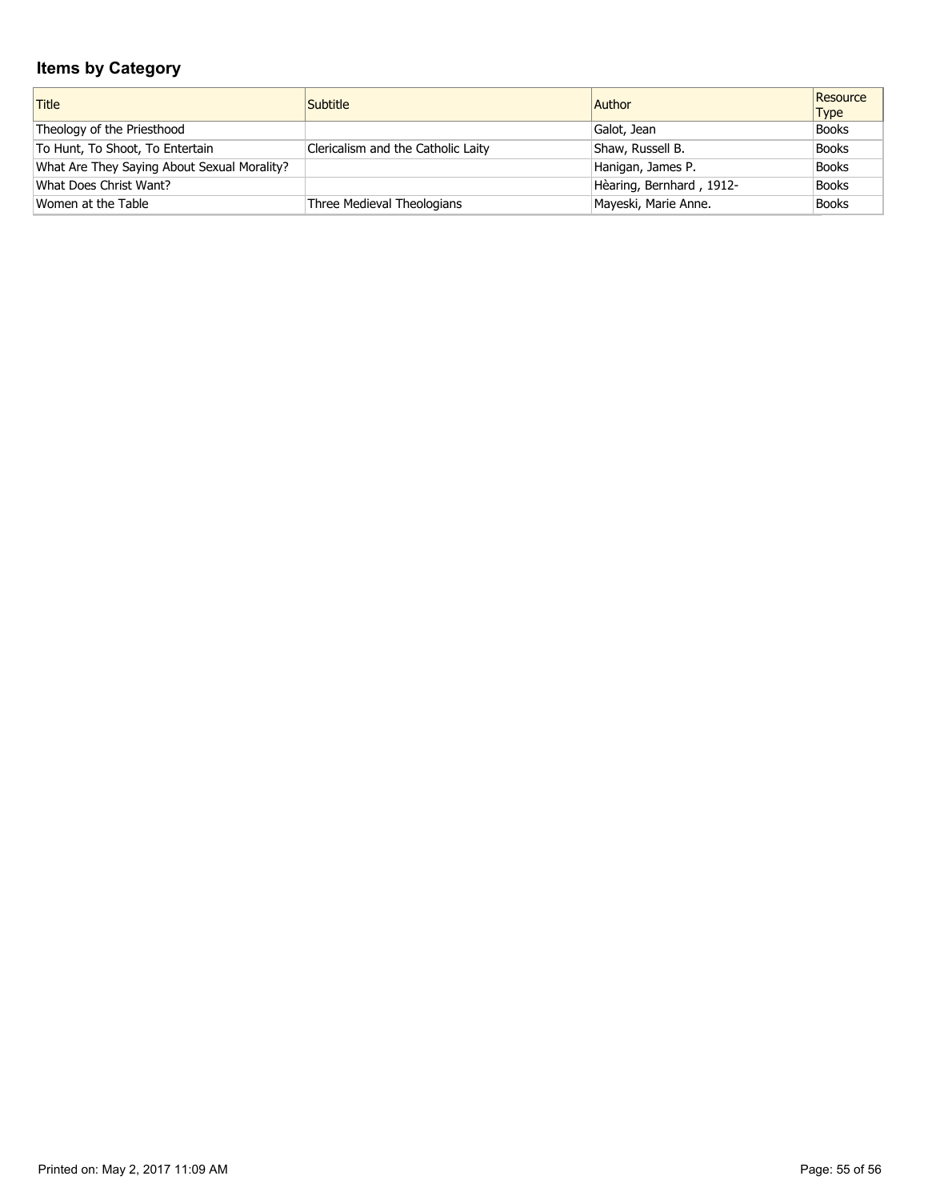## Items by Category

| Title | Subtitle | Author | Resource Type |
| --- | --- | --- | --- |
| Theology of the Priesthood | | Galot, Jean | Books |
| To Hunt, To Shoot, To Entertain | Clericalism and the Catholic Laity | Shaw, Russell B. | Books |
| What Are They Saying About Sexual Morality? | | Hanigan, James P. | Books |
| What Does Christ Want? | | Hèaring, Bernhard , 1912- | Books |
| Women at the Table | Three Medieval Theologians | Mayeski, Marie Anne. | Books |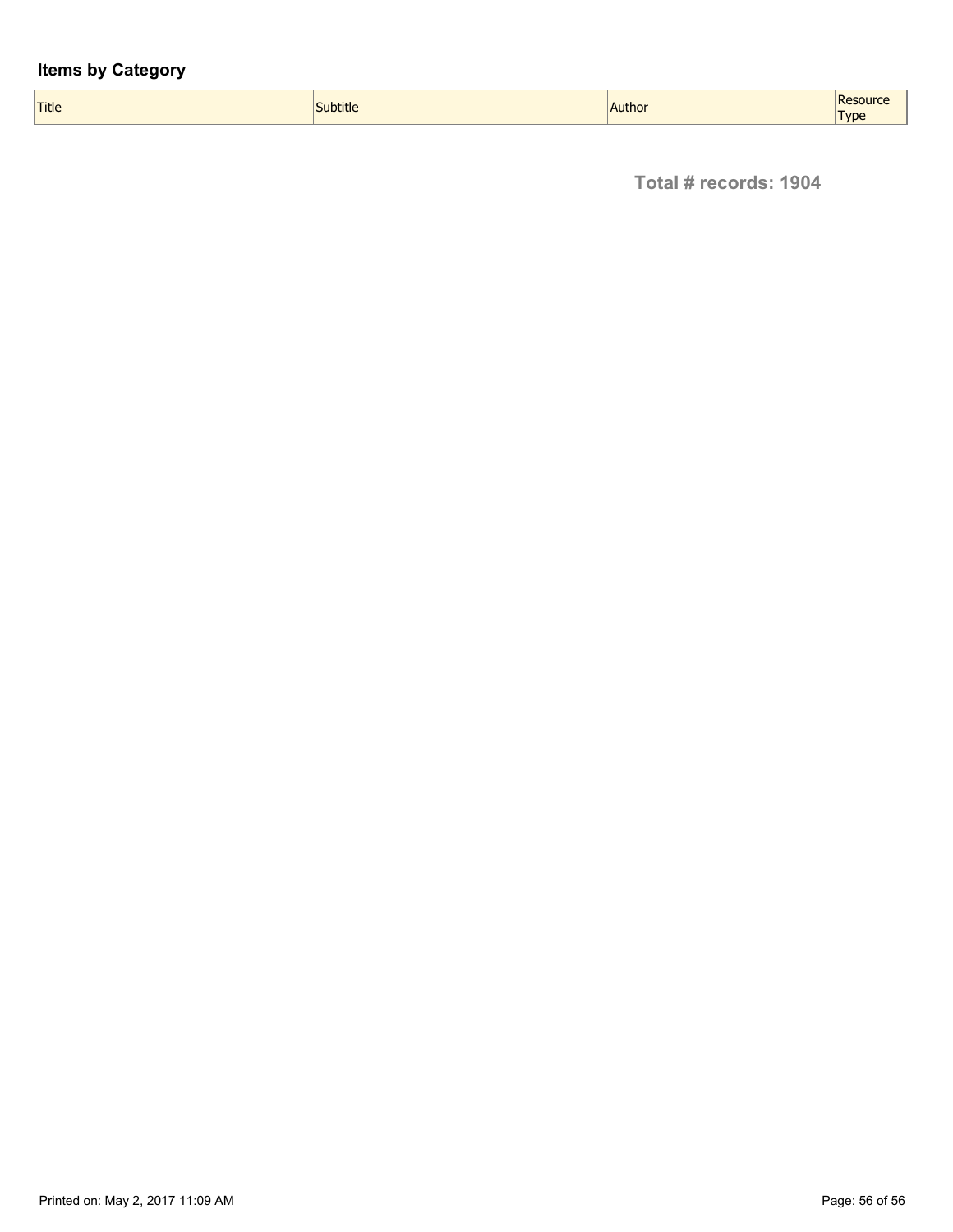## Items by Category

| Title | Subtitle | Author | Resource Type |
| --- | --- | --- | --- |

**Total # records: 1904**

Printed on: May 2, 2017 11:09 AM